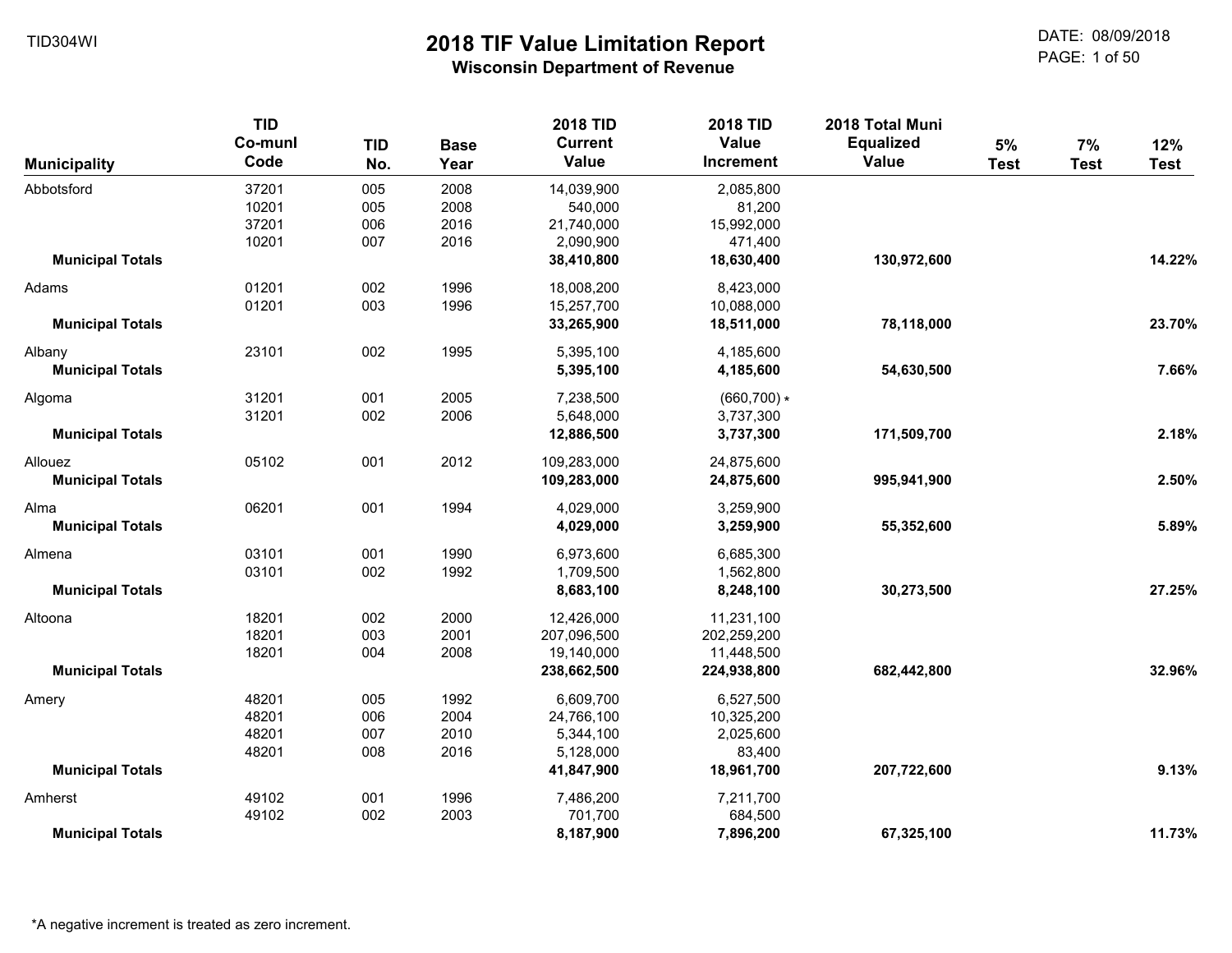# 2018 TIF Value Limitation Report

## Wisconsin Department of Revenue

TID304WI

DATE: 08/09/2018

| Municipality | TID Co-munl Code | TID No. | Base Year | 2018 TID Current Value | 2018 TID Value Increment | 2018 Total Muni Equalized Value | 5% Test | 7% Test | 12% Test |
|---|---|---|---|---|---|---|---|---|---|
| Abbotsford | 37201 | 005 | 2008 | 14,039,900 | 2,085,800 | | | | |
| | 10201 | 005 | 2008 | 540,000 | 81,200 | | | | |
| | 37201 | 006 | 2016 | 21,740,000 | 15,992,000 | | | | |
| | 10201 | 007 | 2016 | 2,090,900 | 471,400 | | | | |
| **Municipal Totals** | | | | **38,410,800** | **18,630,400** | **130,972,600** | | | **14.22%** |
| Adams | 01201 | 002 | 1996 | 18,008,200 | 8,423,000 | | | | |
| | 01201 | 003 | 1996 | 15,257,700 | 10,088,000 | | | | |
| **Municipal Totals** | | | | **33,265,900** | **18,511,000** | **78,118,000** | | | **23.70%** |
| Albany | 23101 | 002 | 1995 | 5,395,100 | 4,185,600 | | | | |
| **Municipal Totals** | | | | **5,395,100** | **4,185,600** | **54,630,500** | | | **7.66%** |
| Algoma | 31201 | 001 | 2005 | 7,238,500 | (660,700) * | | | | |
| | 31201 | 002 | 2006 | 5,648,000 | 3,737,300 | | | | |
| **Municipal Totals** | | | | **12,886,500** | **3,737,300** | **171,509,700** | | | **2.18%** |
| Allouez | 05102 | 001 | 2012 | 109,283,000 | 24,875,600 | | | | |
| **Municipal Totals** | | | | **109,283,000** | **24,875,600** | **995,941,900** | | | **2.50%** |
| Alma | 06201 | 001 | 1994 | 4,029,000 | 3,259,900 | | | | |
| **Municipal Totals** | | | | **4,029,000** | **3,259,900** | **55,352,600** | | | **5.89%** |
| Almena | 03101 | 001 | 1990 | 6,973,600 | 6,685,300 | | | | |
| | 03101 | 002 | 1992 | 1,709,500 | 1,562,800 | | | | |
| **Municipal Totals** | | | | **8,683,100** | **8,248,100** | **30,273,500** | | | **27.25%** |
| Altoona | 18201 | 002 | 2000 | 12,426,000 | 11,231,100 | | | | |
| | 18201 | 003 | 2001 | 207,096,500 | 202,259,200 | | | | |
| | 18201 | 004 | 2008 | 19,140,000 | 11,448,500 | | | | |
| **Municipal Totals** | | | | **238,662,500** | **224,938,800** | **682,442,800** | | | **32.96%** |
| Amery | 48201 | 005 | 1992 | 6,609,700 | 6,527,500 | | | | |
| | 48201 | 006 | 2004 | 24,766,100 | 10,325,200 | | | | |
| | 48201 | 007 | 2010 | 5,344,100 | 2,025,600 | | | | |
| | 48201 | 008 | 2016 | 5,128,000 | 83,400 | | | | |
| **Municipal Totals** | | | | **41,847,900** | **18,961,700** | **207,722,600** | | | **9.13%** |
| Amherst | 49102 | 001 | 1996 | 7,486,200 | 7,211,700 | | | | |
| | 49102 | 002 | 2003 | 701,700 | 684,500 | | | | |
| **Municipal Totals** | | | | **8,187,900** | **7,896,200** | **67,325,100** | | | **11.73%** |

*A negative increment is treated as zero increment.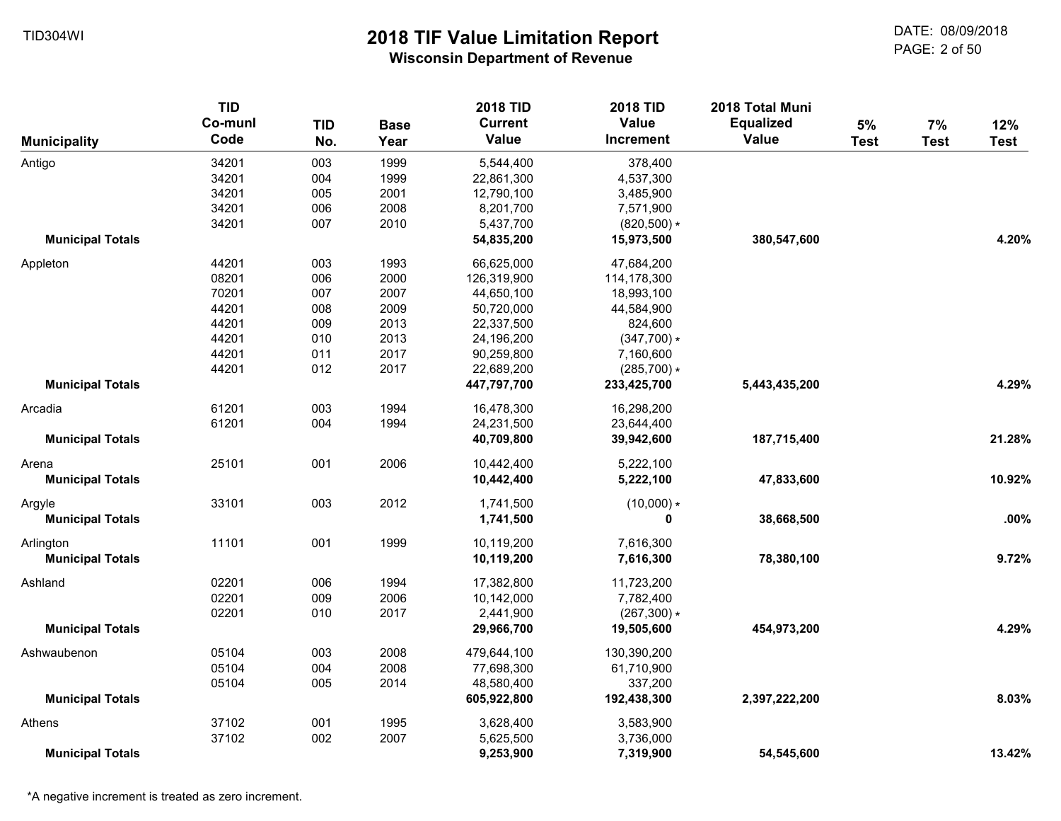# 2018 TIF Value Limitation Report

## Wisconsin Department of Revenue

| Municipality | TID Co-munl Code | TID No. | Base Year | 2018 TID Current Value | 2018 TID Value Increment | 2018 Total Muni Equalized Value | 5% Test | 7% Test | 12% Test |
|---|---|---|---|---|---|---|---|---|---|
| Antigo | 34201 | 003 | 1999 | 5,544,400 | 378,400 | | | | |
| | 34201 | 004 | 1999 | 22,861,300 | 4,537,300 | | | | |
| | 34201 | 005 | 2001 | 12,790,100 | 3,485,900 | | | | |
| | 34201 | 006 | 2008 | 8,201,700 | 7,571,900 | | | | |
| | 34201 | 007 | 2010 | 5,437,700 | (820,500) * | | | | |
| **Municipal Totals** | | | | **54,835,200** | **15,973,500** | **380,547,600** | | | **4.20%** |
| Appleton | 44201 | 003 | 1993 | 66,625,000 | 47,684,200 | | | | |
| | 08201 | 006 | 2000 | 126,319,900 | 114,178,300 | | | | |
| | 70201 | 007 | 2007 | 44,650,100 | 18,993,100 | | | | |
| | 44201 | 008 | 2009 | 50,720,000 | 44,584,900 | | | | |
| | 44201 | 009 | 2013 | 22,337,500 | 824,600 | | | | |
| | 44201 | 010 | 2013 | 24,196,200 | (347,700) * | | | | |
| | 44201 | 011 | 2017 | 90,259,800 | 7,160,600 | | | | |
| | 44201 | 012 | 2017 | 22,689,200 | (285,700) * | | | | |
| **Municipal Totals** | | | | **447,797,700** | **233,425,700** | **5,443,435,200** | | | **4.29%** |
| Arcadia | 61201 | 003 | 1994 | 16,478,300 | 16,298,200 | | | | |
| | 61201 | 004 | 1994 | 24,231,500 | 23,644,400 | | | | |
| **Municipal Totals** | | | | **40,709,800** | **39,942,600** | **187,715,400** | | | **21.28%** |
| Arena | 25101 | 001 | 2006 | 10,442,400 | 5,222,100 | | | | |
| **Municipal Totals** | | | | **10,442,400** | **5,222,100** | **47,833,600** | | | **10.92%** |
| Argyle | 33101 | 003 | 2012 | 1,741,500 | (10,000) * | | | | |
| **Municipal Totals** | | | | **1,741,500** | **0** | **38,668,500** | | | **.00%** |
| Arlington | 11101 | 001 | 1999 | 10,119,200 | 7,616,300 | | | | |
| **Municipal Totals** | | | | **10,119,200** | **7,616,300** | **78,380,100** | | | **9.72%** |
| Ashland | 02201 | 006 | 1994 | 17,382,800 | 11,723,200 | | | | |
| | 02201 | 009 | 2006 | 10,142,000 | 7,782,400 | | | | |
| | 02201 | 010 | 2017 | 2,441,900 | (267,300) * | | | | |
| **Municipal Totals** | | | | **29,966,700** | **19,505,600** | **454,973,200** | | | **4.29%** |
| Ashwaubenon | 05104 | 003 | 2008 | 479,644,100 | 130,390,200 | | | | |
| | 05104 | 004 | 2008 | 77,698,300 | 61,710,900 | | | | |
| | 05104 | 005 | 2014 | 48,580,400 | 337,200 | | | | |
| **Municipal Totals** | | | | **605,922,800** | **192,438,300** | **2,397,222,200** | | | **8.03%** |
| Athens | 37102 | 001 | 1995 | 3,628,400 | 3,583,900 | | | | |
| | 37102 | 002 | 2007 | 5,625,500 | 3,736,000 | | | | |
| **Municipal Totals** | | | | **9,253,900** | **7,319,900** | **54,545,600** | | | **13.42%** |

*A negative increment is treated as zero increment.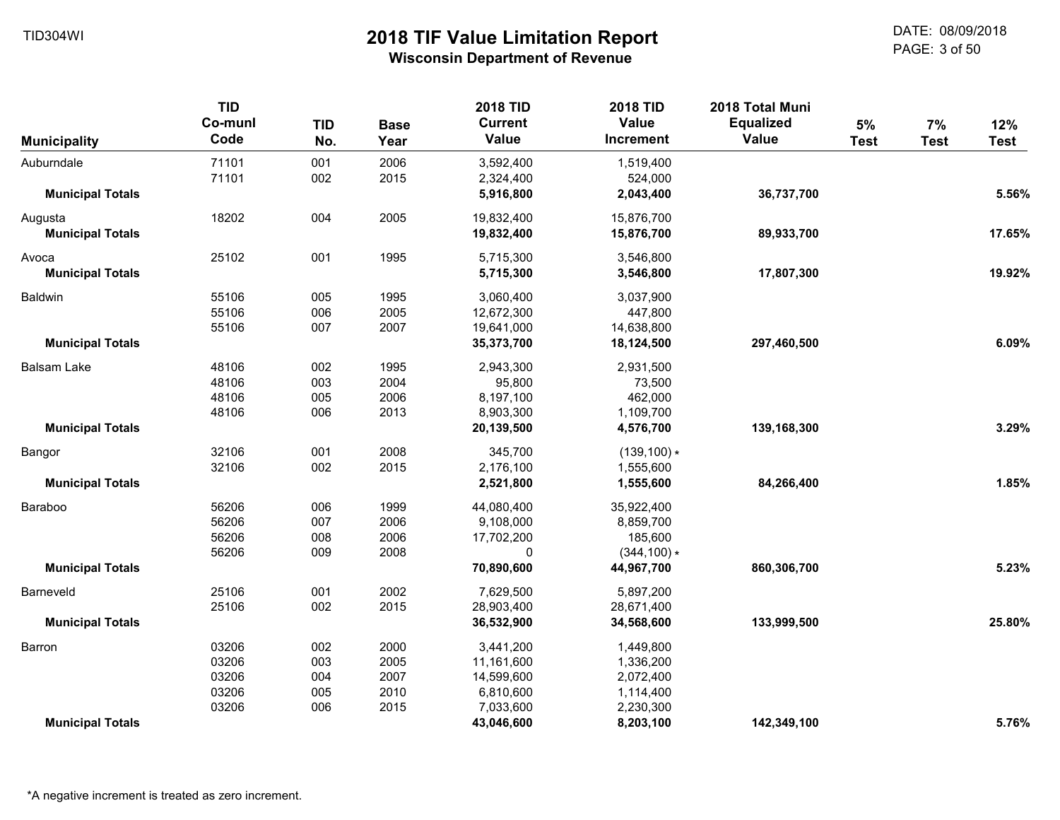# 2018 TIF Value Limitation Report

## Wisconsin Department of Revenue

| Municipality | TID Co-munl Code | TID No. | Base Year | 2018 TID Current Value | 2018 TID Value Increment | 2018 Total Muni Equalized Value | 5% Test | 7% Test | 12% Test |
|---|---|---|---|---|---|---|---|---|---|
| Auburndale | 71101 | 001 | 2006 | 3,592,400 | 1,519,400 | | | | |
| | 71101 | 002 | 2015 | 2,324,400 | 524,000 | | | | |
| **Municipal Totals** | | | | **5,916,800** | **2,043,400** | **36,737,700** | | | **5.56%** |
| Augusta | 18202 | 004 | 2005 | 19,832,400 | 15,876,700 | | | | |
| **Municipal Totals** | | | | **19,832,400** | **15,876,700** | **89,933,700** | | | **17.65%** |
| Avoca | 25102 | 001 | 1995 | 5,715,300 | 3,546,800 | | | | |
| **Municipal Totals** | | | | **5,715,300** | **3,546,800** | **17,807,300** | | | **19.92%** |
| Baldwin | 55106 | 005 | 1995 | 3,060,400 | 3,037,900 | | | | |
| | 55106 | 006 | 2005 | 12,672,300 | 447,800 | | | | |
| | 55106 | 007 | 2007 | 19,641,000 | 14,638,800 | | | | |
| **Municipal Totals** | | | | **35,373,700** | **18,124,500** | **297,460,500** | | | **6.09%** |
| Balsam Lake | 48106 | 002 | 1995 | 2,943,300 | 2,931,500 | | | | |
| | 48106 | 003 | 2004 | 95,800 | 73,500 | | | | |
| | 48106 | 005 | 2006 | 8,197,100 | 462,000 | | | | |
| | 48106 | 006 | 2013 | 8,903,300 | 1,109,700 | | | | |
| **Municipal Totals** | | | | **20,139,500** | **4,576,700** | **139,168,300** | | | **3.29%** |
| Bangor | 32106 | 001 | 2008 | 345,700 | (139,100) * | | | | |
| | 32106 | 002 | 2015 | 2,176,100 | 1,555,600 | | | | |
| **Municipal Totals** | | | | **2,521,800** | **1,555,600** | **84,266,400** | | | **1.85%** |
| Baraboo | 56206 | 006 | 1999 | 44,080,400 | 35,922,400 | | | | |
| | 56206 | 007 | 2006 | 9,108,000 | 8,859,700 | | | | |
| | 56206 | 008 | 2006 | 17,702,200 | 185,600 | | | | |
| | 56206 | 009 | 2008 | 0 | (344,100) * | | | | |
| **Municipal Totals** | | | | **70,890,600** | **44,967,700** | **860,306,700** | | | **5.23%** |
| Barneveld | 25106 | 001 | 2002 | 7,629,500 | 5,897,200 | | | | |
| | 25106 | 002 | 2015 | 28,903,400 | 28,671,400 | | | | |
| **Municipal Totals** | | | | **36,532,900** | **34,568,600** | **133,999,500** | | | **25.80%** |
| Barron | 03206 | 002 | 2000 | 3,441,200 | 1,449,800 | | | | |
| | 03206 | 003 | 2005 | 11,161,600 | 1,336,200 | | | | |
| | 03206 | 004 | 2007 | 14,599,600 | 2,072,400 | | | | |
| | 03206 | 005 | 2010 | 6,810,600 | 1,114,400 | | | | |
| | 03206 | 006 | 2015 | 7,033,600 | 2,230,300 | | | | |
| **Municipal Totals** | | | | **43,046,600** | **8,203,100** | **142,349,100** | | | **5.76%** |

*A negative increment is treated as zero increment.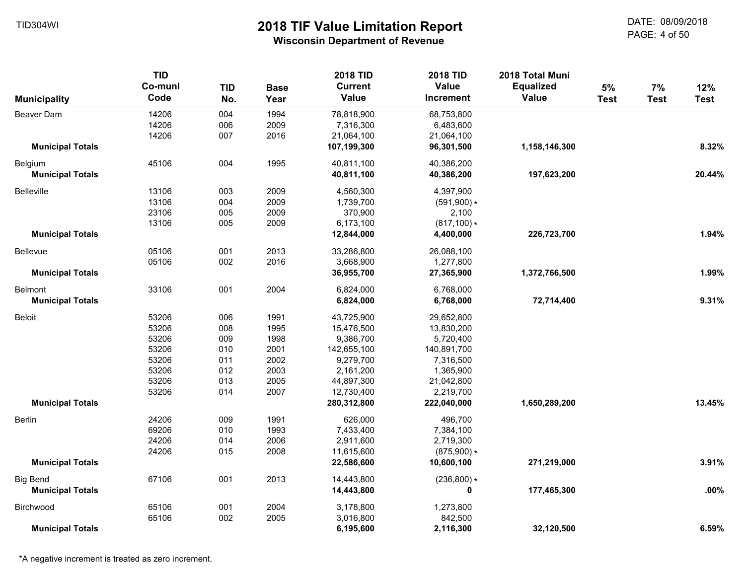# 2018 TIF Value Limitation Report

**Wisconsin Department of Revenue**

TID304WI

DATE: 08/09/2018

| Municipality | TID Co-munl Code | TID No. | Base Year | 2018 TID Current Value | 2018 TID Value Increment | 2018 Total Muni Equalized Value | 5% Test | 7% Test | 12% Test |
|---|---|---|---|---|---|---|---|---|---|
| Beaver Dam | 14206 | 004 | 1994 | 78,818,900 | 68,753,800 | | | | |
| | 14206 | 006 | 2009 | 7,316,300 | 6,483,600 | | | | |
| | 14206 | 007 | 2016 | 21,064,100 | 21,064,100 | | | | |
| **Municipal Totals** | | | | **107,199,300** | **96,301,500** | **1,158,146,300** | | | **8.32%** |
| Belgium | 45106 | 004 | 1995 | 40,811,100 | 40,386,200 | | | | |
| **Municipal Totals** | | | | **40,811,100** | **40,386,200** | **197,623,200** | | | **20.44%** |
| Belleville | 13106 | 003 | 2009 | 4,560,300 | 4,397,900 | | | | |
| | 13106 | 004 | 2009 | 1,739,700 | (591,900) * | | | | |
| | 23106 | 005 | 2009 | 370,900 | 2,100 | | | | |
| | 13106 | 005 | 2009 | 6,173,100 | (817,100) * | | | | |
| **Municipal Totals** | | | | **12,844,000** | **4,400,000** | **226,723,700** | | | **1.94%** |
| Bellevue | 05106 | 001 | 2013 | 33,286,800 | 26,088,100 | | | | |
| | 05106 | 002 | 2016 | 3,668,900 | 1,277,800 | | | | |
| **Municipal Totals** | | | | **36,955,700** | **27,365,900** | **1,372,766,500** | | | **1.99%** |
| Belmont | 33106 | 001 | 2004 | 6,824,000 | 6,768,000 | | | | |
| **Municipal Totals** | | | | **6,824,000** | **6,768,000** | **72,714,400** | | | **9.31%** |
| Beloit | 53206 | 006 | 1991 | 43,725,900 | 29,652,800 | | | | |
| | 53206 | 008 | 1995 | 15,476,500 | 13,830,200 | | | | |
| | 53206 | 009 | 1998 | 9,386,700 | 5,720,400 | | | | |
| | 53206 | 010 | 2001 | 142,655,100 | 140,891,700 | | | | |
| | 53206 | 011 | 2002 | 9,279,700 | 7,316,500 | | | | |
| | 53206 | 012 | 2003 | 2,161,200 | 1,365,900 | | | | |
| | 53206 | 013 | 2005 | 44,897,300 | 21,042,800 | | | | |
| | 53206 | 014 | 2007 | 12,730,400 | 2,219,700 | | | | |
| **Municipal Totals** | | | | **280,312,800** | **222,040,000** | **1,650,289,200** | | | **13.45%** |
| Berlin | 24206 | 009 | 1991 | 626,000 | 496,700 | | | | |
| | 69206 | 010 | 1993 | 7,433,400 | 7,384,100 | | | | |
| | 24206 | 014 | 2006 | 2,911,600 | 2,719,300 | | | | |
| | 24206 | 015 | 2008 | 11,615,600 | (875,900) * | | | | |
| **Municipal Totals** | | | | **22,586,600** | **10,600,100** | **271,219,000** | | | **3.91%** |
| Big Bend | 67106 | 001 | 2013 | 14,443,800 | (236,800) * | | | | |
| **Municipal Totals** | | | | **14,443,800** | **0** | **177,465,300** | | | **.00%** |
| Birchwood | 65106 | 001 | 2004 | 3,178,800 | 1,273,800 | | | | |
| | 65106 | 002 | 2005 | 3,016,800 | 842,500 | | | | |
| **Municipal Totals** | | | | **6,195,600** | **2,116,300** | **32,120,500** | | | **6.59%** |

*A negative increment is treated as zero increment.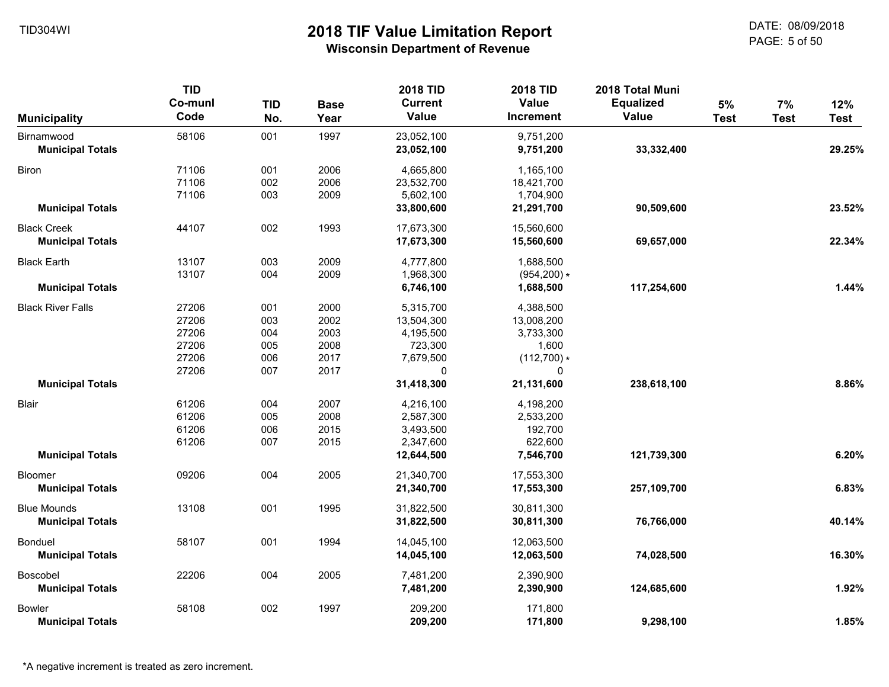# 2018 TIF Value Limitation Report

**Wisconsin Department of Revenue**

TID304WI

DATE: 08/09/2018

| Municipality | TID Co-munl Code | TID No. | Base Year | 2018 TID Current Value | 2018 TID Value Increment | 2018 Total Muni Equalized Value | 5% Test | 7% Test | 12% Test |
|---|---|---|---|---|---|---|---|---|---|
| Birnamwood | 58106 | 001 | 1997 | 23,052,100 | 9,751,200 | | | | |
| **Municipal Totals** | | | | **23,052,100** | **9,751,200** | **33,332,400** | | | **29.25%** |
| Biron | 71106 | 001 | 2006 | 4,665,800 | 1,165,100 | | | | |
| | 71106 | 002 | 2006 | 23,532,700 | 18,421,700 | | | | |
| | 71106 | 003 | 2009 | 5,602,100 | 1,704,900 | | | | |
| **Municipal Totals** | | | | **33,800,600** | **21,291,700** | **90,509,600** | | | **23.52%** |
| Black Creek | 44107 | 002 | 1993 | 17,673,300 | 15,560,600 | | | | |
| **Municipal Totals** | | | | **17,673,300** | **15,560,600** | **69,657,000** | | | **22.34%** |
| Black Earth | 13107 | 003 | 2009 | 4,777,800 | 1,688,500 | | | | |
| | 13107 | 004 | 2009 | 1,968,300 | (954,200) * | | | | |
| **Municipal Totals** | | | | **6,746,100** | **1,688,500** | **117,254,600** | | | **1.44%** |
| Black River Falls | 27206 | 001 | 2000 | 5,315,700 | 4,388,500 | | | | |
| | 27206 | 003 | 2002 | 13,504,300 | 13,008,200 | | | | |
| | 27206 | 004 | 2003 | 4,195,500 | 3,733,300 | | | | |
| | 27206 | 005 | 2008 | 723,300 | 1,600 | | | | |
| | 27206 | 006 | 2017 | 7,679,500 | (112,700) * | | | | |
| | 27206 | 007 | 2017 | 0 | 0 | | | | |
| **Municipal Totals** | | | | **31,418,300** | **21,131,600** | **238,618,100** | | | **8.86%** |
| Blair | 61206 | 004 | 2007 | 4,216,100 | 4,198,200 | | | | |
| | 61206 | 005 | 2008 | 2,587,300 | 2,533,200 | | | | |
| | 61206 | 006 | 2015 | 3,493,500 | 192,700 | | | | |
| | 61206 | 007 | 2015 | 2,347,600 | 622,600 | | | | |
| **Municipal Totals** | | | | **12,644,500** | **7,546,700** | **121,739,300** | | | **6.20%** |
| Bloomer | 09206 | 004 | 2005 | 21,340,700 | 17,553,300 | | | | |
| **Municipal Totals** | | | | **21,340,700** | **17,553,300** | **257,109,700** | | | **6.83%** |
| Blue Mounds | 13108 | 001 | 1995 | 31,822,500 | 30,811,300 | | | | |
| **Municipal Totals** | | | | **31,822,500** | **30,811,300** | **76,766,000** | | | **40.14%** |
| Bonduel | 58107 | 001 | 1994 | 14,045,100 | 12,063,500 | | | | |
| **Municipal Totals** | | | | **14,045,100** | **12,063,500** | **74,028,500** | | | **16.30%** |
| Boscobel | 22206 | 004 | 2005 | 7,481,200 | 2,390,900 | | | | |
| **Municipal Totals** | | | | **7,481,200** | **2,390,900** | **124,685,600** | | | **1.92%** |
| Bowler | 58108 | 002 | 1997 | 209,200 | 171,800 | | | | |
| **Municipal Totals** | | | | **209,200** | **171,800** | **9,298,100** | | | **1.85%** |

*A negative increment is treated as zero increment.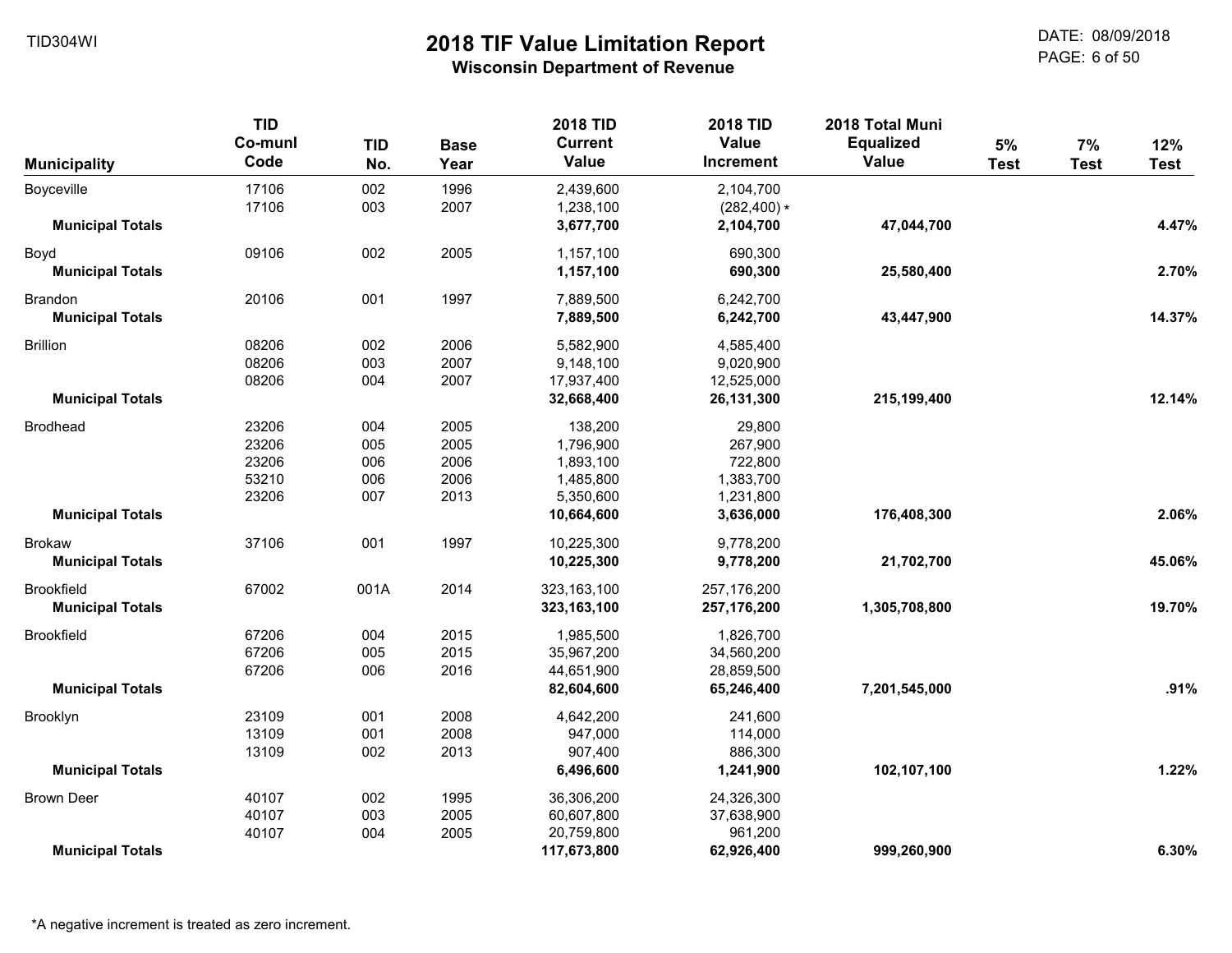# 2018 TIF Value Limitation Report

**Wisconsin Department of Revenue**

TID304WI

DATE: 08/09/2018

| Municipality | TID Co-munl Code | TID No. | Base Year | 2018 TID Current Value | 2018 TID Value Increment | 2018 Total Muni Equalized Value | 5% Test | 7% Test | 12% Test |
|---|---|---|---|---|---|---|---|---|---|
| Boyceville | 17106 | 002 | 1996 | 2,439,600 | 2,104,700 | | | | |
| | 17106 | 003 | 2007 | 1,238,100 | (282,400) * | | | | |
| **Municipal Totals** | | | | **3,677,700** | **2,104,700** | **47,044,700** | | | **4.47%** |
| Boyd | 09106 | 002 | 2005 | 1,157,100 | 690,300 | | | | |
| **Municipal Totals** | | | | **1,157,100** | **690,300** | **25,580,400** | | | **2.70%** |
| Brandon | 20106 | 001 | 1997 | 7,889,500 | 6,242,700 | | | | |
| **Municipal Totals** | | | | **7,889,500** | **6,242,700** | **43,447,900** | | | **14.37%** |
| Brillion | 08206 | 002 | 2006 | 5,582,900 | 4,585,400 | | | | |
| | 08206 | 003 | 2007 | 9,148,100 | 9,020,900 | | | | |
| | 08206 | 004 | 2007 | 17,937,400 | 12,525,000 | | | | |
| **Municipal Totals** | | | | **32,668,400** | **26,131,300** | **215,199,400** | | | **12.14%** |
| Brodhead | 23206 | 004 | 2005 | 138,200 | 29,800 | | | | |
| | 23206 | 005 | 2005 | 1,796,900 | 267,900 | | | | |
| | 23206 | 006 | 2006 | 1,893,100 | 722,800 | | | | |
| | 53210 | 006 | 2006 | 1,485,800 | 1,383,700 | | | | |
| | 23206 | 007 | 2013 | 5,350,600 | 1,231,800 | | | | |
| **Municipal Totals** | | | | **10,664,600** | **3,636,000** | **176,408,300** | | | **2.06%** |
| Brokaw | 37106 | 001 | 1997 | 10,225,300 | 9,778,200 | | | | |
| **Municipal Totals** | | | | **10,225,300** | **9,778,200** | **21,702,700** | | | **45.06%** |
| Brookfield | 67002 | 001A | 2014 | 323,163,100 | 257,176,200 | | | | |
| **Municipal Totals** | | | | **323,163,100** | **257,176,200** | **1,305,708,800** | | | **19.70%** |
| Brookfield | 67206 | 004 | 2015 | 1,985,500 | 1,826,700 | | | | |
| | 67206 | 005 | 2015 | 35,967,200 | 34,560,200 | | | | |
| | 67206 | 006 | 2016 | 44,651,900 | 28,859,500 | | | | |
| **Municipal Totals** | | | | **82,604,600** | **65,246,400** | **7,201,545,000** | | | **.91%** |
| Brooklyn | 23109 | 001 | 2008 | 4,642,200 | 241,600 | | | | |
| | 13109 | 001 | 2008 | 947,000 | 114,000 | | | | |
| | 13109 | 002 | 2013 | 907,400 | 886,300 | | | | |
| **Municipal Totals** | | | | **6,496,600** | **1,241,900** | **102,107,100** | | | **1.22%** |
| Brown Deer | 40107 | 002 | 1995 | 36,306,200 | 24,326,300 | | | | |
| | 40107 | 003 | 2005 | 60,607,800 | 37,638,900 | | | | |
| | 40107 | 004 | 2005 | 20,759,800 | 961,200 | | | | |
| **Municipal Totals** | | | | **117,673,800** | **62,926,400** | **999,260,900** | | | **6.30%** |

*A negative increment is treated as zero increment.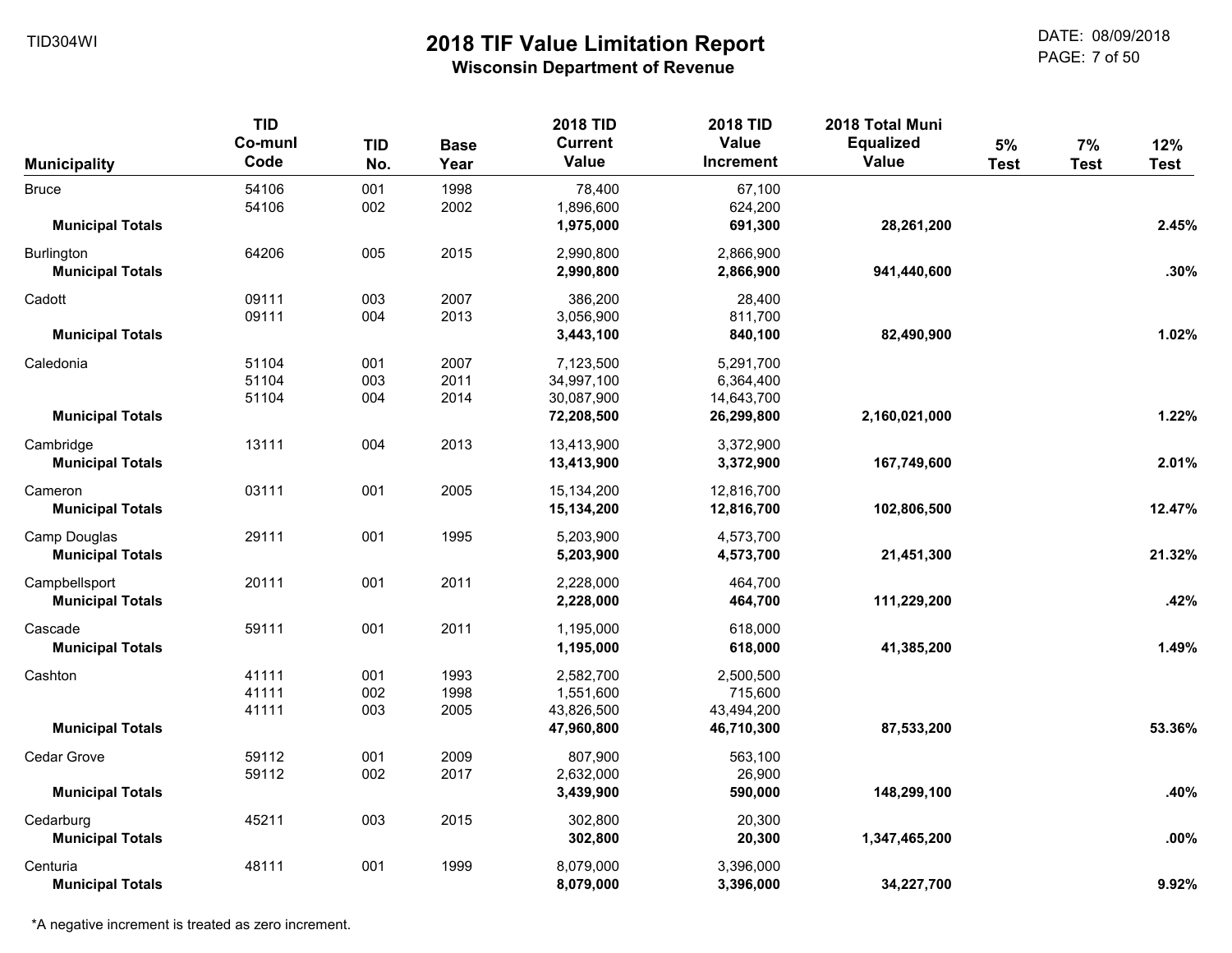# 2018 TIF Value Limitation Report

## Wisconsin Department of Revenue

TID304WI

DATE: 08/09/2018

| Municipality | TID Co-munl Code | TID No. | Base Year | 2018 TID Current Value | 2018 TID Value Increment | 2018 Total Muni Equalized Value | 5% Test | 7% Test | 12% Test |
|---|---|---|---|---|---|---|---|---|---|
| Bruce | 54106 | 001 | 1998 | 78,400 | 67,100 | | | | |
| | 54106 | 002 | 2002 | 1,896,600 | 624,200 | | | | |
| **Municipal Totals** | | | | **1,975,000** | **691,300** | **28,261,200** | | | **2.45%** |
| Burlington | 64206 | 005 | 2015 | 2,990,800 | 2,866,900 | | | | |
| **Municipal Totals** | | | | **2,990,800** | **2,866,900** | **941,440,600** | | | **.30%** |
| Cadott | 09111 | 003 | 2007 | 386,200 | 28,400 | | | | |
| | 09111 | 004 | 2013 | 3,056,900 | 811,700 | | | | |
| **Municipal Totals** | | | | **3,443,100** | **840,100** | **82,490,900** | | | **1.02%** |
| Caledonia | 51104 | 001 | 2007 | 7,123,500 | 5,291,700 | | | | |
| | 51104 | 003 | 2011 | 34,997,100 | 6,364,400 | | | | |
| | 51104 | 004 | 2014 | 30,087,900 | 14,643,700 | | | | |
| **Municipal Totals** | | | | **72,208,500** | **26,299,800** | **2,160,021,000** | | | **1.22%** |
| Cambridge | 13111 | 004 | 2013 | 13,413,900 | 3,372,900 | | | | |
| **Municipal Totals** | | | | **13,413,900** | **3,372,900** | **167,749,600** | | | **2.01%** |
| Cameron | 03111 | 001 | 2005 | 15,134,200 | 12,816,700 | | | | |
| **Municipal Totals** | | | | **15,134,200** | **12,816,700** | **102,806,500** | | | **12.47%** |
| Camp Douglas | 29111 | 001 | 1995 | 5,203,900 | 4,573,700 | | | | |
| **Municipal Totals** | | | | **5,203,900** | **4,573,700** | **21,451,300** | | | **21.32%** |
| Campbellsport | 20111 | 001 | 2011 | 2,228,000 | 464,700 | | | | |
| **Municipal Totals** | | | | **2,228,000** | **464,700** | **111,229,200** | | | **.42%** |
| Cascade | 59111 | 001 | 2011 | 1,195,000 | 618,000 | | | | |
| **Municipal Totals** | | | | **1,195,000** | **618,000** | **41,385,200** | | | **1.49%** |
| Cashton | 41111 | 001 | 1993 | 2,582,700 | 2,500,500 | | | | |
| | 41111 | 002 | 1998 | 1,551,600 | 715,600 | | | | |
| | 41111 | 003 | 2005 | 43,826,500 | 43,494,200 | | | | |
| **Municipal Totals** | | | | **47,960,800** | **46,710,300** | **87,533,200** | | | **53.36%** |
| Cedar Grove | 59112 | 001 | 2009 | 807,900 | 563,100 | | | | |
| | 59112 | 002 | 2017 | 2,632,000 | 26,900 | | | | |
| **Municipal Totals** | | | | **3,439,900** | **590,000** | **148,299,100** | | | **.40%** |
| Cedarburg | 45211 | 003 | 2015 | 302,800 | 20,300 | | | | |
| **Municipal Totals** | | | | **302,800** | **20,300** | **1,347,465,200** | | | **.00%** |
| Centuria | 48111 | 001 | 1999 | 8,079,000 | 3,396,000 | | | | |
| **Municipal Totals** | | | | **8,079,000** | **3,396,000** | **34,227,700** | | | **9.92%** |

*A negative increment is treated as zero increment.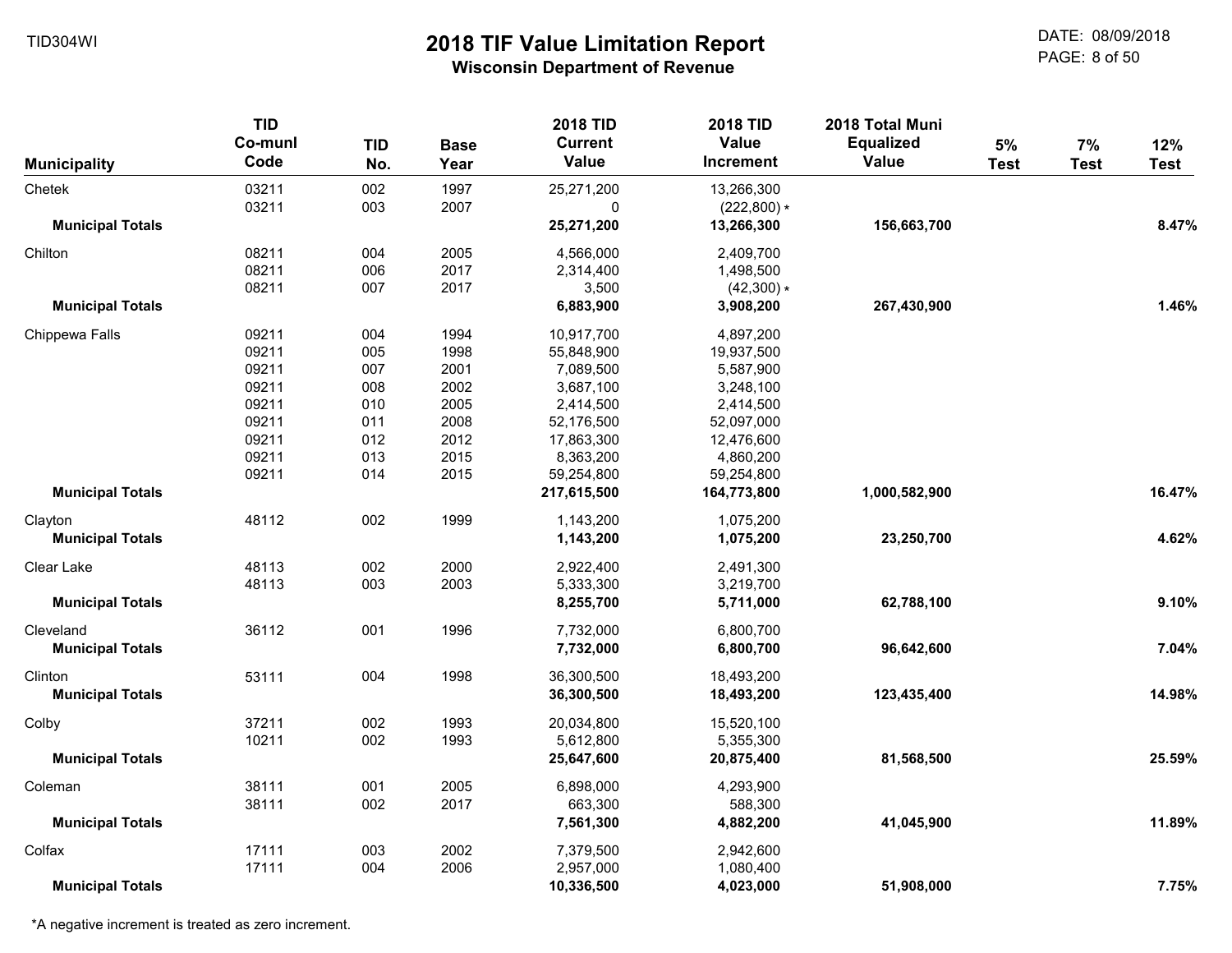TID304WI

# 2018 TIF Value Limitation Report

## Wisconsin Department of Revenue

DATE: 08/09/2018

| Municipality | TID Co-munl Code | TID No. | Base Year | 2018 TID Current Value | 2018 TID Value Increment | 2018 Total Muni Equalized Value | 5% Test | 7% Test | 12% Test |
|---|---|---|---|---|---|---|---|---|---|
| Chetek | 03211 | 002 | 1997 | 25,271,200 | 13,266,300 | | | | |
| | 03211 | 003 | 2007 | 0 | (222,800) * | | | | |
| **Municipal Totals** | | | | **25,271,200** | **13,266,300** | **156,663,700** | | | **8.47%** |
| Chilton | 08211 | 004 | 2005 | 4,566,000 | 2,409,700 | | | | |
| | 08211 | 006 | 2017 | 2,314,400 | 1,498,500 | | | | |
| | 08211 | 007 | 2017 | 3,500 | (42,300) * | | | | |
| **Municipal Totals** | | | | **6,883,900** | **3,908,200** | **267,430,900** | | | **1.46%** |
| Chippewa Falls | 09211 | 004 | 1994 | 10,917,700 | 4,897,200 | | | | |
| | 09211 | 005 | 1998 | 55,848,900 | 19,937,500 | | | | |
| | 09211 | 007 | 2001 | 7,089,500 | 5,587,900 | | | | |
| | 09211 | 008 | 2002 | 3,687,100 | 3,248,100 | | | | |
| | 09211 | 010 | 2005 | 2,414,500 | 2,414,500 | | | | |
| | 09211 | 011 | 2008 | 52,176,500 | 52,097,000 | | | | |
| | 09211 | 012 | 2012 | 17,863,300 | 12,476,600 | | | | |
| | 09211 | 013 | 2015 | 8,363,200 | 4,860,200 | | | | |
| | 09211 | 014 | 2015 | 59,254,800 | 59,254,800 | | | | |
| **Municipal Totals** | | | | **217,615,500** | **164,773,800** | **1,000,582,900** | | | **16.47%** |
| Clayton | 48112 | 002 | 1999 | 1,143,200 | 1,075,200 | | | | |
| **Municipal Totals** | | | | **1,143,200** | **1,075,200** | **23,250,700** | | | **4.62%** |
| Clear Lake | 48113 | 002 | 2000 | 2,922,400 | 2,491,300 | | | | |
| | 48113 | 003 | 2003 | 5,333,300 | 3,219,700 | | | | |
| **Municipal Totals** | | | | **8,255,700** | **5,711,000** | **62,788,100** | | | **9.10%** |
| Cleveland | 36112 | 001 | 1996 | 7,732,000 | 6,800,700 | | | | |
| **Municipal Totals** | | | | **7,732,000** | **6,800,700** | **96,642,600** | | | **7.04%** |
| Clinton | 53111 | 004 | 1998 | 36,300,500 | 18,493,200 | | | | |
| **Municipal Totals** | | | | **36,300,500** | **18,493,200** | **123,435,400** | | | **14.98%** |
| Colby | 37211 | 002 | 1993 | 20,034,800 | 15,520,100 | | | | |
| | 10211 | 002 | 1993 | 5,612,800 | 5,355,300 | | | | |
| **Municipal Totals** | | | | **25,647,600** | **20,875,400** | **81,568,500** | | | **25.59%** |
| Coleman | 38111 | 001 | 2005 | 6,898,000 | 4,293,900 | | | | |
| | 38111 | 002 | 2017 | 663,300 | 588,300 | | | | |
| **Municipal Totals** | | | | **7,561,300** | **4,882,200** | **41,045,900** | | | **11.89%** |
| Colfax | 17111 | 003 | 2002 | 7,379,500 | 2,942,600 | | | | |
| | 17111 | 004 | 2006 | 2,957,000 | 1,080,400 | | | | |
| **Municipal Totals** | | | | **10,336,500** | **4,023,000** | **51,908,000** | | | **7.75%** |

*A negative increment is treated as zero increment.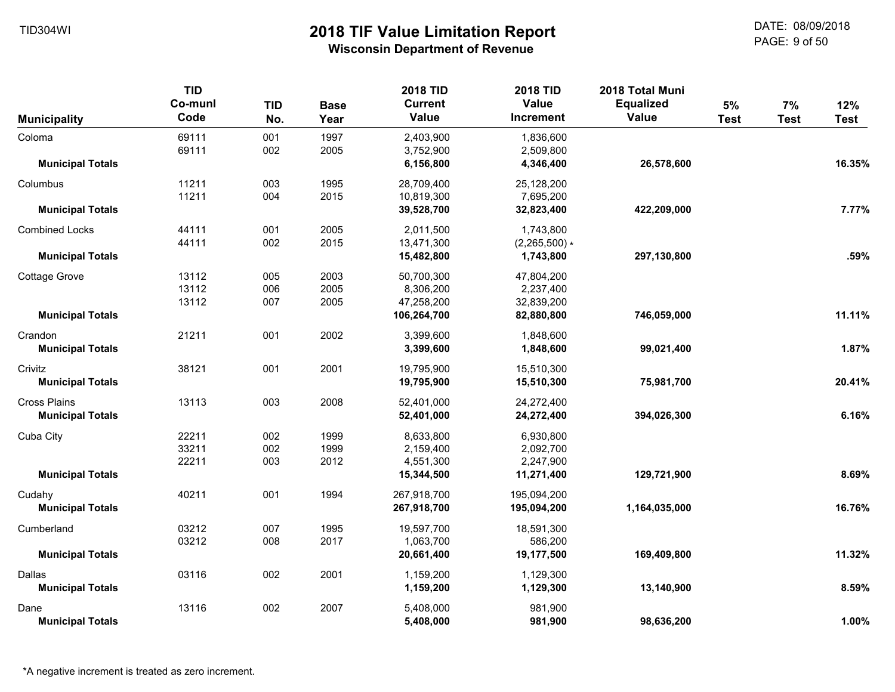# 2018 TIF Value Limitation Report

**Wisconsin Department of Revenue**

TID304WI

DATE: 08/09/2018

| Municipality | TID Co-munl Code | TID No. | Base Year | 2018 TID Current Value | 2018 TID Value Increment | 2018 Total Muni Equalized Value | 5% Test | 7% Test | 12% Test |
|---|---|---|---|---|---|---|---|---|---|
| Coloma | 69111 | 001 | 1997 | 2,403,900 | 1,836,600 | | | | |
| | 69111 | 002 | 2005 | 3,752,900 | 2,509,800 | | | | |
| **Municipal Totals** | | | | **6,156,800** | **4,346,400** | **26,578,600** | | | **16.35%** |
| Columbus | 11211 | 003 | 1995 | 28,709,400 | 25,128,200 | | | | |
| | 11211 | 004 | 2015 | 10,819,300 | 7,695,200 | | | | |
| **Municipal Totals** | | | | **39,528,700** | **32,823,400** | **422,209,000** | | | **7.77%** |
| Combined Locks | 44111 | 001 | 2005 | 2,011,500 | 1,743,800 | | | | |
| | 44111 | 002 | 2015 | 13,471,300 | (2,265,500) * | | | | |
| **Municipal Totals** | | | | **15,482,800** | **1,743,800** | **297,130,800** | | | **.59%** |
| Cottage Grove | 13112 | 005 | 2003 | 50,700,300 | 47,804,200 | | | | |
| | 13112 | 006 | 2005 | 8,306,200 | 2,237,400 | | | | |
| | 13112 | 007 | 2005 | 47,258,200 | 32,839,200 | | | | |
| **Municipal Totals** | | | | **106,264,700** | **82,880,800** | **746,059,000** | | | **11.11%** |
| Crandon | 21211 | 001 | 2002 | 3,399,600 | 1,848,600 | | | | |
| **Municipal Totals** | | | | **3,399,600** | **1,848,600** | **99,021,400** | | | **1.87%** |
| Crivitz | 38121 | 001 | 2001 | 19,795,900 | 15,510,300 | | | | |
| **Municipal Totals** | | | | **19,795,900** | **15,510,300** | **75,981,700** | | | **20.41%** |
| Cross Plains | 13113 | 003 | 2008 | 52,401,000 | 24,272,400 | | | | |
| **Municipal Totals** | | | | **52,401,000** | **24,272,400** | **394,026,300** | | | **6.16%** |
| Cuba City | 22211 | 002 | 1999 | 8,633,800 | 6,930,800 | | | | |
| | 33211 | 002 | 1999 | 2,159,400 | 2,092,700 | | | | |
| | 22211 | 003 | 2012 | 4,551,300 | 2,247,900 | | | | |
| **Municipal Totals** | | | | **15,344,500** | **11,271,400** | **129,721,900** | | | **8.69%** |
| Cudahy | 40211 | 001 | 1994 | 267,918,700 | 195,094,200 | | | | |
| **Municipal Totals** | | | | **267,918,700** | **195,094,200** | **1,164,035,000** | | | **16.76%** |
| Cumberland | 03212 | 007 | 1995 | 19,597,700 | 18,591,300 | | | | |
| | 03212 | 008 | 2017 | 1,063,700 | 586,200 | | | | |
| **Municipal Totals** | | | | **20,661,400** | **19,177,500** | **169,409,800** | | | **11.32%** |
| Dallas | 03116 | 002 | 2001 | 1,159,200 | 1,129,300 | | | | |
| **Municipal Totals** | | | | **1,159,200** | **1,129,300** | **13,140,900** | | | **8.59%** |
| Dane | 13116 | 002 | 2007 | 5,408,000 | 981,900 | | | | |
| **Municipal Totals** | | | | **5,408,000** | **981,900** | **98,636,200** | | | **1.00%** |

*A negative increment is treated as zero increment.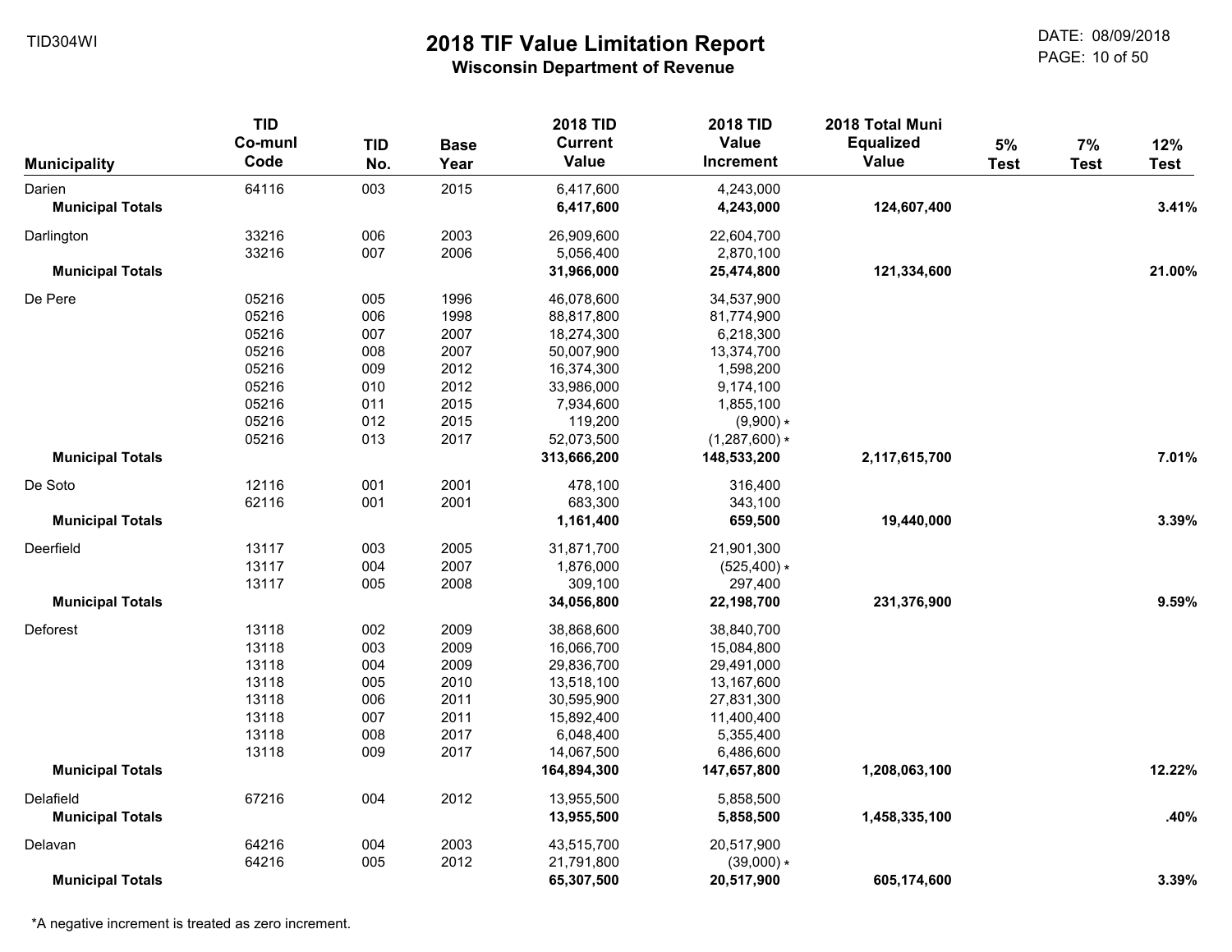# 2018 TIF Value Limitation Report

**Wisconsin Department of Revenue**

| Municipality | TID Co-munl Code | TID No. | Base Year | 2018 TID Current Value | 2018 TID Value Increment | 2018 Total Muni Equalized Value | 5% Test | 7% Test | 12% Test |
|---|---|---|---|---|---|---|---|---|---|
| Darien | 64116 | 003 | 2015 | 6,417,600 | 4,243,000 | | | | |
| **Municipal Totals** | | | | **6,417,600** | **4,243,000** | **124,607,400** | | | **3.41%** |
| Darlington | 33216 | 006 | 2003 | 26,909,600 | 22,604,700 | | | | |
| | 33216 | 007 | 2006 | 5,056,400 | 2,870,100 | | | | |
| **Municipal Totals** | | | | **31,966,000** | **25,474,800** | **121,334,600** | | | **21.00%** |
| De Pere | 05216 | 005 | 1996 | 46,078,600 | 34,537,900 | | | | |
| | 05216 | 006 | 1998 | 88,817,800 | 81,774,900 | | | | |
| | 05216 | 007 | 2007 | 18,274,300 | 6,218,300 | | | | |
| | 05216 | 008 | 2007 | 50,007,900 | 13,374,700 | | | | |
| | 05216 | 009 | 2012 | 16,374,300 | 1,598,200 | | | | |
| | 05216 | 010 | 2012 | 33,986,000 | 9,174,100 | | | | |
| | 05216 | 011 | 2015 | 7,934,600 | 1,855,100 | | | | |
| | 05216 | 012 | 2015 | 119,200 | (9,900) * | | | | |
| | 05216 | 013 | 2017 | 52,073,500 | (1,287,600) * | | | | |
| **Municipal Totals** | | | | **313,666,200** | **148,533,200** | **2,117,615,700** | | | **7.01%** |
| De Soto | 12116 | 001 | 2001 | 478,100 | 316,400 | | | | |
| | 62116 | 001 | 2001 | 683,300 | 343,100 | | | | |
| **Municipal Totals** | | | | **1,161,400** | **659,500** | **19,440,000** | | | **3.39%** |
| Deerfield | 13117 | 003 | 2005 | 31,871,700 | 21,901,300 | | | | |
| | 13117 | 004 | 2007 | 1,876,000 | (525,400) * | | | | |
| | 13117 | 005 | 2008 | 309,100 | 297,400 | | | | |
| **Municipal Totals** | | | | **34,056,800** | **22,198,700** | **231,376,900** | | | **9.59%** |
| Deforest | 13118 | 002 | 2009 | 38,868,600 | 38,840,700 | | | | |
| | 13118 | 003 | 2009 | 16,066,700 | 15,084,800 | | | | |
| | 13118 | 004 | 2009 | 29,836,700 | 29,491,000 | | | | |
| | 13118 | 005 | 2010 | 13,518,100 | 13,167,600 | | | | |
| | 13118 | 006 | 2011 | 30,595,900 | 27,831,300 | | | | |
| | 13118 | 007 | 2011 | 15,892,400 | 11,400,400 | | | | |
| | 13118 | 008 | 2017 | 6,048,400 | 5,355,400 | | | | |
| | 13118 | 009 | 2017 | 14,067,500 | 6,486,600 | | | | |
| **Municipal Totals** | | | | **164,894,300** | **147,657,800** | **1,208,063,100** | | | **12.22%** |
| Delafield | 67216 | 004 | 2012 | 13,955,500 | 5,858,500 | | | | |
| **Municipal Totals** | | | | **13,955,500** | **5,858,500** | **1,458,335,100** | | | **.40%** |
| Delavan | 64216 | 004 | 2003 | 43,515,700 | 20,517,900 | | | | |
| | 64216 | 005 | 2012 | 21,791,800 | (39,000) * | | | | |
| **Municipal Totals** | | | | **65,307,500** | **20,517,900** | **605,174,600** | | | **3.39%** |

*A negative increment is treated as zero increment.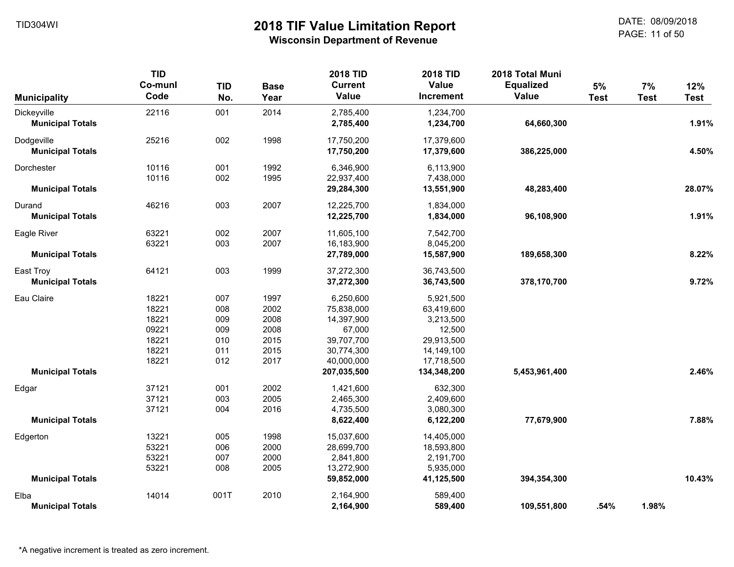# 2018 TIF Value Limitation Report

**Wisconsin Department of Revenue**

TID304WI

DATE: 08/09/2018

| Municipality | TID Co-munl Code | TID No. | Base Year | 2018 TID Current Value | 2018 TID Value Increment | 2018 Total Muni Equalized Value | 5% Test | 7% Test | 12% Test |
|---|---|---|---|---|---|---|---|---|---|
| Dickeyville | 22116 | 001 | 2014 | 2,785,400 | 1,234,700 | | | | |
| **Municipal Totals** | | | | **2,785,400** | **1,234,700** | **64,660,300** | | | **1.91%** |
| Dodgeville | 25216 | 002 | 1998 | 17,750,200 | 17,379,600 | | | | |
| **Municipal Totals** | | | | **17,750,200** | **17,379,600** | **386,225,000** | | | **4.50%** |
| Dorchester | 10116 | 001 | 1992 | 6,346,900 | 6,113,900 | | | | |
| | 10116 | 002 | 1995 | 22,937,400 | 7,438,000 | | | | |
| **Municipal Totals** | | | | **29,284,300** | **13,551,900** | **48,283,400** | | | **28.07%** |
| Durand | 46216 | 003 | 2007 | 12,225,700 | 1,834,000 | | | | |
| **Municipal Totals** | | | | **12,225,700** | **1,834,000** | **96,108,900** | | | **1.91%** |
| Eagle River | 63221 | 002 | 2007 | 11,605,100 | 7,542,700 | | | | |
| | 63221 | 003 | 2007 | 16,183,900 | 8,045,200 | | | | |
| **Municipal Totals** | | | | **27,789,000** | **15,587,900** | **189,658,300** | | | **8.22%** |
| East Troy | 64121 | 003 | 1999 | 37,272,300 | 36,743,500 | | | | |
| **Municipal Totals** | | | | **37,272,300** | **36,743,500** | **378,170,700** | | | **9.72%** |
| Eau Claire | 18221 | 007 | 1997 | 6,250,600 | 5,921,500 | | | | |
| | 18221 | 008 | 2002 | 75,838,000 | 63,419,600 | | | | |
| | 18221 | 009 | 2008 | 14,397,900 | 3,213,500 | | | | |
| | 09221 | 009 | 2008 | 67,000 | 12,500 | | | | |
| | 18221 | 010 | 2015 | 39,707,700 | 29,913,500 | | | | |
| | 18221 | 011 | 2015 | 30,774,300 | 14,149,100 | | | | |
| | 18221 | 012 | 2017 | 40,000,000 | 17,718,500 | | | | |
| **Municipal Totals** | | | | **207,035,500** | **134,348,200** | **5,453,961,400** | | | **2.46%** |
| Edgar | 37121 | 001 | 2002 | 1,421,600 | 632,300 | | | | |
| | 37121 | 003 | 2005 | 2,465,300 | 2,409,600 | | | | |
| | 37121 | 004 | 2016 | 4,735,500 | 3,080,300 | | | | |
| **Municipal Totals** | | | | **8,622,400** | **6,122,200** | **77,679,900** | | | **7.88%** |
| Edgerton | 13221 | 005 | 1998 | 15,037,600 | 14,405,000 | | | | |
| | 53221 | 006 | 2000 | 28,699,700 | 18,593,800 | | | | |
| | 53221 | 007 | 2000 | 2,841,800 | 2,191,700 | | | | |
| | 53221 | 008 | 2005 | 13,272,900 | 5,935,000 | | | | |
| **Municipal Totals** | | | | **59,852,000** | **41,125,500** | **394,354,300** | | | **10.43%** |
| Elba | 14014 | 001T | 2010 | 2,164,900 | 589,400 | | | | |
| **Municipal Totals** | | | | **2,164,900** | **589,400** | **109,551,800** | **.54%** | **1.98%** | |

*A negative increment is treated as zero increment.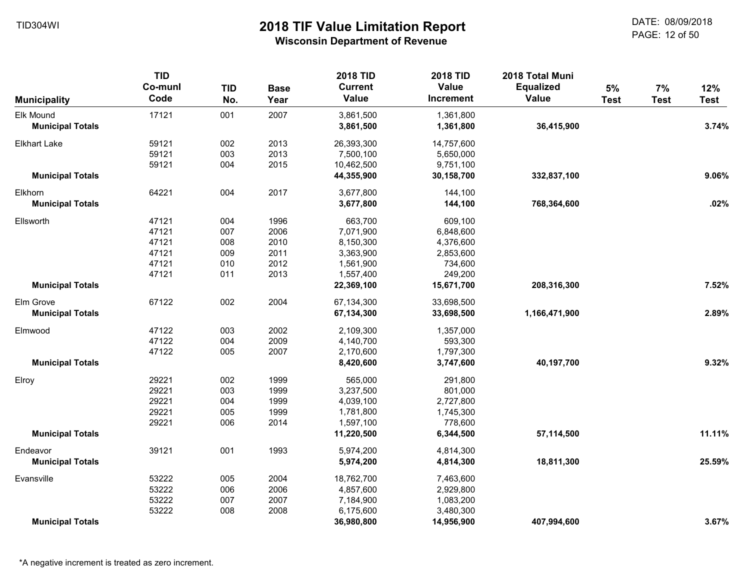# 2018 TIF Value Limitation Report

## Wisconsin Department of Revenue

| Municipality | TID Co-munl Code | TID No. | Base Year | 2018 TID Current Value | 2018 TID Value Increment | 2018 Total Muni Equalized Value | 5% Test | 7% Test | 12% Test |
|---|---|---|---|---|---|---|---|---|---|
| Elk Mound | 17121 | 001 | 2007 | 3,861,500 | 1,361,800 | | | | |
| **Municipal Totals** | | | | **3,861,500** | **1,361,800** | **36,415,900** | | | **3.74%** |
| Elkhart Lake | 59121 | 002 | 2013 | 26,393,300 | 14,757,600 | | | | |
| | 59121 | 003 | 2013 | 7,500,100 | 5,650,000 | | | | |
| | 59121 | 004 | 2015 | 10,462,500 | 9,751,100 | | | | |
| **Municipal Totals** | | | | **44,355,900** | **30,158,700** | **332,837,100** | | | **9.06%** |
| Elkhorn | 64221 | 004 | 2017 | 3,677,800 | 144,100 | | | | |
| **Municipal Totals** | | | | **3,677,800** | **144,100** | **768,364,600** | | | **.02%** |
| Ellsworth | 47121 | 004 | 1996 | 663,700 | 609,100 | | | | |
| | 47121 | 007 | 2006 | 7,071,900 | 6,848,600 | | | | |
| | 47121 | 008 | 2010 | 8,150,300 | 4,376,600 | | | | |
| | 47121 | 009 | 2011 | 3,363,900 | 2,853,600 | | | | |
| | 47121 | 010 | 2012 | 1,561,900 | 734,600 | | | | |
| | 47121 | 011 | 2013 | 1,557,400 | 249,200 | | | | |
| **Municipal Totals** | | | | **22,369,100** | **15,671,700** | **208,316,300** | | | **7.52%** |
| Elm Grove | 67122 | 002 | 2004 | 67,134,300 | 33,698,500 | | | | |
| **Municipal Totals** | | | | **67,134,300** | **33,698,500** | **1,166,471,900** | | | **2.89%** |
| Elmwood | 47122 | 003 | 2002 | 2,109,300 | 1,357,000 | | | | |
| | 47122 | 004 | 2009 | 4,140,700 | 593,300 | | | | |
| | 47122 | 005 | 2007 | 2,170,600 | 1,797,300 | | | | |
| **Municipal Totals** | | | | **8,420,600** | **3,747,600** | **40,197,700** | | | **9.32%** |
| Elroy | 29221 | 002 | 1999 | 565,000 | 291,800 | | | | |
| | 29221 | 003 | 1999 | 3,237,500 | 801,000 | | | | |
| | 29221 | 004 | 1999 | 4,039,100 | 2,727,800 | | | | |
| | 29221 | 005 | 1999 | 1,781,800 | 1,745,300 | | | | |
| | 29221 | 006 | 2014 | 1,597,100 | 778,600 | | | | |
| **Municipal Totals** | | | | **11,220,500** | **6,344,500** | **57,114,500** | | | **11.11%** |
| Endeavor | 39121 | 001 | 1993 | 5,974,200 | 4,814,300 | | | | |
| **Municipal Totals** | | | | **5,974,200** | **4,814,300** | **18,811,300** | | | **25.59%** |
| Evansville | 53222 | 005 | 2004 | 18,762,700 | 7,463,600 | | | | |
| | 53222 | 006 | 2006 | 4,857,600 | 2,929,800 | | | | |
| | 53222 | 007 | 2007 | 7,184,900 | 1,083,200 | | | | |
| | 53222 | 008 | 2008 | 6,175,600 | 3,480,300 | | | | |
| **Municipal Totals** | | | | **36,980,800** | **14,956,900** | **407,994,600** | | | **3.67%** |

*A negative increment is treated as zero increment.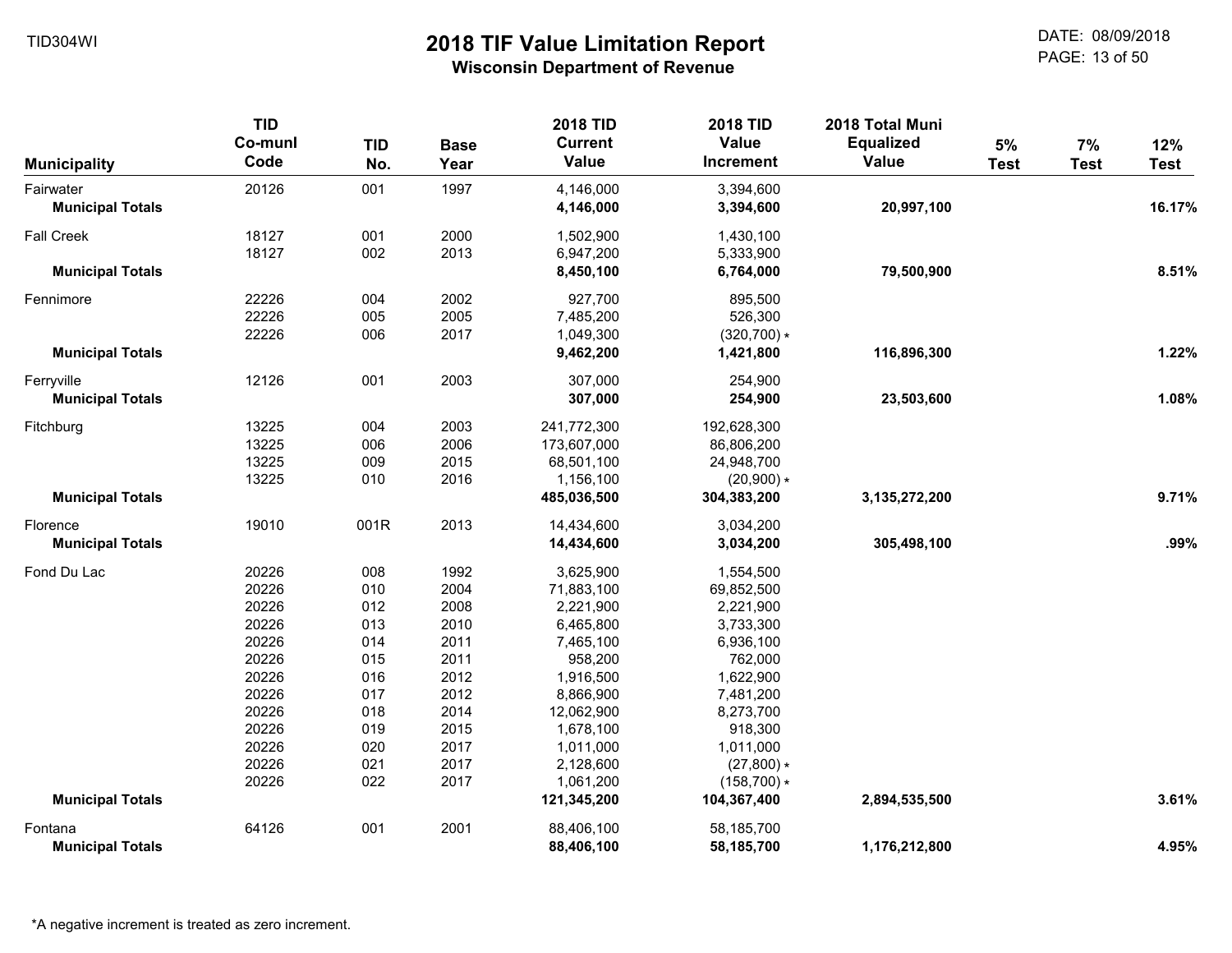# 2018 TIF Value Limitation Report

## Wisconsin Department of Revenue

| Municipality | TID Co-munl Code | TID No. | Base Year | 2018 TID Current Value | 2018 TID Value Increment | 2018 Total Muni Equalized Value | 5% Test | 7% Test | 12% Test |
|---|---|---|---|---|---|---|---|---|---|
| Fairwater | 20126 | 001 | 1997 | 4,146,000 | 3,394,600 | | | | |
| **Municipal Totals** | | | | **4,146,000** | **3,394,600** | **20,997,100** | | | **16.17%** |
| Fall Creek | 18127 | 001 | 2000 | 1,502,900 | 1,430,100 | | | | |
| | 18127 | 002 | 2013 | 6,947,200 | 5,333,900 | | | | |
| **Municipal Totals** | | | | **8,450,100** | **6,764,000** | **79,500,900** | | | **8.51%** |
| Fennimore | 22226 | 004 | 2002 | 927,700 | 895,500 | | | | |
| | 22226 | 005 | 2005 | 7,485,200 | 526,300 | | | | |
| | 22226 | 006 | 2017 | 1,049,300 | (320,700) * | | | | |
| **Municipal Totals** | | | | **9,462,200** | **1,421,800** | **116,896,300** | | | **1.22%** |
| Ferryville | 12126 | 001 | 2003 | 307,000 | 254,900 | | | | |
| **Municipal Totals** | | | | **307,000** | **254,900** | **23,503,600** | | | **1.08%** |
| Fitchburg | 13225 | 004 | 2003 | 241,772,300 | 192,628,300 | | | | |
| | 13225 | 006 | 2006 | 173,607,000 | 86,806,200 | | | | |
| | 13225 | 009 | 2015 | 68,501,100 | 24,948,700 | | | | |
| | 13225 | 010 | 2016 | 1,156,100 | (20,900) * | | | | |
| **Municipal Totals** | | | | **485,036,500** | **304,383,200** | **3,135,272,200** | | | **9.71%** |
| Florence | 19010 | 001R | 2013 | 14,434,600 | 3,034,200 | | | | |
| **Municipal Totals** | | | | **14,434,600** | **3,034,200** | **305,498,100** | | | **.99%** |
| Fond Du Lac | 20226 | 008 | 1992 | 3,625,900 | 1,554,500 | | | | |
| | 20226 | 010 | 2004 | 71,883,100 | 69,852,500 | | | | |
| | 20226 | 012 | 2008 | 2,221,900 | 2,221,900 | | | | |
| | 20226 | 013 | 2010 | 6,465,800 | 3,733,300 | | | | |
| | 20226 | 014 | 2011 | 7,465,100 | 6,936,100 | | | | |
| | 20226 | 015 | 2011 | 958,200 | 762,000 | | | | |
| | 20226 | 016 | 2012 | 1,916,500 | 1,622,900 | | | | |
| | 20226 | 017 | 2012 | 8,866,900 | 7,481,200 | | | | |
| | 20226 | 018 | 2014 | 12,062,900 | 8,273,700 | | | | |
| | 20226 | 019 | 2015 | 1,678,100 | 918,300 | | | | |
| | 20226 | 020 | 2017 | 1,011,000 | 1,011,000 | | | | |
| | 20226 | 021 | 2017 | 2,128,600 | (27,800) * | | | | |
| | 20226 | 022 | 2017 | 1,061,200 | (158,700) * | | | | |
| **Municipal Totals** | | | | **121,345,200** | **104,367,400** | **2,894,535,500** | | | **3.61%** |
| Fontana | 64126 | 001 | 2001 | 88,406,100 | 58,185,700 | | | | |
| **Municipal Totals** | | | | **88,406,100** | **58,185,700** | **1,176,212,800** | | | **4.95%** |

*A negative increment is treated as zero increment.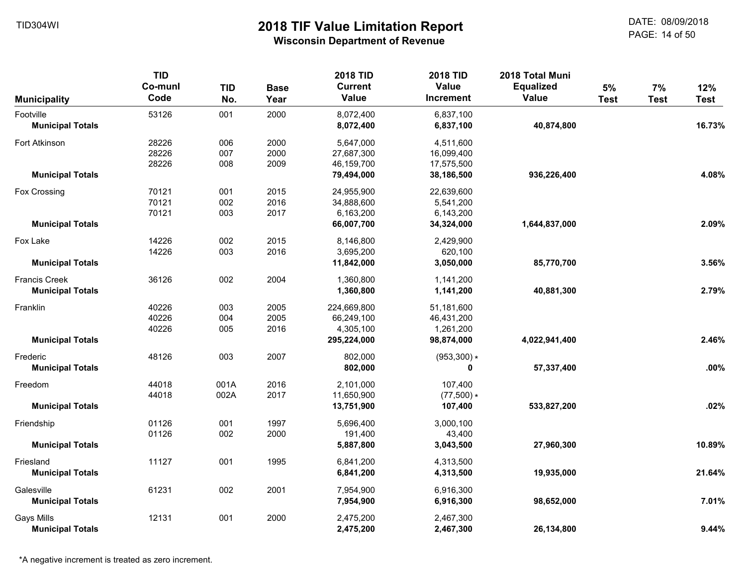TID304WI

# 2018 TIF Value Limitation Report

## Wisconsin Department of Revenue

DATE: 08/09/2018

| Municipality | TID Co-munl Code | TID No. | Base Year | 2018 TID Current Value | 2018 TID Value Increment | 2018 Total Muni Equalized Value | 5% Test | 7% Test | 12% Test |
|---|---|---|---|---|---|---|---|---|---|
| Footville | 53126 | 001 | 2000 | 8,072,400 | 6,837,100 | | | | |
| **Municipal Totals** | | | | **8,072,400** | **6,837,100** | **40,874,800** | | | **16.73%** |
| Fort Atkinson | 28226 | 006 | 2000 | 5,647,000 | 4,511,600 | | | | |
| | 28226 | 007 | 2000 | 27,687,300 | 16,099,400 | | | | |
| | 28226 | 008 | 2009 | 46,159,700 | 17,575,500 | | | | |
| **Municipal Totals** | | | | **79,494,000** | **38,186,500** | **936,226,400** | | | **4.08%** |
| Fox Crossing | 70121 | 001 | 2015 | 24,955,900 | 22,639,600 | | | | |
| | 70121 | 002 | 2016 | 34,888,600 | 5,541,200 | | | | |
| | 70121 | 003 | 2017 | 6,163,200 | 6,143,200 | | | | |
| **Municipal Totals** | | | | **66,007,700** | **34,324,000** | **1,644,837,000** | | | **2.09%** |
| Fox Lake | 14226 | 002 | 2015 | 8,146,800 | 2,429,900 | | | | |
| | 14226 | 003 | 2016 | 3,695,200 | 620,100 | | | | |
| **Municipal Totals** | | | | **11,842,000** | **3,050,000** | **85,770,700** | | | **3.56%** |
| Francis Creek | 36126 | 002 | 2004 | 1,360,800 | 1,141,200 | | | | |
| **Municipal Totals** | | | | **1,360,800** | **1,141,200** | **40,881,300** | | | **2.79%** |
| Franklin | 40226 | 003 | 2005 | 224,669,800 | 51,181,600 | | | | |
| | 40226 | 004 | 2005 | 66,249,100 | 46,431,200 | | | | |
| | 40226 | 005 | 2016 | 4,305,100 | 1,261,200 | | | | |
| **Municipal Totals** | | | | **295,224,000** | **98,874,000** | **4,022,941,400** | | | **2.46%** |
| Frederic | 48126 | 003 | 2007 | 802,000 | (953,300) * | | | | |
| **Municipal Totals** | | | | **802,000** | **0** | **57,337,400** | | | **.00%** |
| Freedom | 44018 | 001A | 2016 | 2,101,000 | 107,400 | | | | |
| | 44018 | 002A | 2017 | 11,650,900 | (77,500) * | | | | |
| **Municipal Totals** | | | | **13,751,900** | **107,400** | **533,827,200** | | | **.02%** |
| Friendship | 01126 | 001 | 1997 | 5,696,400 | 3,000,100 | | | | |
| | 01126 | 002 | 2000 | 191,400 | 43,400 | | | | |
| **Municipal Totals** | | | | **5,887,800** | **3,043,500** | **27,960,300** | | | **10.89%** |
| Friesland | 11127 | 001 | 1995 | 6,841,200 | 4,313,500 | | | | |
| **Municipal Totals** | | | | **6,841,200** | **4,313,500** | **19,935,000** | | | **21.64%** |
| Galesville | 61231 | 002 | 2001 | 7,954,900 | 6,916,300 | | | | |
| **Municipal Totals** | | | | **7,954,900** | **6,916,300** | **98,652,000** | | | **7.01%** |
| Gays Mills | 12131 | 001 | 2000 | 2,475,200 | 2,467,300 | | | | |
| **Municipal Totals** | | | | **2,475,200** | **2,467,300** | **26,134,800** | | | **9.44%** |

*A negative increment is treated as zero increment.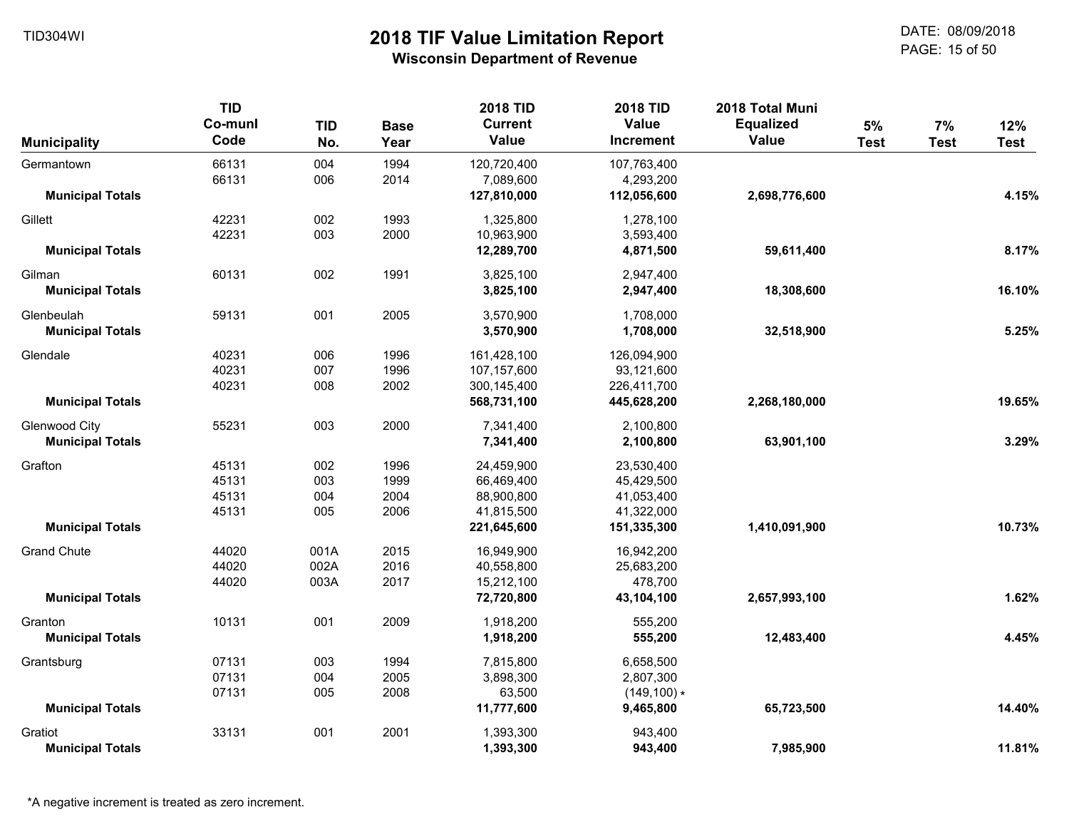# 2018 TIF Value Limitation Report

**Wisconsin Department of Revenue**

TID304WI

DATE: 08/09/2018

| Municipality | TID Co-munl Code | TID No. | Base Year | 2018 TID Current Value | 2018 TID Value Increment | 2018 Total Muni Equalized Value | 5% Test | 7% Test | 12% Test |
|---|---|---|---|---|---|---|---|---|---|
| Germantown | 66131 | 004 | 1994 | 120,720,400 | 107,763,400 | | | | |
| | 66131 | 006 | 2014 | 7,089,600 | 4,293,200 | | | | |
| **Municipal Totals** | | | | **127,810,000** | **112,056,600** | **2,698,776,600** | | | **4.15%** |
| Gillett | 42231 | 002 | 1993 | 1,325,800 | 1,278,100 | | | | |
| | 42231 | 003 | 2000 | 10,963,900 | 3,593,400 | | | | |
| **Municipal Totals** | | | | **12,289,700** | **4,871,500** | **59,611,400** | | | **8.17%** |
| Gilman | 60131 | 002 | 1991 | 3,825,100 | 2,947,400 | | | | |
| **Municipal Totals** | | | | **3,825,100** | **2,947,400** | **18,308,600** | | | **16.10%** |
| Glenbeulah | 59131 | 001 | 2005 | 3,570,900 | 1,708,000 | | | | |
| **Municipal Totals** | | | | **3,570,900** | **1,708,000** | **32,518,900** | | | **5.25%** |
| Glendale | 40231 | 006 | 1996 | 161,428,100 | 126,094,900 | | | | |
| | 40231 | 007 | 1996 | 107,157,600 | 93,121,600 | | | | |
| | 40231 | 008 | 2002 | 300,145,400 | 226,411,700 | | | | |
| **Municipal Totals** | | | | **568,731,100** | **445,628,200** | **2,268,180,000** | | | **19.65%** |
| Glenwood City | 55231 | 003 | 2000 | 7,341,400 | 2,100,800 | | | | |
| **Municipal Totals** | | | | **7,341,400** | **2,100,800** | **63,901,100** | | | **3.29%** |
| Grafton | 45131 | 002 | 1996 | 24,459,900 | 23,530,400 | | | | |
| | 45131 | 003 | 1999 | 66,469,400 | 45,429,500 | | | | |
| | 45131 | 004 | 2004 | 88,900,800 | 41,053,400 | | | | |
| | 45131 | 005 | 2006 | 41,815,500 | 41,322,000 | | | | |
| **Municipal Totals** | | | | **221,645,600** | **151,335,300** | **1,410,091,900** | | | **10.73%** |
| Grand Chute | 44020 | 001A | 2015 | 16,949,900 | 16,942,200 | | | | |
| | 44020 | 002A | 2016 | 40,558,800 | 25,683,200 | | | | |
| | 44020 | 003A | 2017 | 15,212,100 | 478,700 | | | | |
| **Municipal Totals** | | | | **72,720,800** | **43,104,100** | **2,657,993,100** | | | **1.62%** |
| Granton | 10131 | 001 | 2009 | 1,918,200 | 555,200 | | | | |
| **Municipal Totals** | | | | **1,918,200** | **555,200** | **12,483,400** | | | **4.45%** |
| Grantsburg | 07131 | 003 | 1994 | 7,815,800 | 6,658,500 | | | | |
| | 07131 | 004 | 2005 | 3,898,300 | 2,807,300 | | | | |
| | 07131 | 005 | 2008 | 63,500 | (149,100) * | | | | |
| **Municipal Totals** | | | | **11,777,600** | **9,465,800** | **65,723,500** | | | **14.40%** |
| Gratiot | 33131 | 001 | 2001 | 1,393,300 | 943,400 | | | | |
| **Municipal Totals** | | | | **1,393,300** | **943,400** | **7,985,900** | | | **11.81%** |

*A negative increment is treated as zero increment.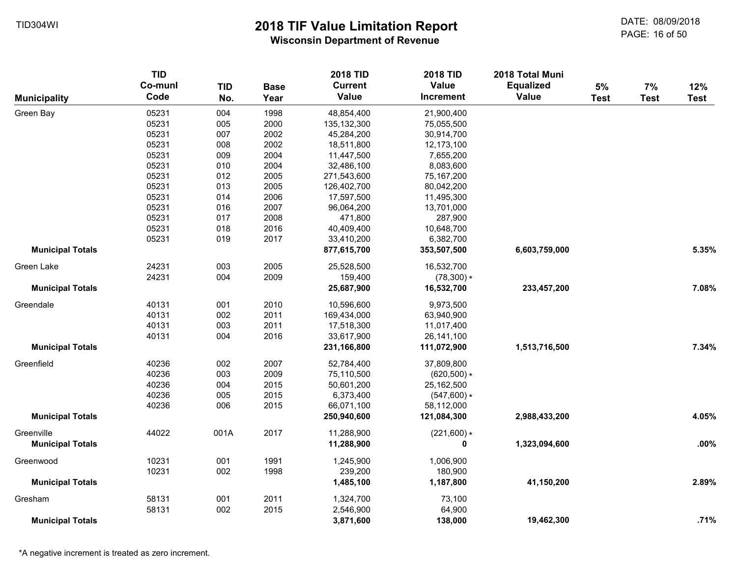# 2018 TIF Value Limitation Report

## Wisconsin Department of Revenue

TID304WI

DATE: 08/09/2018

| Municipality | TID Co-munl Code | TID No. | Base Year | 2018 TID Current Value | 2018 TID Value Increment | 2018 Total Muni Equalized Value | 5% Test | 7% Test | 12% Test |
|---|---|---|---|---|---|---|---|---|---|
| Green Bay | 05231 | 004 | 1998 | 48,854,400 | 21,900,400 | | | | |
| | 05231 | 005 | 2000 | 135,132,300 | 75,055,500 | | | | |
| | 05231 | 007 | 2002 | 45,284,200 | 30,914,700 | | | | |
| | 05231 | 008 | 2002 | 18,511,800 | 12,173,100 | | | | |
| | 05231 | 009 | 2004 | 11,447,500 | 7,655,200 | | | | |
| | 05231 | 010 | 2004 | 32,486,100 | 8,083,600 | | | | |
| | 05231 | 012 | 2005 | 271,543,600 | 75,167,200 | | | | |
| | 05231 | 013 | 2005 | 126,402,700 | 80,042,200 | | | | |
| | 05231 | 014 | 2006 | 17,597,500 | 11,495,300 | | | | |
| | 05231 | 016 | 2007 | 96,064,200 | 13,701,000 | | | | |
| | 05231 | 017 | 2008 | 471,800 | 287,900 | | | | |
| | 05231 | 018 | 2016 | 40,409,400 | 10,648,700 | | | | |
| | 05231 | 019 | 2017 | 33,410,200 | 6,382,700 | | | | |
| **Municipal Totals** | | | | **877,615,700** | **353,507,500** | **6,603,759,000** | | | **5.35%** |
| Green Lake | 24231 | 003 | 2005 | 25,528,500 | 16,532,700 | | | | |
| | 24231 | 004 | 2009 | 159,400 | (78,300) * | | | | |
| **Municipal Totals** | | | | **25,687,900** | **16,532,700** | **233,457,200** | | | **7.08%** |
| Greendale | 40131 | 001 | 2010 | 10,596,600 | 9,973,500 | | | | |
| | 40131 | 002 | 2011 | 169,434,000 | 63,940,900 | | | | |
| | 40131 | 003 | 2011 | 17,518,300 | 11,017,400 | | | | |
| | 40131 | 004 | 2016 | 33,617,900 | 26,141,100 | | | | |
| **Municipal Totals** | | | | **231,166,800** | **111,072,900** | **1,513,716,500** | | | **7.34%** |
| Greenfield | 40236 | 002 | 2007 | 52,784,400 | 37,809,800 | | | | |
| | 40236 | 003 | 2009 | 75,110,500 | (620,500) * | | | | |
| | 40236 | 004 | 2015 | 50,601,200 | 25,162,500 | | | | |
| | 40236 | 005 | 2015 | 6,373,400 | (547,600) * | | | | |
| | 40236 | 006 | 2015 | 66,071,100 | 58,112,000 | | | | |
| **Municipal Totals** | | | | **250,940,600** | **121,084,300** | **2,988,433,200** | | | **4.05%** |
| Greenville | 44022 | 001A | 2017 | 11,288,900 | (221,600) * | | | | |
| **Municipal Totals** | | | | **11,288,900** | **0** | **1,323,094,600** | | | **.00%** |
| Greenwood | 10231 | 001 | 1991 | 1,245,900 | 1,006,900 | | | | |
| | 10231 | 002 | 1998 | 239,200 | 180,900 | | | | |
| **Municipal Totals** | | | | **1,485,100** | **1,187,800** | **41,150,200** | | | **2.89%** |
| Gresham | 58131 | 001 | 2011 | 1,324,700 | 73,100 | | | | |
| | 58131 | 002 | 2015 | 2,546,900 | 64,900 | | | | |
| **Municipal Totals** | | | | **3,871,600** | **138,000** | **19,462,300** | | | **.71%** |

*A negative increment is treated as zero increment.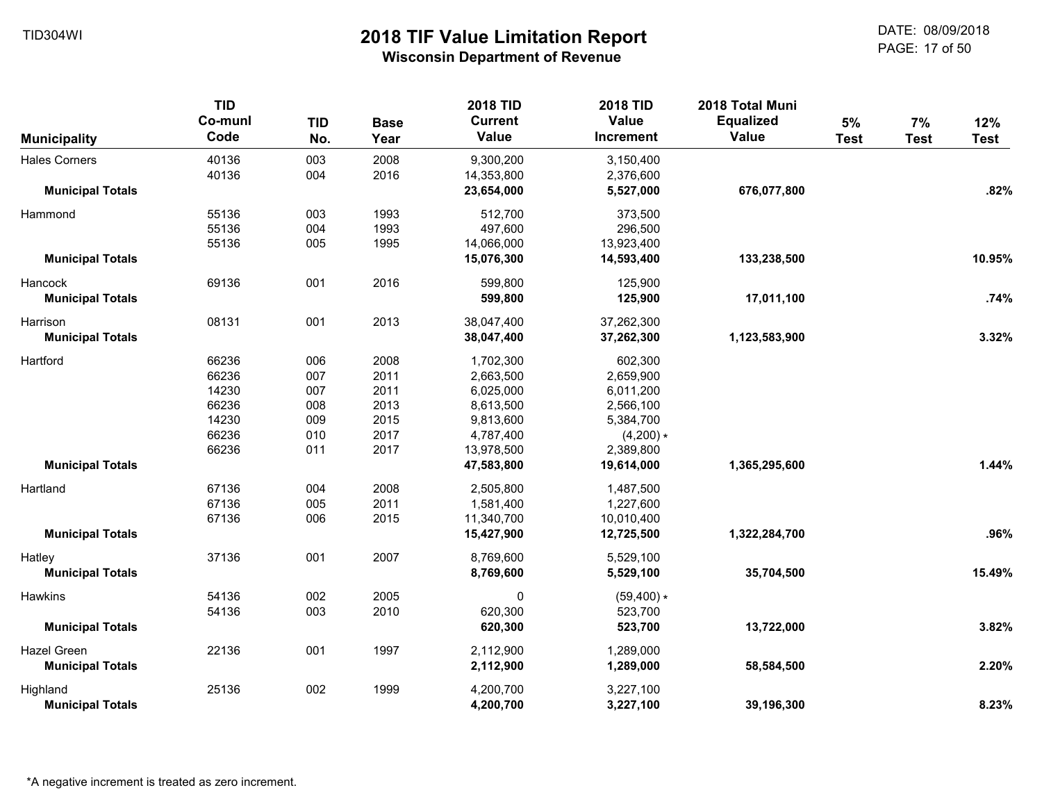# 2018 TIF Value Limitation Report

## Wisconsin Department of Revenue

| Municipality | TID Co-munl Code | TID No. | Base Year | 2018 TID Current Value | 2018 TID Value Increment | 2018 Total Muni Equalized Value | 5% Test | 7% Test | 12% Test |
|---|---|---|---|---|---|---|---|---|---|
| Hales Corners | 40136 | 003 | 2008 | 9,300,200 | 3,150,400 | | | | |
| | 40136 | 004 | 2016 | 14,353,800 | 2,376,600 | | | | |
| **Municipal Totals** | | | | **23,654,000** | **5,527,000** | **676,077,800** | | | **.82%** |
| Hammond | 55136 | 003 | 1993 | 512,700 | 373,500 | | | | |
| | 55136 | 004 | 1993 | 497,600 | 296,500 | | | | |
| | 55136 | 005 | 1995 | 14,066,000 | 13,923,400 | | | | |
| **Municipal Totals** | | | | **15,076,300** | **14,593,400** | **133,238,500** | | | **10.95%** |
| Hancock | 69136 | 001 | 2016 | 599,800 | 125,900 | | | | |
| **Municipal Totals** | | | | **599,800** | **125,900** | **17,011,100** | | | **.74%** |
| Harrison | 08131 | 001 | 2013 | 38,047,400 | 37,262,300 | | | | |
| **Municipal Totals** | | | | **38,047,400** | **37,262,300** | **1,123,583,900** | | | **3.32%** |
| Hartford | 66236 | 006 | 2008 | 1,702,300 | 602,300 | | | | |
| | 66236 | 007 | 2011 | 2,663,500 | 2,659,900 | | | | |
| | 14230 | 007 | 2011 | 6,025,000 | 6,011,200 | | | | |
| | 66236 | 008 | 2013 | 8,613,500 | 2,566,100 | | | | |
| | 14230 | 009 | 2015 | 9,813,600 | 5,384,700 | | | | |
| | 66236 | 010 | 2017 | 4,787,400 | (4,200) * | | | | |
| | 66236 | 011 | 2017 | 13,978,500 | 2,389,800 | | | | |
| **Municipal Totals** | | | | **47,583,800** | **19,614,000** | **1,365,295,600** | | | **1.44%** |
| Hartland | 67136 | 004 | 2008 | 2,505,800 | 1,487,500 | | | | |
| | 67136 | 005 | 2011 | 1,581,400 | 1,227,600 | | | | |
| | 67136 | 006 | 2015 | 11,340,700 | 10,010,400 | | | | |
| **Municipal Totals** | | | | **15,427,900** | **12,725,500** | **1,322,284,700** | | | **.96%** |
| Hatley | 37136 | 001 | 2007 | 8,769,600 | 5,529,100 | | | | |
| **Municipal Totals** | | | | **8,769,600** | **5,529,100** | **35,704,500** | | | **15.49%** |
| Hawkins | 54136 | 002 | 2005 | 0 | (59,400) * | | | | |
| | 54136 | 003 | 2010 | 620,300 | 523,700 | | | | |
| **Municipal Totals** | | | | **620,300** | **523,700** | **13,722,000** | | | **3.82%** |
| Hazel Green | 22136 | 001 | 1997 | 2,112,900 | 1,289,000 | | | | |
| **Municipal Totals** | | | | **2,112,900** | **1,289,000** | **58,584,500** | | | **2.20%** |
| Highland | 25136 | 002 | 1999 | 4,200,700 | 3,227,100 | | | | |
| **Municipal Totals** | | | | **4,200,700** | **3,227,100** | **39,196,300** | | | **8.23%** |

*A negative increment is treated as zero increment.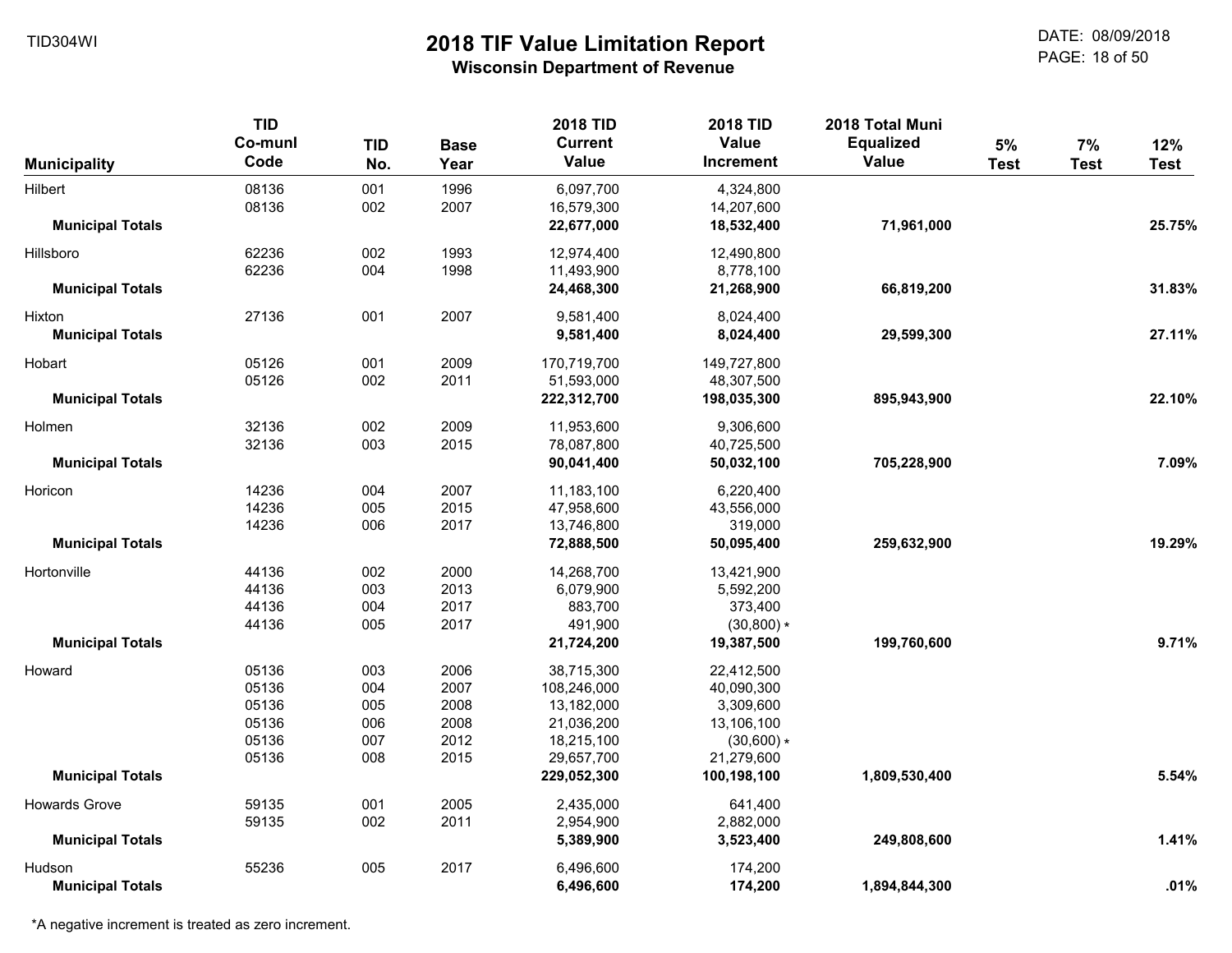# 2018 TIF Value Limitation Report

**Wisconsin Department of Revenue**

TID304WI

DATE: 08/09/2018

| Municipality | TID Co-munl Code | TID No. | Base Year | 2018 TID Current Value | 2018 TID Value Increment | 2018 Total Muni Equalized Value | 5% Test | 7% Test | 12% Test |
|---|---|---|---|---|---|---|---|---|---|
| Hilbert | 08136 | 001 | 1996 | 6,097,700 | 4,324,800 | | | | |
| | 08136 | 002 | 2007 | 16,579,300 | 14,207,600 | | | | |
| **Municipal Totals** | | | | **22,677,000** | **18,532,400** | **71,961,000** | | | **25.75%** |
| Hillsboro | 62236 | 002 | 1993 | 12,974,400 | 12,490,800 | | | | |
| | 62236 | 004 | 1998 | 11,493,900 | 8,778,100 | | | | |
| **Municipal Totals** | | | | **24,468,300** | **21,268,900** | **66,819,200** | | | **31.83%** |
| Hixton | 27136 | 001 | 2007 | 9,581,400 | 8,024,400 | | | | |
| **Municipal Totals** | | | | **9,581,400** | **8,024,400** | **29,599,300** | | | **27.11%** |
| Hobart | 05126 | 001 | 2009 | 170,719,700 | 149,727,800 | | | | |
| | 05126 | 002 | 2011 | 51,593,000 | 48,307,500 | | | | |
| **Municipal Totals** | | | | **222,312,700** | **198,035,300** | **895,943,900** | | | **22.10%** |
| Holmen | 32136 | 002 | 2009 | 11,953,600 | 9,306,600 | | | | |
| | 32136 | 003 | 2015 | 78,087,800 | 40,725,500 | | | | |
| **Municipal Totals** | | | | **90,041,400** | **50,032,100** | **705,228,900** | | | **7.09%** |
| Horicon | 14236 | 004 | 2007 | 11,183,100 | 6,220,400 | | | | |
| | 14236 | 005 | 2015 | 47,958,600 | 43,556,000 | | | | |
| | 14236 | 006 | 2017 | 13,746,800 | 319,000 | | | | |
| **Municipal Totals** | | | | **72,888,500** | **50,095,400** | **259,632,900** | | | **19.29%** |
| Hortonville | 44136 | 002 | 2000 | 14,268,700 | 13,421,900 | | | | |
| | 44136 | 003 | 2013 | 6,079,900 | 5,592,200 | | | | |
| | 44136 | 004 | 2017 | 883,700 | 373,400 | | | | |
| | 44136 | 005 | 2017 | 491,900 | (30,800) * | | | | |
| **Municipal Totals** | | | | **21,724,200** | **19,387,500** | **199,760,600** | | | **9.71%** |
| Howard | 05136 | 003 | 2006 | 38,715,300 | 22,412,500 | | | | |
| | 05136 | 004 | 2007 | 108,246,000 | 40,090,300 | | | | |
| | 05136 | 005 | 2008 | 13,182,000 | 3,309,600 | | | | |
| | 05136 | 006 | 2008 | 21,036,200 | 13,106,100 | | | | |
| | 05136 | 007 | 2012 | 18,215,100 | (30,600) * | | | | |
| | 05136 | 008 | 2015 | 29,657,700 | 21,279,600 | | | | |
| **Municipal Totals** | | | | **229,052,300** | **100,198,100** | **1,809,530,400** | | | **5.54%** |
| Howards Grove | 59135 | 001 | 2005 | 2,435,000 | 641,400 | | | | |
| | 59135 | 002 | 2011 | 2,954,900 | 2,882,000 | | | | |
| **Municipal Totals** | | | | **5,389,900** | **3,523,400** | **249,808,600** | | | **1.41%** |
| Hudson | 55236 | 005 | 2017 | 6,496,600 | 174,200 | | | | |
| **Municipal Totals** | | | | **6,496,600** | **174,200** | **1,894,844,300** | | | **.01%** |

*A negative increment is treated as zero increment.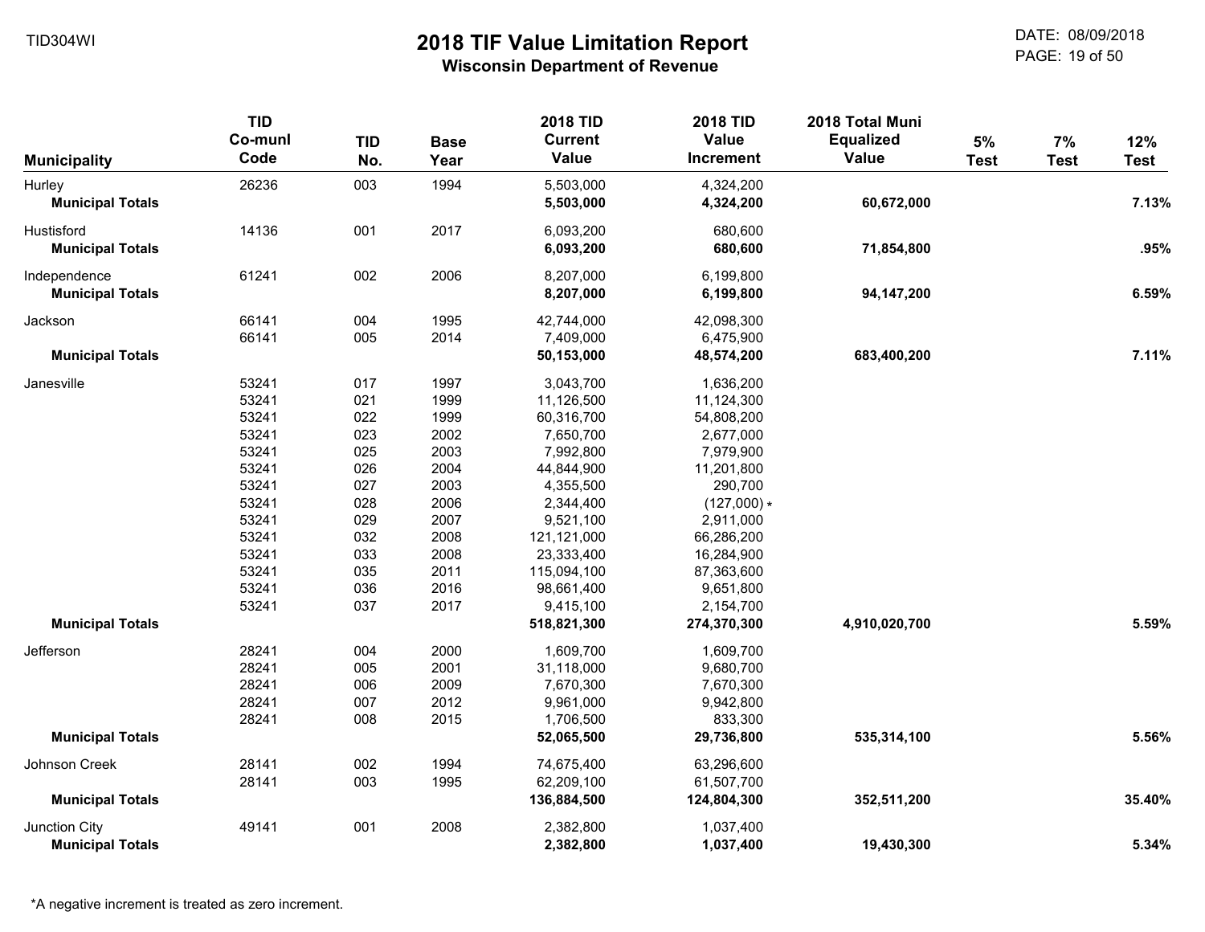# 2018 TIF Value Limitation Report

**Wisconsin Department of Revenue**

TID304WI

DATE: 08/09/2018

| Municipality | TID Co-munl Code | TID No. | Base Year | 2018 TID Current Value | 2018 TID Value Increment | 2018 Total Muni Equalized Value | 5% Test | 7% Test | 12% Test |
|---|---|---|---|---|---|---|---|---|---|
| Hurley | 26236 | 003 | 1994 | 5,503,000 | 4,324,200 | | | | |
| **Municipal Totals** | | | | **5,503,000** | **4,324,200** | **60,672,000** | | | **7.13%** |
| Hustisford | 14136 | 001 | 2017 | 6,093,200 | 680,600 | | | | |
| **Municipal Totals** | | | | **6,093,200** | **680,600** | **71,854,800** | | | **.95%** |
| Independence | 61241 | 002 | 2006 | 8,207,000 | 6,199,800 | | | | |
| **Municipal Totals** | | | | **8,207,000** | **6,199,800** | **94,147,200** | | | **6.59%** |
| Jackson | 66141 | 004 | 1995 | 42,744,000 | 42,098,300 | | | | |
| | 66141 | 005 | 2014 | 7,409,000 | 6,475,900 | | | | |
| **Municipal Totals** | | | | **50,153,000** | **48,574,200** | **683,400,200** | | | **7.11%** |
| Janesville | 53241 | 017 | 1997 | 3,043,700 | 1,636,200 | | | | |
| | 53241 | 021 | 1999 | 11,126,500 | 11,124,300 | | | | |
| | 53241 | 022 | 1999 | 60,316,700 | 54,808,200 | | | | |
| | 53241 | 023 | 2002 | 7,650,700 | 2,677,000 | | | | |
| | 53241 | 025 | 2003 | 7,992,800 | 7,979,900 | | | | |
| | 53241 | 026 | 2004 | 44,844,900 | 11,201,800 | | | | |
| | 53241 | 027 | 2003 | 4,355,500 | 290,700 | | | | |
| | 53241 | 028 | 2006 | 2,344,400 | (127,000) * | | | | |
| | 53241 | 029 | 2007 | 9,521,100 | 2,911,000 | | | | |
| | 53241 | 032 | 2008 | 121,121,000 | 66,286,200 | | | | |
| | 53241 | 033 | 2008 | 23,333,400 | 16,284,900 | | | | |
| | 53241 | 035 | 2011 | 115,094,100 | 87,363,600 | | | | |
| | 53241 | 036 | 2016 | 98,661,400 | 9,651,800 | | | | |
| | 53241 | 037 | 2017 | 9,415,100 | 2,154,700 | | | | |
| **Municipal Totals** | | | | **518,821,300** | **274,370,300** | **4,910,020,700** | | | **5.59%** |
| Jefferson | 28241 | 004 | 2000 | 1,609,700 | 1,609,700 | | | | |
| | 28241 | 005 | 2001 | 31,118,000 | 9,680,700 | | | | |
| | 28241 | 006 | 2009 | 7,670,300 | 7,670,300 | | | | |
| | 28241 | 007 | 2012 | 9,961,000 | 9,942,800 | | | | |
| | 28241 | 008 | 2015 | 1,706,500 | 833,300 | | | | |
| **Municipal Totals** | | | | **52,065,500** | **29,736,800** | **535,314,100** | | | **5.56%** |
| Johnson Creek | 28141 | 002 | 1994 | 74,675,400 | 63,296,600 | | | | |
| | 28141 | 003 | 1995 | 62,209,100 | 61,507,700 | | | | |
| **Municipal Totals** | | | | **136,884,500** | **124,804,300** | **352,511,200** | | | **35.40%** |
| Junction City | 49141 | 001 | 2008 | 2,382,800 | 1,037,400 | | | | |
| **Municipal Totals** | | | | **2,382,800** | **1,037,400** | **19,430,300** | | | **5.34%** |

*A negative increment is treated as zero increment.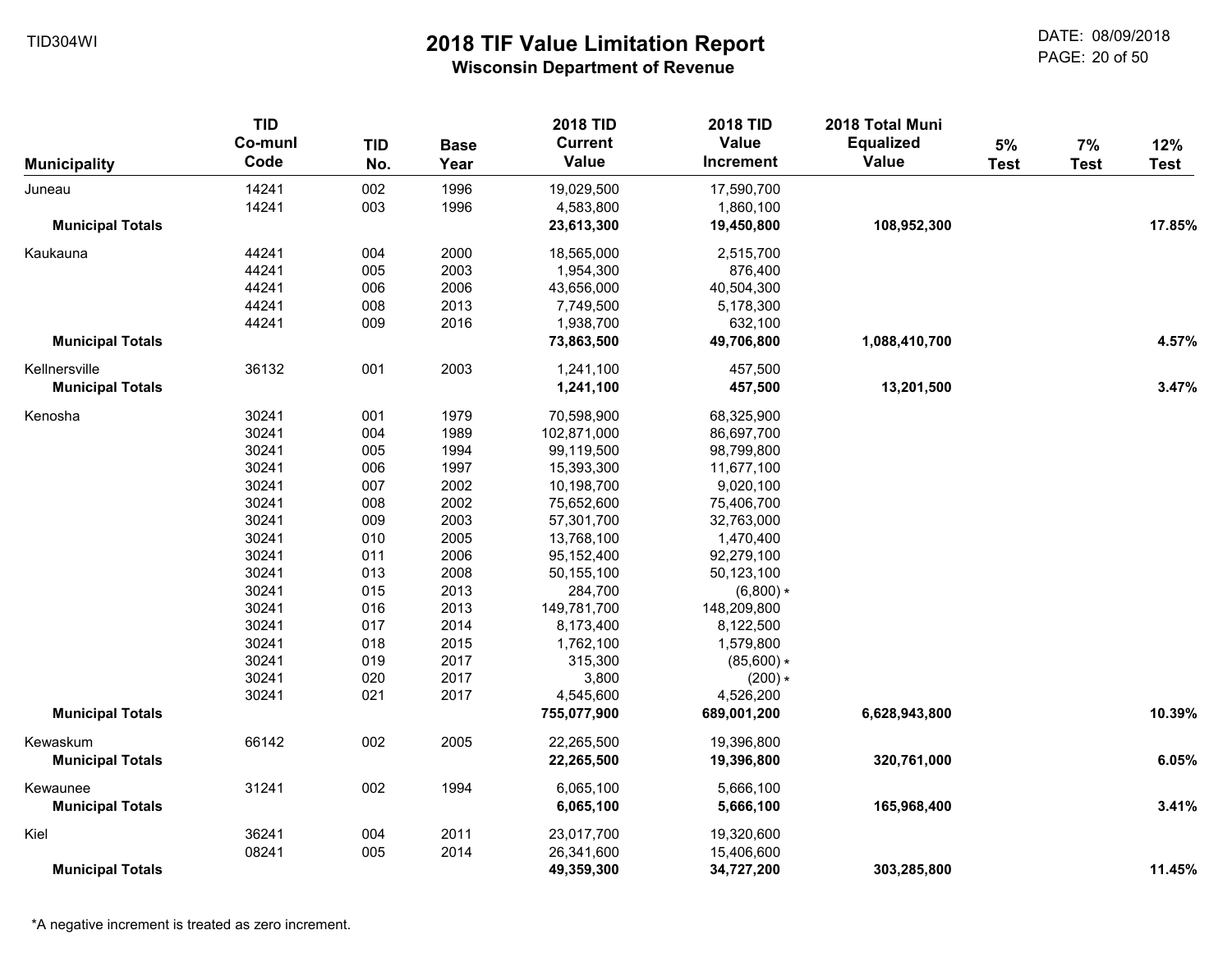# 2018 TIF Value Limitation Report

**Wisconsin Department of Revenue**

TID304WI

DATE: 08/09/2018

| Municipality | TID Co-munl Code | TID No. | Base Year | 2018 TID Current Value | 2018 TID Value Increment | 2018 Total Muni Equalized Value | 5% Test | 7% Test | 12% Test |
|---|---|---|---|---|---|---|---|---|---|
| Juneau | 14241 | 002 | 1996 | 19,029,500 | 17,590,700 | | | | |
| | 14241 | 003 | 1996 | 4,583,800 | 1,860,100 | | | | |
| **Municipal Totals** | | | | **23,613,300** | **19,450,800** | **108,952,300** | | | **17.85%** |
| Kaukauna | 44241 | 004 | 2000 | 18,565,000 | 2,515,700 | | | | |
| | 44241 | 005 | 2003 | 1,954,300 | 876,400 | | | | |
| | 44241 | 006 | 2006 | 43,656,000 | 40,504,300 | | | | |
| | 44241 | 008 | 2013 | 7,749,500 | 5,178,300 | | | | |
| | 44241 | 009 | 2016 | 1,938,700 | 632,100 | | | | |
| **Municipal Totals** | | | | **73,863,500** | **49,706,800** | **1,088,410,700** | | | **4.57%** |
| Kellnersville | 36132 | 001 | 2003 | 1,241,100 | 457,500 | | | | |
| **Municipal Totals** | | | | **1,241,100** | **457,500** | **13,201,500** | | | **3.47%** |
| Kenosha | 30241 | 001 | 1979 | 70,598,900 | 68,325,900 | | | | |
| | 30241 | 004 | 1989 | 102,871,000 | 86,697,700 | | | | |
| | 30241 | 005 | 1994 | 99,119,500 | 98,799,800 | | | | |
| | 30241 | 006 | 1997 | 15,393,300 | 11,677,100 | | | | |
| | 30241 | 007 | 2002 | 10,198,700 | 9,020,100 | | | | |
| | 30241 | 008 | 2002 | 75,652,600 | 75,406,700 | | | | |
| | 30241 | 009 | 2003 | 57,301,700 | 32,763,000 | | | | |
| | 30241 | 010 | 2005 | 13,768,100 | 1,470,400 | | | | |
| | 30241 | 011 | 2006 | 95,152,400 | 92,279,100 | | | | |
| | 30241 | 013 | 2008 | 50,155,100 | 50,123,100 | | | | |
| | 30241 | 015 | 2013 | 284,700 | (6,800) * | | | | |
| | 30241 | 016 | 2013 | 149,781,700 | 148,209,800 | | | | |
| | 30241 | 017 | 2014 | 8,173,400 | 8,122,500 | | | | |
| | 30241 | 018 | 2015 | 1,762,100 | 1,579,800 | | | | |
| | 30241 | 019 | 2017 | 315,300 | (85,600) * | | | | |
| | 30241 | 020 | 2017 | 3,800 | (200) * | | | | |
| | 30241 | 021 | 2017 | 4,545,600 | 4,526,200 | | | | |
| **Municipal Totals** | | | | **755,077,900** | **689,001,200** | **6,628,943,800** | | | **10.39%** |
| Kewaskum | 66142 | 002 | 2005 | 22,265,500 | 19,396,800 | | | | |
| **Municipal Totals** | | | | **22,265,500** | **19,396,800** | **320,761,000** | | | **6.05%** |
| Kewaunee | 31241 | 002 | 1994 | 6,065,100 | 5,666,100 | | | | |
| **Municipal Totals** | | | | **6,065,100** | **5,666,100** | **165,968,400** | | | **3.41%** |
| Kiel | 36241 | 004 | 2011 | 23,017,700 | 19,320,600 | | | | |
| | 08241 | 005 | 2014 | 26,341,600 | 15,406,600 | | | | |
| **Municipal Totals** | | | | **49,359,300** | **34,727,200** | **303,285,800** | | | **11.45%** |

*A negative increment is treated as zero increment.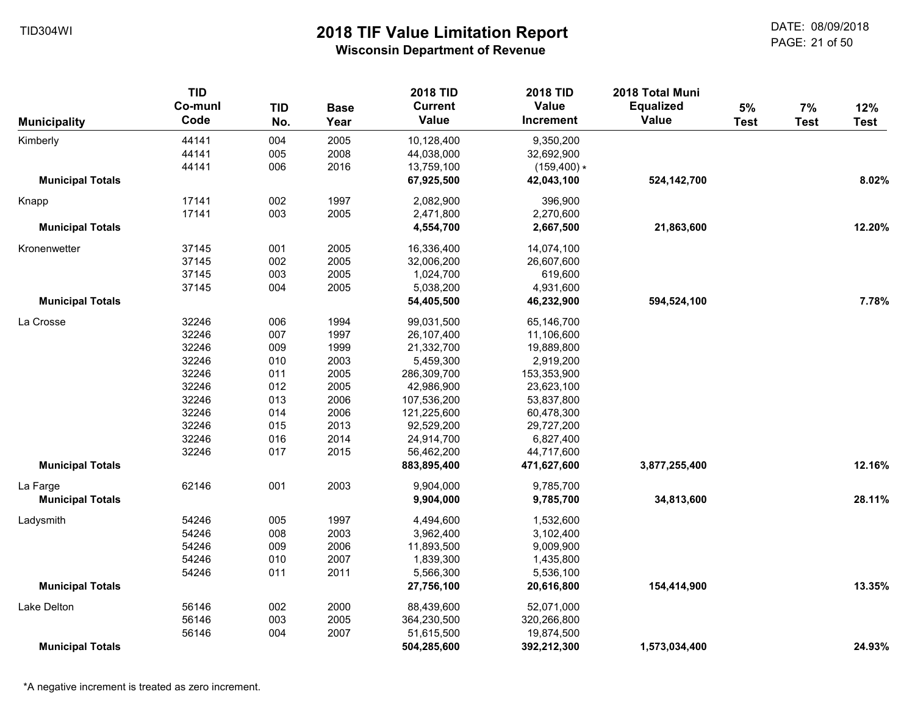TID304WI

# 2018 TIF Value Limitation Report

## Wisconsin Department of Revenue

DATE: 08/09/2018

| Municipality | TID Co-munl Code | TID No. | Base Year | 2018 TID Current Value | 2018 TID Value Increment | 2018 Total Muni Equalized Value | 5% Test | 7% Test | 12% Test |
|---|---|---|---|---|---|---|---|---|---|
| Kimberly | 44141 | 004 | 2005 | 10,128,400 | 9,350,200 | | | | |
| | 44141 | 005 | 2008 | 44,038,000 | 32,692,900 | | | | |
| | 44141 | 006 | 2016 | 13,759,100 | (159,400) * | | | | |
| **Municipal Totals** | | | | **67,925,500** | **42,043,100** | **524,142,700** | | | **8.02%** |
| Knapp | 17141 | 002 | 1997 | 2,082,900 | 396,900 | | | | |
| | 17141 | 003 | 2005 | 2,471,800 | 2,270,600 | | | | |
| **Municipal Totals** | | | | **4,554,700** | **2,667,500** | **21,863,600** | | | **12.20%** |
| Kronenwetter | 37145 | 001 | 2005 | 16,336,400 | 14,074,100 | | | | |
| | 37145 | 002 | 2005 | 32,006,200 | 26,607,600 | | | | |
| | 37145 | 003 | 2005 | 1,024,700 | 619,600 | | | | |
| | 37145 | 004 | 2005 | 5,038,200 | 4,931,600 | | | | |
| **Municipal Totals** | | | | **54,405,500** | **46,232,900** | **594,524,100** | | | **7.78%** |
| La Crosse | 32246 | 006 | 1994 | 99,031,500 | 65,146,700 | | | | |
| | 32246 | 007 | 1997 | 26,107,400 | 11,106,600 | | | | |
| | 32246 | 009 | 1999 | 21,332,700 | 19,889,800 | | | | |
| | 32246 | 010 | 2003 | 5,459,300 | 2,919,200 | | | | |
| | 32246 | 011 | 2005 | 286,309,700 | 153,353,900 | | | | |
| | 32246 | 012 | 2005 | 42,986,900 | 23,623,100 | | | | |
| | 32246 | 013 | 2006 | 107,536,200 | 53,837,800 | | | | |
| | 32246 | 014 | 2006 | 121,225,600 | 60,478,300 | | | | |
| | 32246 | 015 | 2013 | 92,529,200 | 29,727,200 | | | | |
| | 32246 | 016 | 2014 | 24,914,700 | 6,827,400 | | | | |
| | 32246 | 017 | 2015 | 56,462,200 | 44,717,600 | | | | |
| **Municipal Totals** | | | | **883,895,400** | **471,627,600** | **3,877,255,400** | | | **12.16%** |
| La Farge | 62146 | 001 | 2003 | 9,904,000 | 9,785,700 | | | | |
| **Municipal Totals** | | | | **9,904,000** | **9,785,700** | **34,813,600** | | | **28.11%** |
| Ladysmith | 54246 | 005 | 1997 | 4,494,600 | 1,532,600 | | | | |
| | 54246 | 008 | 2003 | 3,962,400 | 3,102,400 | | | | |
| | 54246 | 009 | 2006 | 11,893,500 | 9,009,900 | | | | |
| | 54246 | 010 | 2007 | 1,839,300 | 1,435,800 | | | | |
| | 54246 | 011 | 2011 | 5,566,300 | 5,536,100 | | | | |
| **Municipal Totals** | | | | **27,756,100** | **20,616,800** | **154,414,900** | | | **13.35%** |
| Lake Delton | 56146 | 002 | 2000 | 88,439,600 | 52,071,000 | | | | |
| | 56146 | 003 | 2005 | 364,230,500 | 320,266,800 | | | | |
| | 56146 | 004 | 2007 | 51,615,500 | 19,874,500 | | | | |
| **Municipal Totals** | | | | **504,285,600** | **392,212,300** | **1,573,034,400** | | | **24.93%** |

*A negative increment is treated as zero increment.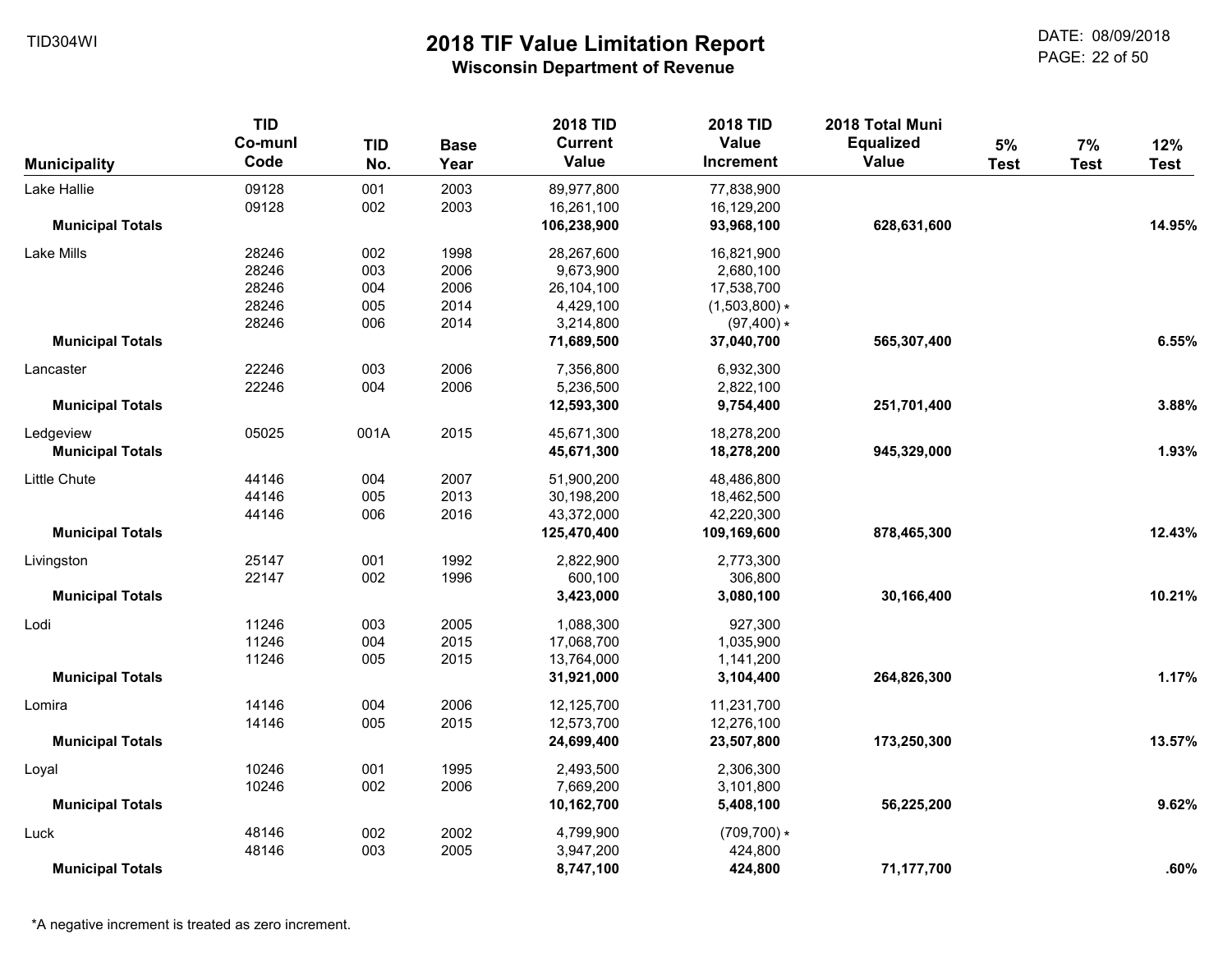# 2018 TIF Value Limitation Report

**Wisconsin Department of Revenue**

| Municipality | TID Co-munl Code | TID No. | Base Year | 2018 TID Current Value | 2018 TID Value Increment | 2018 Total Muni Equalized Value | 5% Test | 7% Test | 12% Test |
|---|---|---|---|---|---|---|---|---|---|
| Lake Hallie | 09128 | 001 | 2003 | 89,977,800 | 77,838,900 | | | | |
| | 09128 | 002 | 2003 | 16,261,100 | 16,129,200 | | | | |
| **Municipal Totals** | | | | **106,238,900** | **93,968,100** | **628,631,600** | | | **14.95%** |
| Lake Mills | 28246 | 002 | 1998 | 28,267,600 | 16,821,900 | | | | |
| | 28246 | 003 | 2006 | 9,673,900 | 2,680,100 | | | | |
| | 28246 | 004 | 2006 | 26,104,100 | 17,538,700 | | | | |
| | 28246 | 005 | 2014 | 4,429,100 | (1,503,800) * | | | | |
| | 28246 | 006 | 2014 | 3,214,800 | (97,400) * | | | | |
| **Municipal Totals** | | | | **71,689,500** | **37,040,700** | **565,307,400** | | | **6.55%** |
| Lancaster | 22246 | 003 | 2006 | 7,356,800 | 6,932,300 | | | | |
| | 22246 | 004 | 2006 | 5,236,500 | 2,822,100 | | | | |
| **Municipal Totals** | | | | **12,593,300** | **9,754,400** | **251,701,400** | | | **3.88%** |
| Ledgeview | 05025 | 001A | 2015 | 45,671,300 | 18,278,200 | | | | |
| **Municipal Totals** | | | | **45,671,300** | **18,278,200** | **945,329,000** | | | **1.93%** |
| Little Chute | 44146 | 004 | 2007 | 51,900,200 | 48,486,800 | | | | |
| | 44146 | 005 | 2013 | 30,198,200 | 18,462,500 | | | | |
| | 44146 | 006 | 2016 | 43,372,000 | 42,220,300 | | | | |
| **Municipal Totals** | | | | **125,470,400** | **109,169,600** | **878,465,300** | | | **12.43%** |
| Livingston | 25147 | 001 | 1992 | 2,822,900 | 2,773,300 | | | | |
| | 22147 | 002 | 1996 | 600,100 | 306,800 | | | | |
| **Municipal Totals** | | | | **3,423,000** | **3,080,100** | **30,166,400** | | | **10.21%** |
| Lodi | 11246 | 003 | 2005 | 1,088,300 | 927,300 | | | | |
| | 11246 | 004 | 2015 | 17,068,700 | 1,035,900 | | | | |
| | 11246 | 005 | 2015 | 13,764,000 | 1,141,200 | | | | |
| **Municipal Totals** | | | | **31,921,000** | **3,104,400** | **264,826,300** | | | **1.17%** |
| Lomira | 14146 | 004 | 2006 | 12,125,700 | 11,231,700 | | | | |
| | 14146 | 005 | 2015 | 12,573,700 | 12,276,100 | | | | |
| **Municipal Totals** | | | | **24,699,400** | **23,507,800** | **173,250,300** | | | **13.57%** |
| Loyal | 10246 | 001 | 1995 | 2,493,500 | 2,306,300 | | | | |
| | 10246 | 002 | 2006 | 7,669,200 | 3,101,800 | | | | |
| **Municipal Totals** | | | | **10,162,700** | **5,408,100** | **56,225,200** | | | **9.62%** |
| Luck | 48146 | 002 | 2002 | 4,799,900 | (709,700) * | | | | |
| | 48146 | 003 | 2005 | 3,947,200 | 424,800 | | | | |
| **Municipal Totals** | | | | **8,747,100** | **424,800** | **71,177,700** | | | **.60%** |

*A negative increment is treated as zero increment.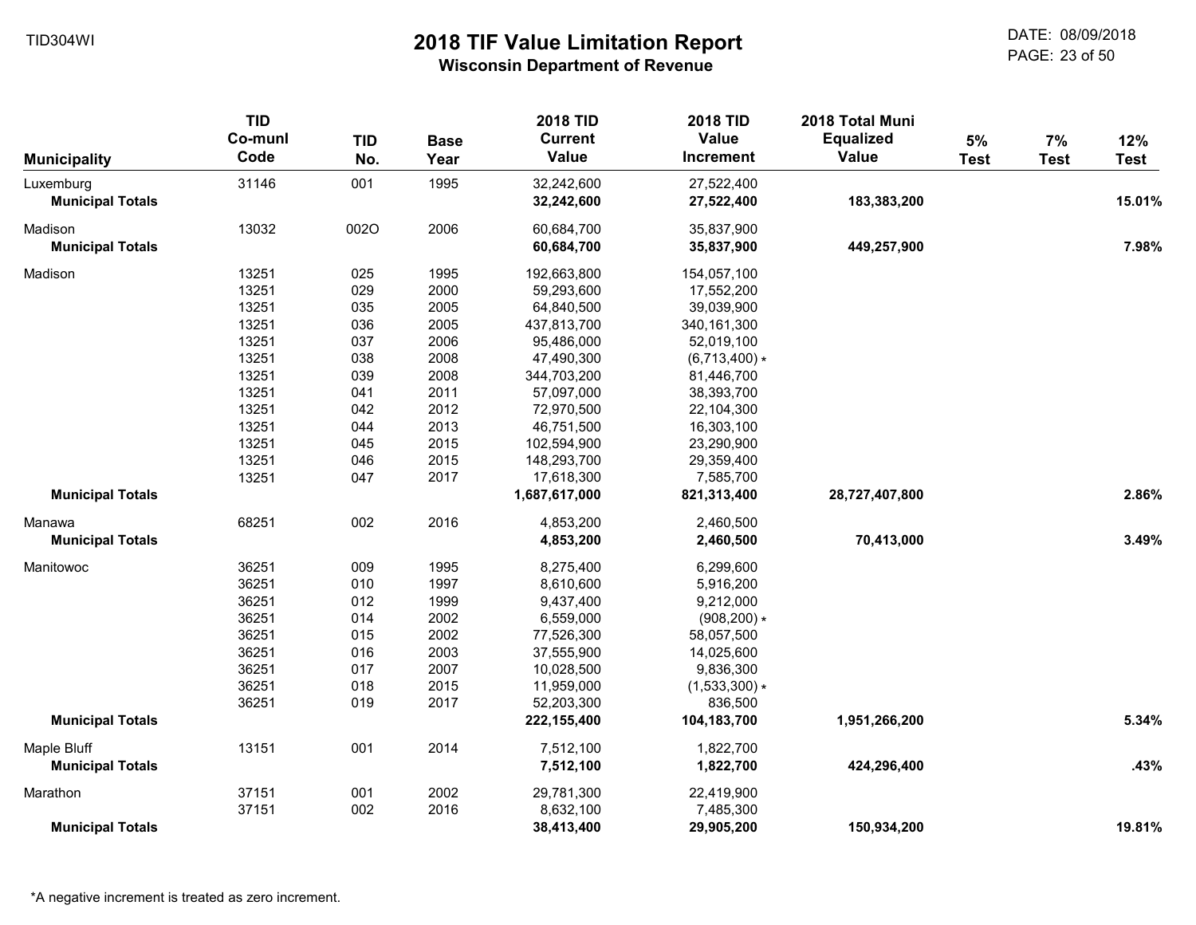# 2018 TIF Value Limitation Report

## Wisconsin Department of Revenue

| Municipality | TID Co-munl Code | TID No. | Base Year | 2018 TID Current Value | 2018 TID Value Increment | 2018 Total Muni Equalized Value | 5% Test | 7% Test | 12% Test |
|---|---|---|---|---|---|---|---|---|---|
| Luxemburg | 31146 | 001 | 1995 | 32,242,600 | 27,522,400 | | | | |
| **Municipal Totals** | | | | **32,242,600** | **27,522,400** | **183,383,200** | | | **15.01%** |
| Madison | 13032 | 002O | 2006 | 60,684,700 | 35,837,900 | | | | |
| **Municipal Totals** | | | | **60,684,700** | **35,837,900** | **449,257,900** | | | **7.98%** |
| Madison | 13251 | 025 | 1995 | 192,663,800 | 154,057,100 | | | | |
| | 13251 | 029 | 2000 | 59,293,600 | 17,552,200 | | | | |
| | 13251 | 035 | 2005 | 64,840,500 | 39,039,900 | | | | |
| | 13251 | 036 | 2005 | 437,813,700 | 340,161,300 | | | | |
| | 13251 | 037 | 2006 | 95,486,000 | 52,019,100 | | | | |
| | 13251 | 038 | 2008 | 47,490,300 | (6,713,400) * | | | | |
| | 13251 | 039 | 2008 | 344,703,200 | 81,446,700 | | | | |
| | 13251 | 041 | 2011 | 57,097,000 | 38,393,700 | | | | |
| | 13251 | 042 | 2012 | 72,970,500 | 22,104,300 | | | | |
| | 13251 | 044 | 2013 | 46,751,500 | 16,303,100 | | | | |
| | 13251 | 045 | 2015 | 102,594,900 | 23,290,900 | | | | |
| | 13251 | 046 | 2015 | 148,293,700 | 29,359,400 | | | | |
| | 13251 | 047 | 2017 | 17,618,300 | 7,585,700 | | | | |
| **Municipal Totals** | | | | **1,687,617,000** | **821,313,400** | **28,727,407,800** | | | **2.86%** |
| Manawa | 68251 | 002 | 2016 | 4,853,200 | 2,460,500 | | | | |
| **Municipal Totals** | | | | **4,853,200** | **2,460,500** | **70,413,000** | | | **3.49%** |
| Manitowoc | 36251 | 009 | 1995 | 8,275,400 | 6,299,600 | | | | |
| | 36251 | 010 | 1997 | 8,610,600 | 5,916,200 | | | | |
| | 36251 | 012 | 1999 | 9,437,400 | 9,212,000 | | | | |
| | 36251 | 014 | 2002 | 6,559,000 | (908,200) * | | | | |
| | 36251 | 015 | 2002 | 77,526,300 | 58,057,500 | | | | |
| | 36251 | 016 | 2003 | 37,555,900 | 14,025,600 | | | | |
| | 36251 | 017 | 2007 | 10,028,500 | 9,836,300 | | | | |
| | 36251 | 018 | 2015 | 11,959,000 | (1,533,300) * | | | | |
| | 36251 | 019 | 2017 | 52,203,300 | 836,500 | | | | |
| **Municipal Totals** | | | | **222,155,400** | **104,183,700** | **1,951,266,200** | | | **5.34%** |
| Maple Bluff | 13151 | 001 | 2014 | 7,512,100 | 1,822,700 | | | | |
| **Municipal Totals** | | | | **7,512,100** | **1,822,700** | **424,296,400** | | | **.43%** |
| Marathon | 37151 | 001 | 2002 | 29,781,300 | 22,419,900 | | | | |
| | 37151 | 002 | 2016 | 8,632,100 | 7,485,300 | | | | |
| **Municipal Totals** | | | | **38,413,400** | **29,905,200** | **150,934,200** | | | **19.81%** |

*A negative increment is treated as zero increment.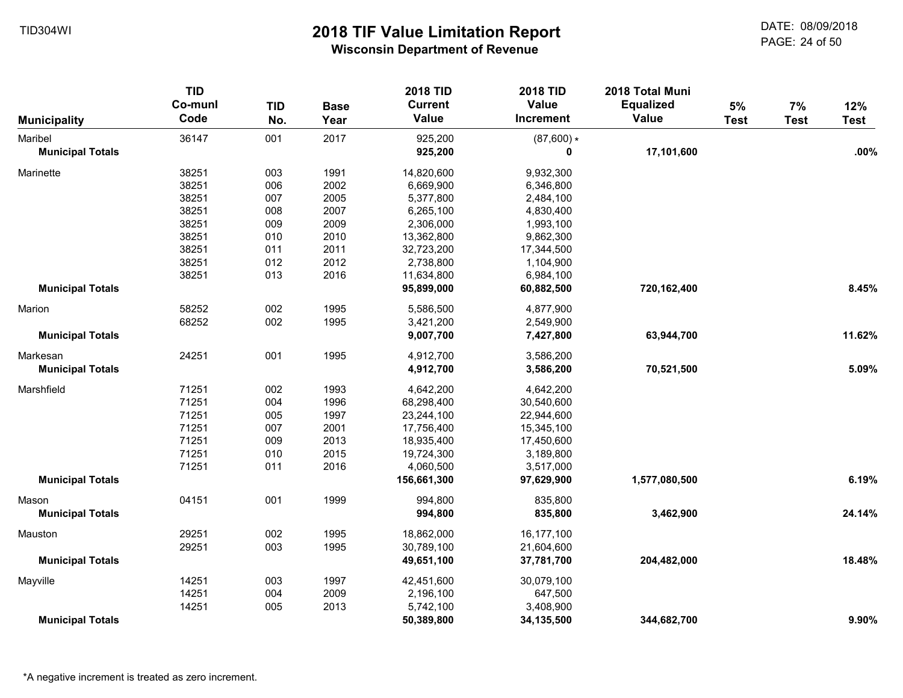# 2018 TIF Value Limitation Report

**Wisconsin Department of Revenue**

TID304WI

DATE: 08/09/2018

| Municipality | TID Co-munl Code | TID No. | Base Year | 2018 TID Current Value | 2018 TID Value Increment | 2018 Total Muni Equalized Value | 5% Test | 7% Test | 12% Test |
|---|---|---|---|---|---|---|---|---|---|
| Maribel | 36147 | 001 | 2017 | 925,200 | (87,600) * | | | | |
| **Municipal Totals** | | | | **925,200** | **0** | **17,101,600** | | | **.00%** |
| Marinette | 38251 | 003 | 1991 | 14,820,600 | 9,932,300 | | | | |
| | 38251 | 006 | 2002 | 6,669,900 | 6,346,800 | | | | |
| | 38251 | 007 | 2005 | 5,377,800 | 2,484,100 | | | | |
| | 38251 | 008 | 2007 | 6,265,100 | 4,830,400 | | | | |
| | 38251 | 009 | 2009 | 2,306,000 | 1,993,100 | | | | |
| | 38251 | 010 | 2010 | 13,362,800 | 9,862,300 | | | | |
| | 38251 | 011 | 2011 | 32,723,200 | 17,344,500 | | | | |
| | 38251 | 012 | 2012 | 2,738,800 | 1,104,900 | | | | |
| | 38251 | 013 | 2016 | 11,634,800 | 6,984,100 | | | | |
| **Municipal Totals** | | | | **95,899,000** | **60,882,500** | **720,162,400** | | | **8.45%** |
| Marion | 58252 | 002 | 1995 | 5,586,500 | 4,877,900 | | | | |
| | 68252 | 002 | 1995 | 3,421,200 | 2,549,900 | | | | |
| **Municipal Totals** | | | | **9,007,700** | **7,427,800** | **63,944,700** | | | **11.62%** |
| Markesan | 24251 | 001 | 1995 | 4,912,700 | 3,586,200 | | | | |
| **Municipal Totals** | | | | **4,912,700** | **3,586,200** | **70,521,500** | | | **5.09%** |
| Marshfield | 71251 | 002 | 1993 | 4,642,200 | 4,642,200 | | | | |
| | 71251 | 004 | 1996 | 68,298,400 | 30,540,600 | | | | |
| | 71251 | 005 | 1997 | 23,244,100 | 22,944,600 | | | | |
| | 71251 | 007 | 2001 | 17,756,400 | 15,345,100 | | | | |
| | 71251 | 009 | 2013 | 18,935,400 | 17,450,600 | | | | |
| | 71251 | 010 | 2015 | 19,724,300 | 3,189,800 | | | | |
| | 71251 | 011 | 2016 | 4,060,500 | 3,517,000 | | | | |
| **Municipal Totals** | | | | **156,661,300** | **97,629,900** | **1,577,080,500** | | | **6.19%** |
| Mason | 04151 | 001 | 1999 | 994,800 | 835,800 | | | | |
| **Municipal Totals** | | | | **994,800** | **835,800** | **3,462,900** | | | **24.14%** |
| Mauston | 29251 | 002 | 1995 | 18,862,000 | 16,177,100 | | | | |
| | 29251 | 003 | 1995 | 30,789,100 | 21,604,600 | | | | |
| **Municipal Totals** | | | | **49,651,100** | **37,781,700** | **204,482,000** | | | **18.48%** |
| Mayville | 14251 | 003 | 1997 | 42,451,600 | 30,079,100 | | | | |
| | 14251 | 004 | 2009 | 2,196,100 | 647,500 | | | | |
| | 14251 | 005 | 2013 | 5,742,100 | 3,408,900 | | | | |
| **Municipal Totals** | | | | **50,389,800** | **34,135,500** | **344,682,700** | | | **9.90%** |

*A negative increment is treated as zero increment.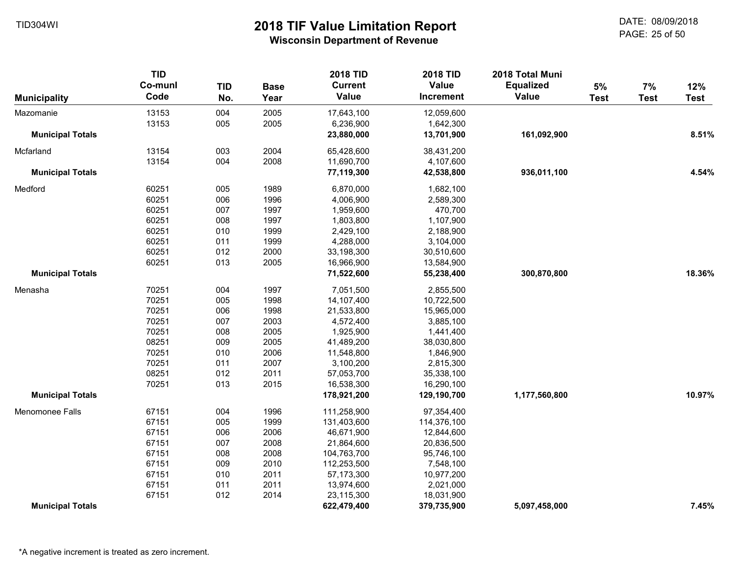# 2018 TIF Value Limitation Report

**Wisconsin Department of Revenue**

TID304WI

DATE: 08/09/2018

| Municipality | TID Co-munl Code | TID No. | Base Year | 2018 TID Current Value | 2018 TID Value Increment | 2018 Total Muni Equalized Value | 5% Test | 7% Test | 12% Test |
|---|---|---|---|---|---|---|---|---|---|
| Mazomanie | 13153 | 004 | 2005 | 17,643,100 | 12,059,600 | | | | |
| | 13153 | 005 | 2005 | 6,236,900 | 1,642,300 | | | | |
| **Municipal Totals** | | | | **23,880,000** | **13,701,900** | **161,092,900** | | | **8.51%** |
| Mcfarland | 13154 | 003 | 2004 | 65,428,600 | 38,431,200 | | | | |
| | 13154 | 004 | 2008 | 11,690,700 | 4,107,600 | | | | |
| **Municipal Totals** | | | | **77,119,300** | **42,538,800** | **936,011,100** | | | **4.54%** |
| Medford | 60251 | 005 | 1989 | 6,870,000 | 1,682,100 | | | | |
| | 60251 | 006 | 1996 | 4,006,900 | 2,589,300 | | | | |
| | 60251 | 007 | 1997 | 1,959,600 | 470,700 | | | | |
| | 60251 | 008 | 1997 | 1,803,800 | 1,107,900 | | | | |
| | 60251 | 010 | 1999 | 2,429,100 | 2,188,900 | | | | |
| | 60251 | 011 | 1999 | 4,288,000 | 3,104,000 | | | | |
| | 60251 | 012 | 2000 | 33,198,300 | 30,510,600 | | | | |
| | 60251 | 013 | 2005 | 16,966,900 | 13,584,900 | | | | |
| **Municipal Totals** | | | | **71,522,600** | **55,238,400** | **300,870,800** | | | **18.36%** |
| Menasha | 70251 | 004 | 1997 | 7,051,500 | 2,855,500 | | | | |
| | 70251 | 005 | 1998 | 14,107,400 | 10,722,500 | | | | |
| | 70251 | 006 | 1998 | 21,533,800 | 15,965,000 | | | | |
| | 70251 | 007 | 2003 | 4,572,400 | 3,885,100 | | | | |
| | 70251 | 008 | 2005 | 1,925,900 | 1,441,400 | | | | |
| | 08251 | 009 | 2005 | 41,489,200 | 38,030,800 | | | | |
| | 70251 | 010 | 2006 | 11,548,800 | 1,846,900 | | | | |
| | 70251 | 011 | 2007 | 3,100,200 | 2,815,300 | | | | |
| | 08251 | 012 | 2011 | 57,053,700 | 35,338,100 | | | | |
| | 70251 | 013 | 2015 | 16,538,300 | 16,290,100 | | | | |
| **Municipal Totals** | | | | **178,921,200** | **129,190,700** | **1,177,560,800** | | | **10.97%** |
| Menomonee Falls | 67151 | 004 | 1996 | 111,258,900 | 97,354,400 | | | | |
| | 67151 | 005 | 1999 | 131,403,600 | 114,376,100 | | | | |
| | 67151 | 006 | 2006 | 46,671,900 | 12,844,600 | | | | |
| | 67151 | 007 | 2008 | 21,864,600 | 20,836,500 | | | | |
| | 67151 | 008 | 2008 | 104,763,700 | 95,746,100 | | | | |
| | 67151 | 009 | 2010 | 112,253,500 | 7,548,100 | | | | |
| | 67151 | 010 | 2011 | 57,173,300 | 10,977,200 | | | | |
| | 67151 | 011 | 2011 | 13,974,600 | 2,021,000 | | | | |
| | 67151 | 012 | 2014 | 23,115,300 | 18,031,900 | | | | |
| **Municipal Totals** | | | | **622,479,400** | **379,735,900** | **5,097,458,000** | | | **7.45%** |

*A negative increment is treated as zero increment.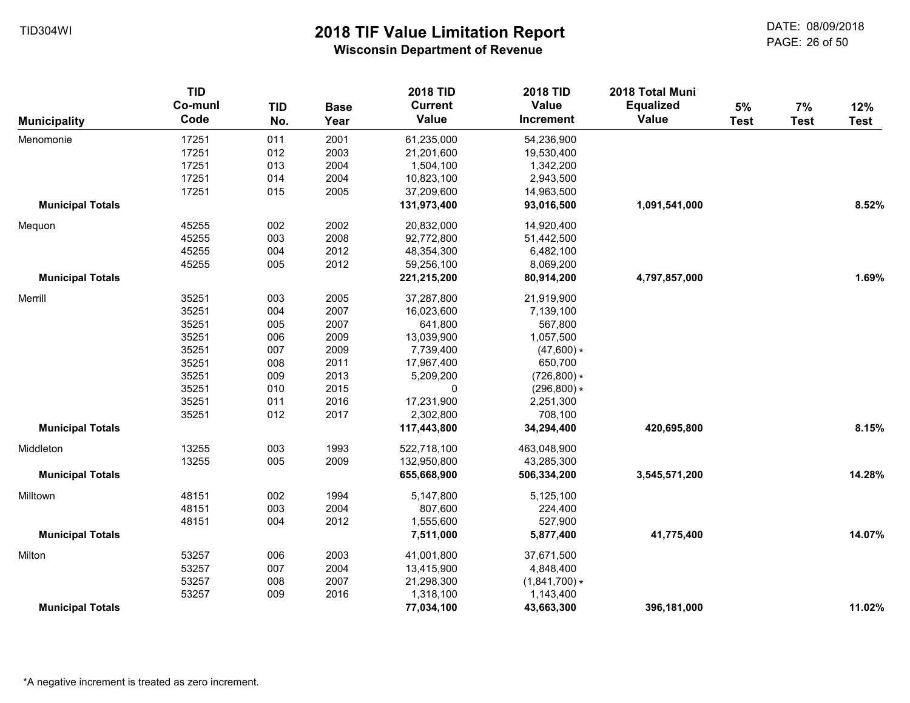# 2018 TIF Value Limitation Report

**Wisconsin Department of Revenue**

TID304WI

DATE: 08/09/2018

| Municipality | TID Co-munl Code | TID No. | Base Year | 2018 TID Current Value | 2018 TID Value Increment | 2018 Total Muni Equalized Value | 5% Test | 7% Test | 12% Test |
|---|---|---|---|---|---|---|---|---|---|
| Menomonie | 17251 | 011 | 2001 | 61,235,000 | 54,236,900 | | | | |
| | 17251 | 012 | 2003 | 21,201,600 | 19,530,400 | | | | |
| | 17251 | 013 | 2004 | 1,504,100 | 1,342,200 | | | | |
| | 17251 | 014 | 2004 | 10,823,100 | 2,943,500 | | | | |
| | 17251 | 015 | 2005 | 37,209,600 | 14,963,500 | | | | |
| **Municipal Totals** | | | | **131,973,400** | **93,016,500** | **1,091,541,000** | | | **8.52%** |
| Mequon | 45255 | 002 | 2002 | 20,832,000 | 14,920,400 | | | | |
| | 45255 | 003 | 2008 | 92,772,800 | 51,442,500 | | | | |
| | 45255 | 004 | 2012 | 48,354,300 | 6,482,100 | | | | |
| | 45255 | 005 | 2012 | 59,256,100 | 8,069,200 | | | | |
| **Municipal Totals** | | | | **221,215,200** | **80,914,200** | **4,797,857,000** | | | **1.69%** |
| Merrill | 35251 | 003 | 2005 | 37,287,800 | 21,919,900 | | | | |
| | 35251 | 004 | 2007 | 16,023,600 | 7,139,100 | | | | |
| | 35251 | 005 | 2007 | 641,800 | 567,800 | | | | |
| | 35251 | 006 | 2009 | 13,039,900 | 1,057,500 | | | | |
| | 35251 | 007 | 2009 | 7,739,400 | (47,600) * | | | | |
| | 35251 | 008 | 2011 | 17,967,400 | 650,700 | | | | |
| | 35251 | 009 | 2013 | 5,209,200 | (726,800) * | | | | |
| | 35251 | 010 | 2015 | 0 | (296,800) * | | | | |
| | 35251 | 011 | 2016 | 17,231,900 | 2,251,300 | | | | |
| | 35251 | 012 | 2017 | 2,302,800 | 708,100 | | | | |
| **Municipal Totals** | | | | **117,443,800** | **34,294,400** | **420,695,800** | | | **8.15%** |
| Middleton | 13255 | 003 | 1993 | 522,718,100 | 463,048,900 | | | | |
| | 13255 | 005 | 2009 | 132,950,800 | 43,285,300 | | | | |
| **Municipal Totals** | | | | **655,668,900** | **506,334,200** | **3,545,571,200** | | | **14.28%** |
| Milltown | 48151 | 002 | 1994 | 5,147,800 | 5,125,100 | | | | |
| | 48151 | 003 | 2004 | 807,600 | 224,400 | | | | |
| | 48151 | 004 | 2012 | 1,555,600 | 527,900 | | | | |
| **Municipal Totals** | | | | **7,511,000** | **5,877,400** | **41,775,400** | | | **14.07%** |
| Milton | 53257 | 006 | 2003 | 41,001,800 | 37,671,500 | | | | |
| | 53257 | 007 | 2004 | 13,415,900 | 4,848,400 | | | | |
| | 53257 | 008 | 2007 | 21,298,300 | (1,841,700) * | | | | |
| | 53257 | 009 | 2016 | 1,318,100 | 1,143,400 | | | | |
| **Municipal Totals** | | | | **77,034,100** | **43,663,300** | **396,181,000** | | | **11.02%** |

*A negative increment is treated as zero increment.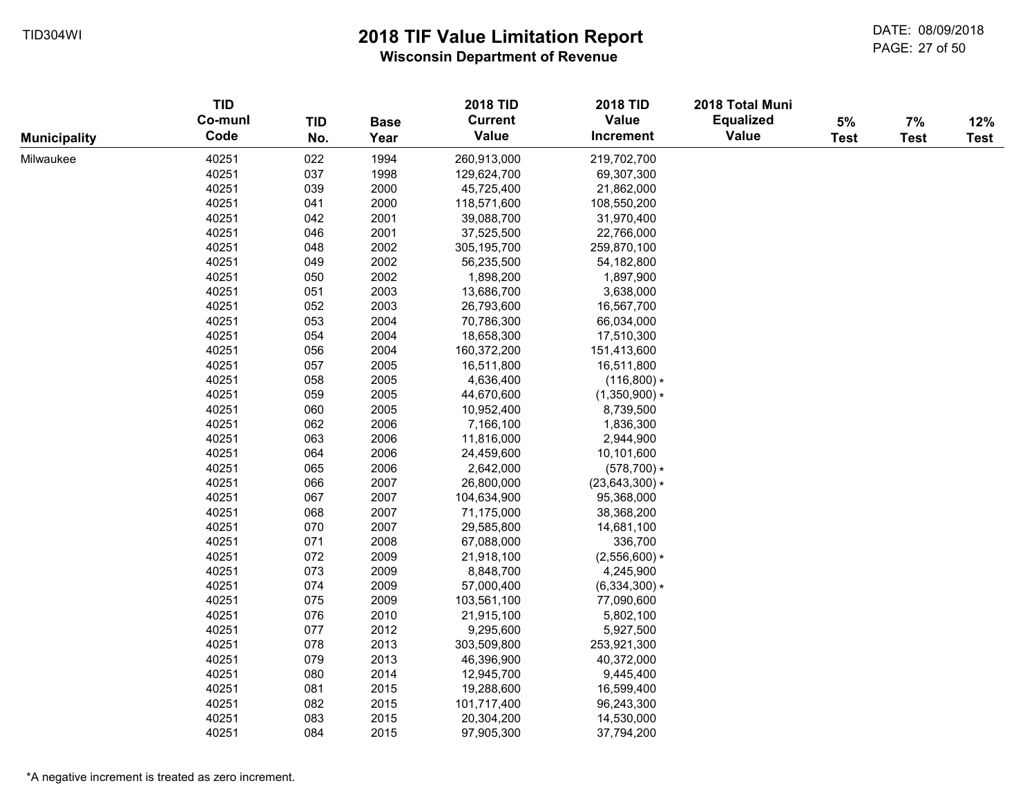# 2018 TIF Value Limitation Report

**Wisconsin Department of Revenue**

TID304WI

DATE: 08/09/2018

| Municipality | TID Co-munl Code | TID No. | Base Year | 2018 TID Current Value | 2018 TID Value Increment | 2018 Total Muni Equalized Value | 5% Test | 7% Test | 12% Test |
|---|---|---|---|---|---|---|---|---|---|
| Milwaukee | 40251 | 022 | 1994 | 260,913,000 | 219,702,700 | | | | |
| | 40251 | 037 | 1998 | 129,624,700 | 69,307,300 | | | | |
| | 40251 | 039 | 2000 | 45,725,400 | 21,862,000 | | | | |
| | 40251 | 041 | 2000 | 118,571,600 | 108,550,200 | | | | |
| | 40251 | 042 | 2001 | 39,088,700 | 31,970,400 | | | | |
| | 40251 | 046 | 2001 | 37,525,500 | 22,766,000 | | | | |
| | 40251 | 048 | 2002 | 305,195,700 | 259,870,100 | | | | |
| | 40251 | 049 | 2002 | 56,235,500 | 54,182,800 | | | | |
| | 40251 | 050 | 2002 | 1,898,200 | 1,897,900 | | | | |
| | 40251 | 051 | 2003 | 13,686,700 | 3,638,000 | | | | |
| | 40251 | 052 | 2003 | 26,793,600 | 16,567,700 | | | | |
| | 40251 | 053 | 2004 | 70,786,300 | 66,034,000 | | | | |
| | 40251 | 054 | 2004 | 18,658,300 | 17,510,300 | | | | |
| | 40251 | 056 | 2004 | 160,372,200 | 151,413,600 | | | | |
| | 40251 | 057 | 2005 | 16,511,800 | 16,511,800 | | | | |
| | 40251 | 058 | 2005 | 4,636,400 | (116,800) * | | | | |
| | 40251 | 059 | 2005 | 44,670,600 | (1,350,900) * | | | | |
| | 40251 | 060 | 2005 | 10,952,400 | 8,739,500 | | | | |
| | 40251 | 062 | 2006 | 7,166,100 | 1,836,300 | | | | |
| | 40251 | 063 | 2006 | 11,816,000 | 2,944,900 | | | | |
| | 40251 | 064 | 2006 | 24,459,600 | 10,101,600 | | | | |
| | 40251 | 065 | 2006 | 2,642,000 | (578,700) * | | | | |
| | 40251 | 066 | 2007 | 26,800,000 | (23,643,300) * | | | | |
| | 40251 | 067 | 2007 | 104,634,900 | 95,368,000 | | | | |
| | 40251 | 068 | 2007 | 71,175,000 | 38,368,200 | | | | |
| | 40251 | 070 | 2007 | 29,585,800 | 14,681,100 | | | | |
| | 40251 | 071 | 2008 | 67,088,000 | 336,700 | | | | |
| | 40251 | 072 | 2009 | 21,918,100 | (2,556,600) * | | | | |
| | 40251 | 073 | 2009 | 8,848,700 | 4,245,900 | | | | |
| | 40251 | 074 | 2009 | 57,000,400 | (6,334,300) * | | | | |
| | 40251 | 075 | 2009 | 103,561,100 | 77,090,600 | | | | |
| | 40251 | 076 | 2010 | 21,915,100 | 5,802,100 | | | | |
| | 40251 | 077 | 2012 | 9,295,600 | 5,927,500 | | | | |
| | 40251 | 078 | 2013 | 303,509,800 | 253,921,300 | | | | |
| | 40251 | 079 | 2013 | 46,396,900 | 40,372,000 | | | | |
| | 40251 | 080 | 2014 | 12,945,700 | 9,445,400 | | | | |
| | 40251 | 081 | 2015 | 19,288,600 | 16,599,400 | | | | |
| | 40251 | 082 | 2015 | 101,717,400 | 96,243,300 | | | | |
| | 40251 | 083 | 2015 | 20,304,200 | 14,530,000 | | | | |
| | 40251 | 084 | 2015 | 97,905,300 | 37,794,200 | | | | |

*A negative increment is treated as zero increment.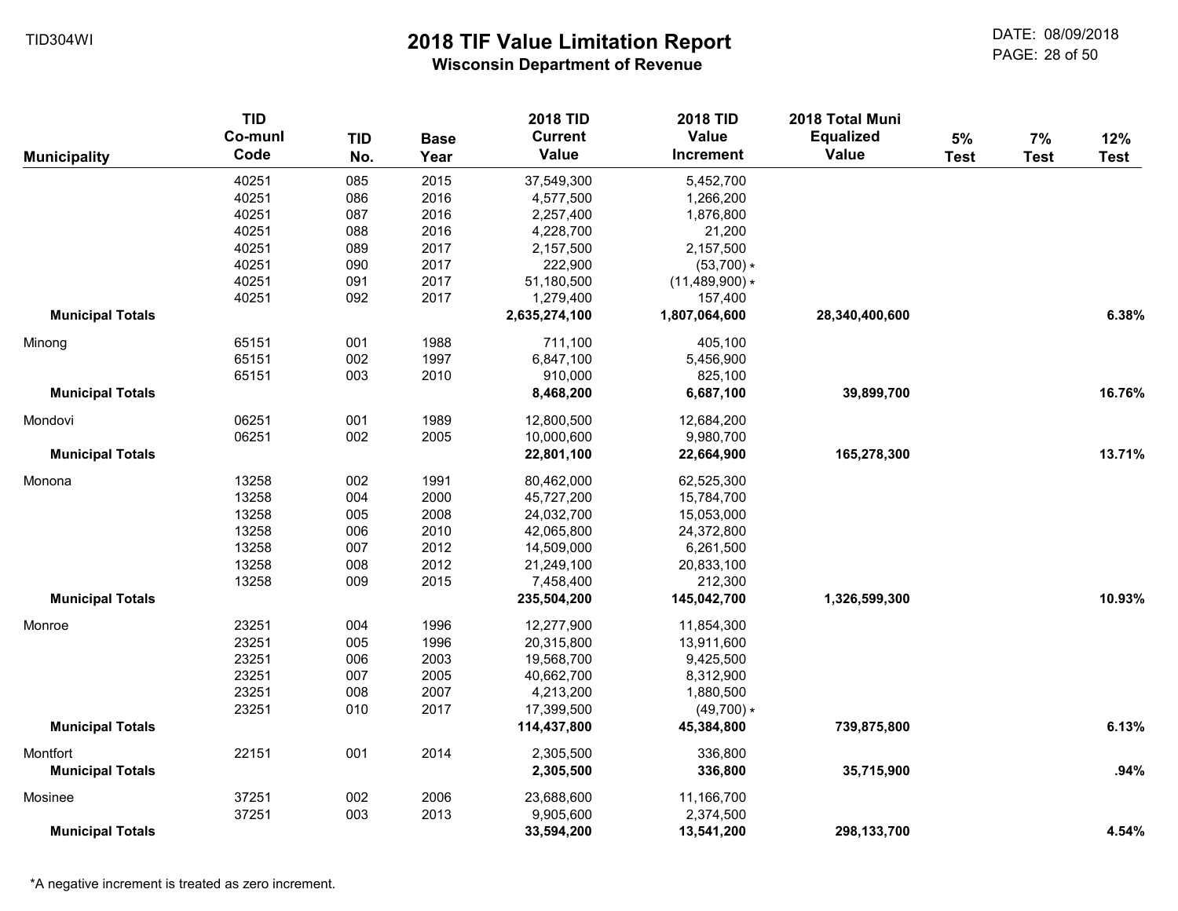# 2018 TIF Value Limitation Report

**Wisconsin Department of Revenue**

TID304WI

DATE: 08/09/2018

| Municipality | TID Co-munl Code | TID No. | Base Year | 2018 TID Current Value | 2018 TID Value Increment | 2018 Total Muni Equalized Value | 5% Test | 7% Test | 12% Test |
|---|---|---|---|---|---|---|---|---|---|
| | 40251 | 085 | 2015 | 37,549,300 | 5,452,700 | | | | |
| | 40251 | 086 | 2016 | 4,577,500 | 1,266,200 | | | | |
| | 40251 | 087 | 2016 | 2,257,400 | 1,876,800 | | | | |
| | 40251 | 088 | 2016 | 4,228,700 | 21,200 | | | | |
| | 40251 | 089 | 2017 | 2,157,500 | 2,157,500 | | | | |
| | 40251 | 090 | 2017 | 222,900 | (53,700) * | | | | |
| | 40251 | 091 | 2017 | 51,180,500 | (11,489,900) * | | | | |
| | 40251 | 092 | 2017 | 1,279,400 | 157,400 | | | | |
| **Municipal Totals** | | | | **2,635,274,100** | **1,807,064,600** | **28,340,400,600** | | | **6.38%** |
| Minong | 65151 | 001 | 1988 | 711,100 | 405,100 | | | | |
| | 65151 | 002 | 1997 | 6,847,100 | 5,456,900 | | | | |
| | 65151 | 003 | 2010 | 910,000 | 825,100 | | | | |
| **Municipal Totals** | | | | **8,468,200** | **6,687,100** | **39,899,700** | | | **16.76%** |
| Mondovi | 06251 | 001 | 1989 | 12,800,500 | 12,684,200 | | | | |
| | 06251 | 002 | 2005 | 10,000,600 | 9,980,700 | | | | |
| **Municipal Totals** | | | | **22,801,100** | **22,664,900** | **165,278,300** | | | **13.71%** |
| Monona | 13258 | 002 | 1991 | 80,462,000 | 62,525,300 | | | | |
| | 13258 | 004 | 2000 | 45,727,200 | 15,784,700 | | | | |
| | 13258 | 005 | 2008 | 24,032,700 | 15,053,000 | | | | |
| | 13258 | 006 | 2010 | 42,065,800 | 24,372,800 | | | | |
| | 13258 | 007 | 2012 | 14,509,000 | 6,261,500 | | | | |
| | 13258 | 008 | 2012 | 21,249,100 | 20,833,100 | | | | |
| | 13258 | 009 | 2015 | 7,458,400 | 212,300 | | | | |
| **Municipal Totals** | | | | **235,504,200** | **145,042,700** | **1,326,599,300** | | | **10.93%** |
| Monroe | 23251 | 004 | 1996 | 12,277,900 | 11,854,300 | | | | |
| | 23251 | 005 | 1996 | 20,315,800 | 13,911,600 | | | | |
| | 23251 | 006 | 2003 | 19,568,700 | 9,425,500 | | | | |
| | 23251 | 007 | 2005 | 40,662,700 | 8,312,900 | | | | |
| | 23251 | 008 | 2007 | 4,213,200 | 1,880,500 | | | | |
| | 23251 | 010 | 2017 | 17,399,500 | (49,700) * | | | | |
| **Municipal Totals** | | | | **114,437,800** | **45,384,800** | **739,875,800** | | | **6.13%** |
| Montfort | 22151 | 001 | 2014 | 2,305,500 | 336,800 | | | | |
| **Municipal Totals** | | | | **2,305,500** | **336,800** | **35,715,900** | | | **.94%** |
| Mosinee | 37251 | 002 | 2006 | 23,688,600 | 11,166,700 | | | | |
| | 37251 | 003 | 2013 | 9,905,600 | 2,374,500 | | | | |
| **Municipal Totals** | | | | **33,594,200** | **13,541,200** | **298,133,700** | | | **4.54%** |

*A negative increment is treated as zero increment.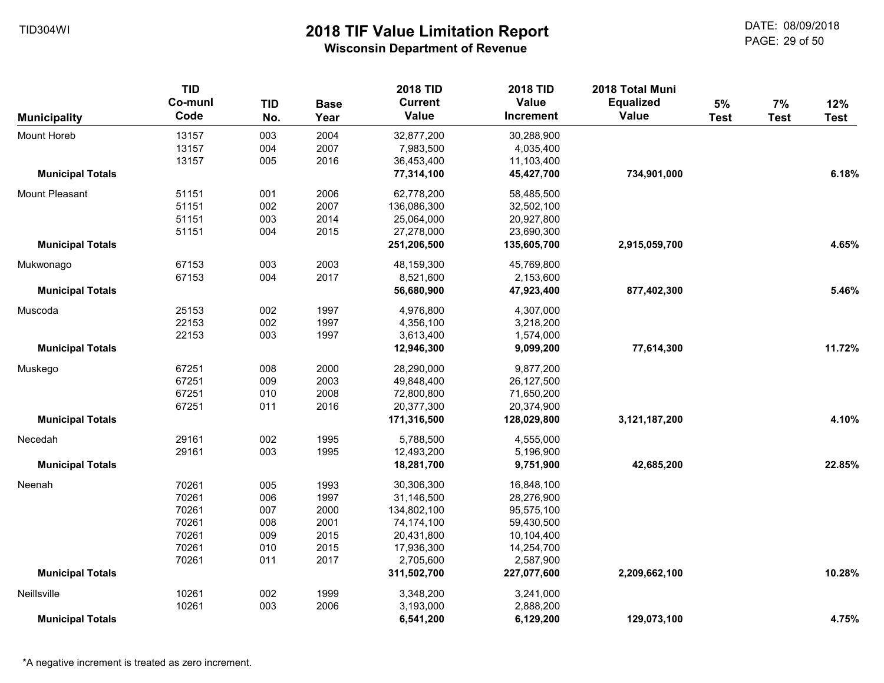# 2018 TIF Value Limitation Report

## Wisconsin Department of Revenue

TID304WI

DATE: 08/09/2018

| Municipality | TID Co-munl Code | TID No. | Base Year | 2018 TID Current Value | 2018 TID Value Increment | 2018 Total Muni Equalized Value | 5% Test | 7% Test | 12% Test |
|---|---|---|---|---|---|---|---|---|---|
| Mount Horeb | 13157 | 003 | 2004 | 32,877,200 | 30,288,900 | | | | |
| | 13157 | 004 | 2007 | 7,983,500 | 4,035,400 | | | | |
| | 13157 | 005 | 2016 | 36,453,400 | 11,103,400 | | | | |
| **Municipal Totals** | | | | **77,314,100** | **45,427,700** | **734,901,000** | | | **6.18%** |
| Mount Pleasant | 51151 | 001 | 2006 | 62,778,200 | 58,485,500 | | | | |
| | 51151 | 002 | 2007 | 136,086,300 | 32,502,100 | | | | |
| | 51151 | 003 | 2014 | 25,064,000 | 20,927,800 | | | | |
| | 51151 | 004 | 2015 | 27,278,000 | 23,690,300 | | | | |
| **Municipal Totals** | | | | **251,206,500** | **135,605,700** | **2,915,059,700** | | | **4.65%** |
| Mukwonago | 67153 | 003 | 2003 | 48,159,300 | 45,769,800 | | | | |
| | 67153 | 004 | 2017 | 8,521,600 | 2,153,600 | | | | |
| **Municipal Totals** | | | | **56,680,900** | **47,923,400** | **877,402,300** | | | **5.46%** |
| Muscoda | 25153 | 002 | 1997 | 4,976,800 | 4,307,000 | | | | |
| | 22153 | 002 | 1997 | 4,356,100 | 3,218,200 | | | | |
| | 22153 | 003 | 1997 | 3,613,400 | 1,574,000 | | | | |
| **Municipal Totals** | | | | **12,946,300** | **9,099,200** | **77,614,300** | | | **11.72%** |
| Muskego | 67251 | 008 | 2000 | 28,290,000 | 9,877,200 | | | | |
| | 67251 | 009 | 2003 | 49,848,400 | 26,127,500 | | | | |
| | 67251 | 010 | 2008 | 72,800,800 | 71,650,200 | | | | |
| | 67251 | 011 | 2016 | 20,377,300 | 20,374,900 | | | | |
| **Municipal Totals** | | | | **171,316,500** | **128,029,800** | **3,121,187,200** | | | **4.10%** |
| Necedah | 29161 | 002 | 1995 | 5,788,500 | 4,555,000 | | | | |
| | 29161 | 003 | 1995 | 12,493,200 | 5,196,900 | | | | |
| **Municipal Totals** | | | | **18,281,700** | **9,751,900** | **42,685,200** | | | **22.85%** |
| Neenah | 70261 | 005 | 1993 | 30,306,300 | 16,848,100 | | | | |
| | 70261 | 006 | 1997 | 31,146,500 | 28,276,900 | | | | |
| | 70261 | 007 | 2000 | 134,802,100 | 95,575,100 | | | | |
| | 70261 | 008 | 2001 | 74,174,100 | 59,430,500 | | | | |
| | 70261 | 009 | 2015 | 20,431,800 | 10,104,400 | | | | |
| | 70261 | 010 | 2015 | 17,936,300 | 14,254,700 | | | | |
| | 70261 | 011 | 2017 | 2,705,600 | 2,587,900 | | | | |
| **Municipal Totals** | | | | **311,502,700** | **227,077,600** | **2,209,662,100** | | | **10.28%** |
| Neillsville | 10261 | 002 | 1999 | 3,348,200 | 3,241,000 | | | | |
| | 10261 | 003 | 2006 | 3,193,000 | 2,888,200 | | | | |
| **Municipal Totals** | | | | **6,541,200** | **6,129,200** | **129,073,100** | | | **4.75%** |

*A negative increment is treated as zero increment.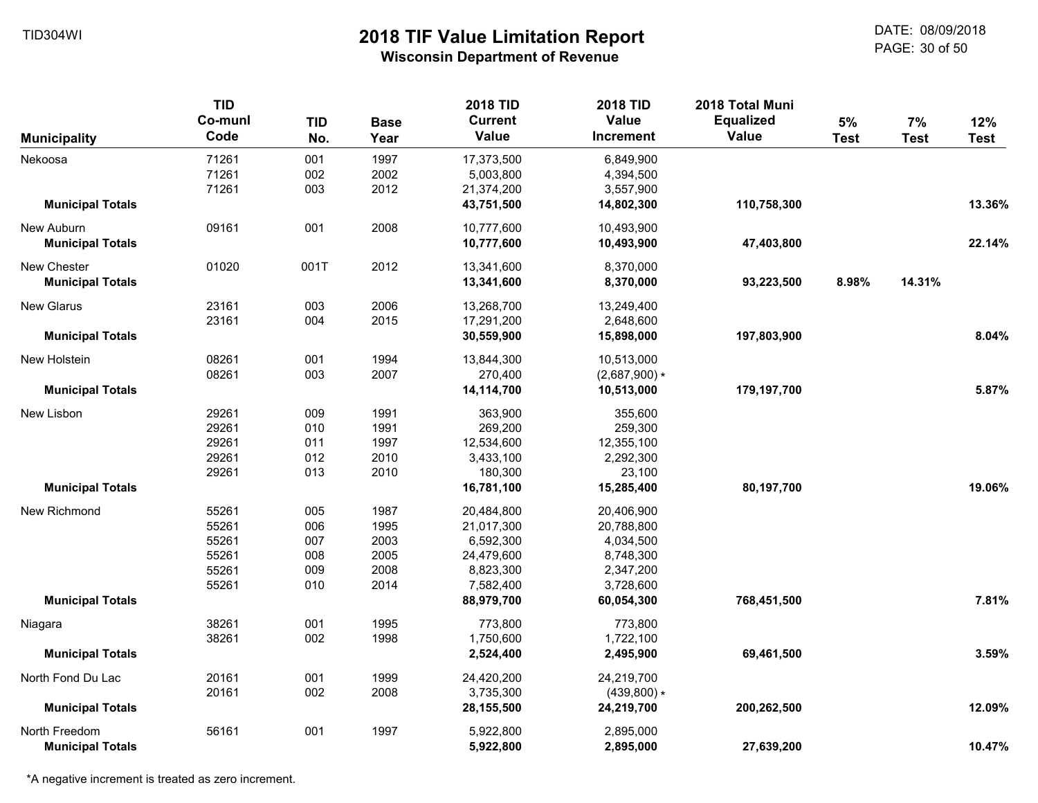# 2018 TIF Value Limitation Report

## Wisconsin Department of Revenue

TID304WI

DATE: 08/09/2018

| Municipality | TID Co-munl Code | TID No. | Base Year | 2018 TID Current Value | 2018 TID Value Increment | 2018 Total Muni Equalized Value | 5% Test | 7% Test | 12% Test |
|---|---|---|---|---|---|---|---|---|---|
| Nekoosa | 71261 | 001 | 1997 | 17,373,500 | 6,849,900 | | | | |
| | 71261 | 002 | 2002 | 5,003,800 | 4,394,500 | | | | |
| | 71261 | 003 | 2012 | 21,374,200 | 3,557,900 | | | | |
| **Municipal Totals** | | | | **43,751,500** | **14,802,300** | **110,758,300** | | | **13.36%** |
| New Auburn | 09161 | 001 | 2008 | 10,777,600 | 10,493,900 | | | | |
| **Municipal Totals** | | | | **10,777,600** | **10,493,900** | **47,403,800** | | | **22.14%** |
| New Chester | 01020 | 001T | 2012 | 13,341,600 | 8,370,000 | | | | |
| **Municipal Totals** | | | | **13,341,600** | **8,370,000** | **93,223,500** | **8.98%** | **14.31%** | |
| New Glarus | 23161 | 003 | 2006 | 13,268,700 | 13,249,400 | | | | |
| | 23161 | 004 | 2015 | 17,291,200 | 2,648,600 | | | | |
| **Municipal Totals** | | | | **30,559,900** | **15,898,000** | **197,803,900** | | | **8.04%** |
| New Holstein | 08261 | 001 | 1994 | 13,844,300 | 10,513,000 | | | | |
| | 08261 | 003 | 2007 | 270,400 | (2,687,900) * | | | | |
| **Municipal Totals** | | | | **14,114,700** | **10,513,000** | **179,197,700** | | | **5.87%** |
| New Lisbon | 29261 | 009 | 1991 | 363,900 | 355,600 | | | | |
| | 29261 | 010 | 1991 | 269,200 | 259,300 | | | | |
| | 29261 | 011 | 1997 | 12,534,600 | 12,355,100 | | | | |
| | 29261 | 012 | 2010 | 3,433,100 | 2,292,300 | | | | |
| | 29261 | 013 | 2010 | 180,300 | 23,100 | | | | |
| **Municipal Totals** | | | | **16,781,100** | **15,285,400** | **80,197,700** | | | **19.06%** |
| New Richmond | 55261 | 005 | 1987 | 20,484,800 | 20,406,900 | | | | |
| | 55261 | 006 | 1995 | 21,017,300 | 20,788,800 | | | | |
| | 55261 | 007 | 2003 | 6,592,300 | 4,034,500 | | | | |
| | 55261 | 008 | 2005 | 24,479,600 | 8,748,300 | | | | |
| | 55261 | 009 | 2008 | 8,823,300 | 2,347,200 | | | | |
| | 55261 | 010 | 2014 | 7,582,400 | 3,728,600 | | | | |
| **Municipal Totals** | | | | **88,979,700** | **60,054,300** | **768,451,500** | | | **7.81%** |
| Niagara | 38261 | 001 | 1995 | 773,800 | 773,800 | | | | |
| | 38261 | 002 | 1998 | 1,750,600 | 1,722,100 | | | | |
| **Municipal Totals** | | | | **2,524,400** | **2,495,900** | **69,461,500** | | | **3.59%** |
| North Fond Du Lac | 20161 | 001 | 1999 | 24,420,200 | 24,219,700 | | | | |
| | 20161 | 002 | 2008 | 3,735,300 | (439,800) * | | | | |
| **Municipal Totals** | | | | **28,155,500** | **24,219,700** | **200,262,500** | | | **12.09%** |
| North Freedom | 56161 | 001 | 1997 | 5,922,800 | 2,895,000 | | | | |
| **Municipal Totals** | | | | **5,922,800** | **2,895,000** | **27,639,200** | | | **10.47%** |

*A negative increment is treated as zero increment.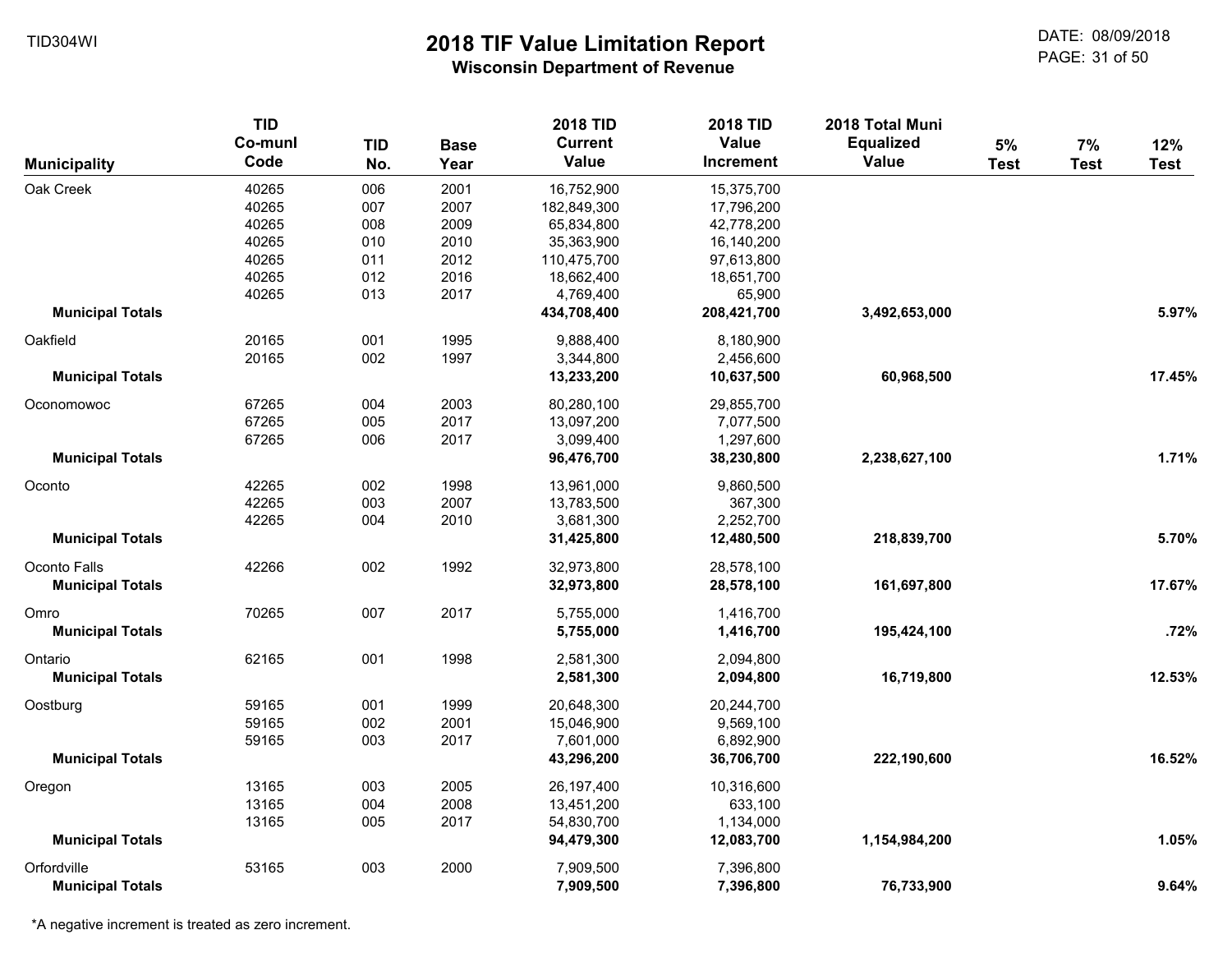# 2018 TIF Value Limitation Report

**Wisconsin Department of Revenue**

TID304WI

DATE: 08/09/2018

| Municipality | TID Co-munl Code | TID No. | Base Year | 2018 TID Current Value | 2018 TID Value Increment | 2018 Total Muni Equalized Value | 5% Test | 7% Test | 12% Test |
|---|---|---|---|---|---|---|---|---|---|
| Oak Creek | 40265 | 006 | 2001 | 16,752,900 | 15,375,700 | | | | |
| | 40265 | 007 | 2007 | 182,849,300 | 17,796,200 | | | | |
| | 40265 | 008 | 2009 | 65,834,800 | 42,778,200 | | | | |
| | 40265 | 010 | 2010 | 35,363,900 | 16,140,200 | | | | |
| | 40265 | 011 | 2012 | 110,475,700 | 97,613,800 | | | | |
| | 40265 | 012 | 2016 | 18,662,400 | 18,651,700 | | | | |
| | 40265 | 013 | 2017 | 4,769,400 | 65,900 | | | | |
| **Municipal Totals** | | | | **434,708,400** | **208,421,700** | **3,492,653,000** | | | **5.97%** |
| Oakfield | 20165 | 001 | 1995 | 9,888,400 | 8,180,900 | | | | |
| | 20165 | 002 | 1997 | 3,344,800 | 2,456,600 | | | | |
| **Municipal Totals** | | | | **13,233,200** | **10,637,500** | **60,968,500** | | | **17.45%** |
| Oconomowoc | 67265 | 004 | 2003 | 80,280,100 | 29,855,700 | | | | |
| | 67265 | 005 | 2017 | 13,097,200 | 7,077,500 | | | | |
| | 67265 | 006 | 2017 | 3,099,400 | 1,297,600 | | | | |
| **Municipal Totals** | | | | **96,476,700** | **38,230,800** | **2,238,627,100** | | | **1.71%** |
| Oconto | 42265 | 002 | 1998 | 13,961,000 | 9,860,500 | | | | |
| | 42265 | 003 | 2007 | 13,783,500 | 367,300 | | | | |
| | 42265 | 004 | 2010 | 3,681,300 | 2,252,700 | | | | |
| **Municipal Totals** | | | | **31,425,800** | **12,480,500** | **218,839,700** | | | **5.70%** |
| Oconto Falls | 42266 | 002 | 1992 | 32,973,800 | 28,578,100 | | | | |
| **Municipal Totals** | | | | **32,973,800** | **28,578,100** | **161,697,800** | | | **17.67%** |
| Omro | 70265 | 007 | 2017 | 5,755,000 | 1,416,700 | | | | |
| **Municipal Totals** | | | | **5,755,000** | **1,416,700** | **195,424,100** | | | **.72%** |
| Ontario | 62165 | 001 | 1998 | 2,581,300 | 2,094,800 | | | | |
| **Municipal Totals** | | | | **2,581,300** | **2,094,800** | **16,719,800** | | | **12.53%** |
| Oostburg | 59165 | 001 | 1999 | 20,648,300 | 20,244,700 | | | | |
| | 59165 | 002 | 2001 | 15,046,900 | 9,569,100 | | | | |
| | 59165 | 003 | 2017 | 7,601,000 | 6,892,900 | | | | |
| **Municipal Totals** | | | | **43,296,200** | **36,706,700** | **222,190,600** | | | **16.52%** |
| Oregon | 13165 | 003 | 2005 | 26,197,400 | 10,316,600 | | | | |
| | 13165 | 004 | 2008 | 13,451,200 | 633,100 | | | | |
| | 13165 | 005 | 2017 | 54,830,700 | 1,134,000 | | | | |
| **Municipal Totals** | | | | **94,479,300** | **12,083,700** | **1,154,984,200** | | | **1.05%** |
| Orfordville | 53165 | 003 | 2000 | 7,909,500 | 7,396,800 | | | | |
| **Municipal Totals** | | | | **7,909,500** | **7,396,800** | **76,733,900** | | | **9.64%** |

*A negative increment is treated as zero increment.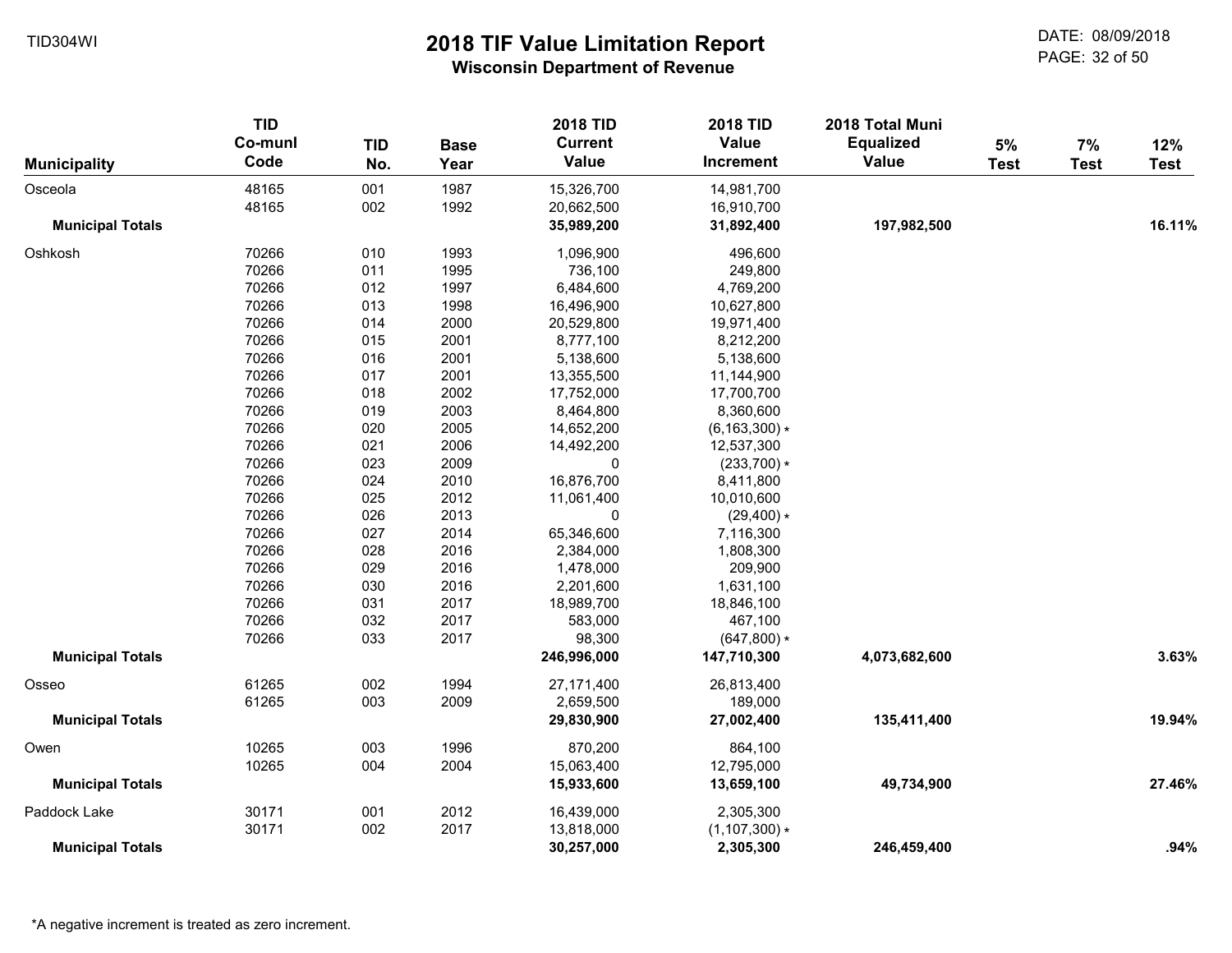# 2018 TIF Value Limitation Report

## Wisconsin Department of Revenue

TID304WI

DATE: 08/09/2018

| Municipality | TID Co-munl Code | TID No. | Base Year | 2018 TID Current Value | 2018 TID Value Increment | 2018 Total Muni Equalized Value | 5% Test | 7% Test | 12% Test |
|---|---|---|---|---|---|---|---|---|---|
| Osceola | 48165 | 001 | 1987 | 15,326,700 | 14,981,700 | | | | |
| | 48165 | 002 | 1992 | 20,662,500 | 16,910,700 | | | | |
| **Municipal Totals** | | | | **35,989,200** | **31,892,400** | **197,982,500** | | | **16.11%** |
| Oshkosh | 70266 | 010 | 1993 | 1,096,900 | 496,600 | | | | |
| | 70266 | 011 | 1995 | 736,100 | 249,800 | | | | |
| | 70266 | 012 | 1997 | 6,484,600 | 4,769,200 | | | | |
| | 70266 | 013 | 1998 | 16,496,900 | 10,627,800 | | | | |
| | 70266 | 014 | 2000 | 20,529,800 | 19,971,400 | | | | |
| | 70266 | 015 | 2001 | 8,777,100 | 8,212,200 | | | | |
| | 70266 | 016 | 2001 | 5,138,600 | 5,138,600 | | | | |
| | 70266 | 017 | 2001 | 13,355,500 | 11,144,900 | | | | |
| | 70266 | 018 | 2002 | 17,752,000 | 17,700,700 | | | | |
| | 70266 | 019 | 2003 | 8,464,800 | 8,360,600 | | | | |
| | 70266 | 020 | 2005 | 14,652,200 | (6,163,300) * | | | | |
| | 70266 | 021 | 2006 | 14,492,200 | 12,537,300 | | | | |
| | 70266 | 023 | 2009 | 0 | (233,700) * | | | | |
| | 70266 | 024 | 2010 | 16,876,700 | 8,411,800 | | | | |
| | 70266 | 025 | 2012 | 11,061,400 | 10,010,600 | | | | |
| | 70266 | 026 | 2013 | 0 | (29,400) * | | | | |
| | 70266 | 027 | 2014 | 65,346,600 | 7,116,300 | | | | |
| | 70266 | 028 | 2016 | 2,384,000 | 1,808,300 | | | | |
| | 70266 | 029 | 2016 | 1,478,000 | 209,900 | | | | |
| | 70266 | 030 | 2016 | 2,201,600 | 1,631,100 | | | | |
| | 70266 | 031 | 2017 | 18,989,700 | 18,846,100 | | | | |
| | 70266 | 032 | 2017 | 583,000 | 467,100 | | | | |
| | 70266 | 033 | 2017 | 98,300 | (647,800) * | | | | |
| **Municipal Totals** | | | | **246,996,000** | **147,710,300** | **4,073,682,600** | | | **3.63%** |
| Osseo | 61265 | 002 | 1994 | 27,171,400 | 26,813,400 | | | | |
| | 61265 | 003 | 2009 | 2,659,500 | 189,000 | | | | |
| **Municipal Totals** | | | | **29,830,900** | **27,002,400** | **135,411,400** | | | **19.94%** |
| Owen | 10265 | 003 | 1996 | 870,200 | 864,100 | | | | |
| | 10265 | 004 | 2004 | 15,063,400 | 12,795,000 | | | | |
| **Municipal Totals** | | | | **15,933,600** | **13,659,100** | **49,734,900** | | | **27.46%** |
| Paddock Lake | 30171 | 001 | 2012 | 16,439,000 | 2,305,300 | | | | |
| | 30171 | 002 | 2017 | 13,818,000 | (1,107,300) * | | | | |
| **Municipal Totals** | | | | **30,257,000** | **2,305,300** | **246,459,400** | | | **.94%** |

*A negative increment is treated as zero increment.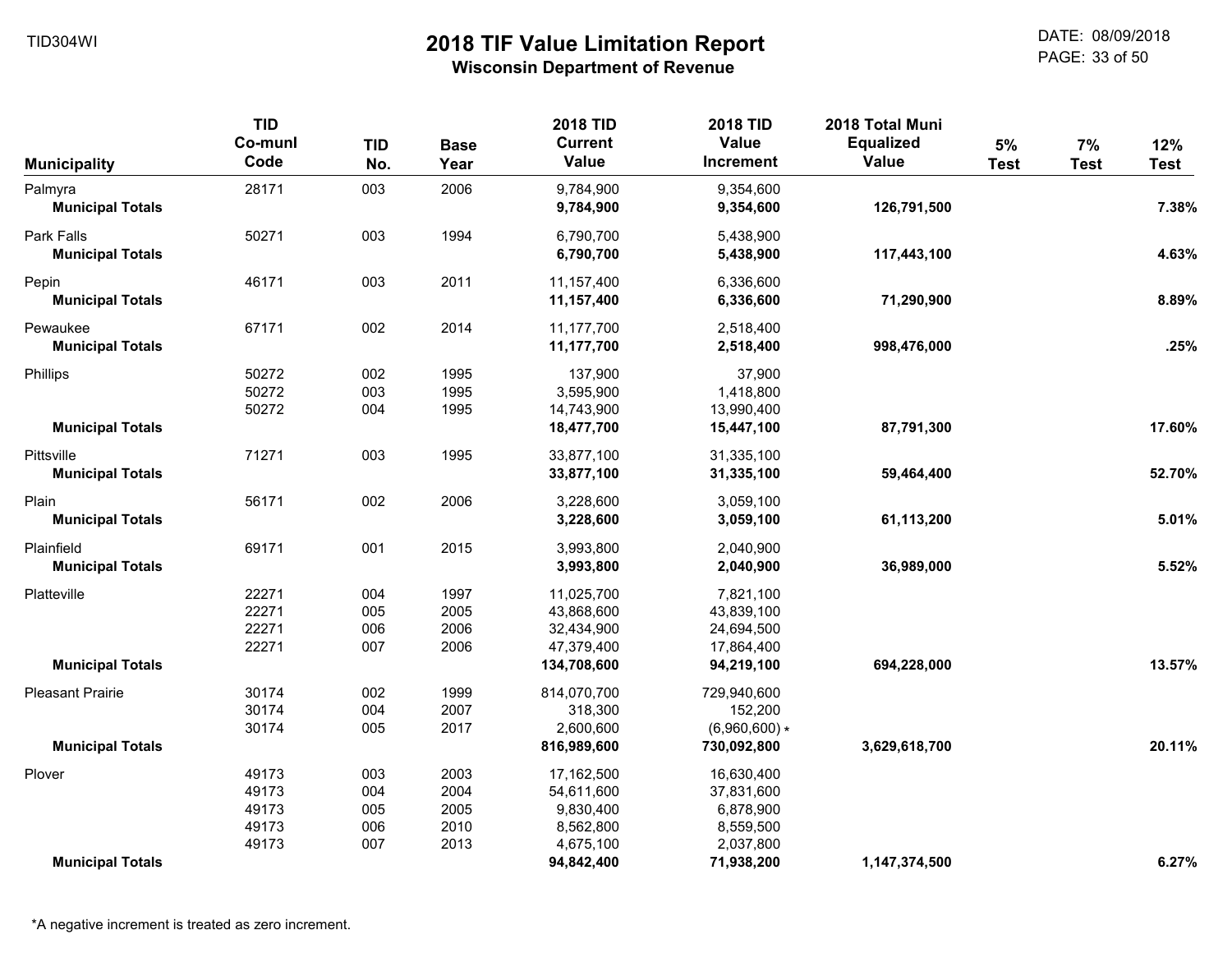# 2018 TIF Value Limitation Report

**Wisconsin Department of Revenue**

TID304WI

DATE: 08/09/2018

| Municipality | TID Co-munl Code | TID No. | Base Year | 2018 TID Current Value | 2018 TID Value Increment | 2018 Total Muni Equalized Value | 5% Test | 7% Test | 12% Test |
|---|---|---|---|---|---|---|---|---|---|
| Palmyra | 28171 | 003 | 2006 | 9,784,900 | 9,354,600 | | | | |
| **Municipal Totals** | | | | **9,784,900** | **9,354,600** | **126,791,500** | | | **7.38%** |
| Park Falls | 50271 | 003 | 1994 | 6,790,700 | 5,438,900 | | | | |
| **Municipal Totals** | | | | **6,790,700** | **5,438,900** | **117,443,100** | | | **4.63%** |
| Pepin | 46171 | 003 | 2011 | 11,157,400 | 6,336,600 | | | | |
| **Municipal Totals** | | | | **11,157,400** | **6,336,600** | **71,290,900** | | | **8.89%** |
| Pewaukee | 67171 | 002 | 2014 | 11,177,700 | 2,518,400 | | | | |
| **Municipal Totals** | | | | **11,177,700** | **2,518,400** | **998,476,000** | | | **.25%** |
| Phillips | 50272 | 002 | 1995 | 137,900 | 37,900 | | | | |
| | 50272 | 003 | 1995 | 3,595,900 | 1,418,800 | | | | |
| | 50272 | 004 | 1995 | 14,743,900 | 13,990,400 | | | | |
| **Municipal Totals** | | | | **18,477,700** | **15,447,100** | **87,791,300** | | | **17.60%** |
| Pittsville | 71271 | 003 | 1995 | 33,877,100 | 31,335,100 | | | | |
| **Municipal Totals** | | | | **33,877,100** | **31,335,100** | **59,464,400** | | | **52.70%** |
| Plain | 56171 | 002 | 2006 | 3,228,600 | 3,059,100 | | | | |
| **Municipal Totals** | | | | **3,228,600** | **3,059,100** | **61,113,200** | | | **5.01%** |
| Plainfield | 69171 | 001 | 2015 | 3,993,800 | 2,040,900 | | | | |
| **Municipal Totals** | | | | **3,993,800** | **2,040,900** | **36,989,000** | | | **5.52%** |
| Platteville | 22271 | 004 | 1997 | 11,025,700 | 7,821,100 | | | | |
| | 22271 | 005 | 2005 | 43,868,600 | 43,839,100 | | | | |
| | 22271 | 006 | 2006 | 32,434,900 | 24,694,500 | | | | |
| | 22271 | 007 | 2006 | 47,379,400 | 17,864,400 | | | | |
| **Municipal Totals** | | | | **134,708,600** | **94,219,100** | **694,228,000** | | | **13.57%** |
| Pleasant Prairie | 30174 | 002 | 1999 | 814,070,700 | 729,940,600 | | | | |
| | 30174 | 004 | 2007 | 318,300 | 152,200 | | | | |
| | 30174 | 005 | 2017 | 2,600,600 | (6,960,600) * | | | | |
| **Municipal Totals** | | | | **816,989,600** | **730,092,800** | **3,629,618,700** | | | **20.11%** |
| Plover | 49173 | 003 | 2003 | 17,162,500 | 16,630,400 | | | | |
| | 49173 | 004 | 2004 | 54,611,600 | 37,831,600 | | | | |
| | 49173 | 005 | 2005 | 9,830,400 | 6,878,900 | | | | |
| | 49173 | 006 | 2010 | 8,562,800 | 8,559,500 | | | | |
| | 49173 | 007 | 2013 | 4,675,100 | 2,037,800 | | | | |
| **Municipal Totals** | | | | **94,842,400** | **71,938,200** | **1,147,374,500** | | | **6.27%** |

*A negative increment is treated as zero increment.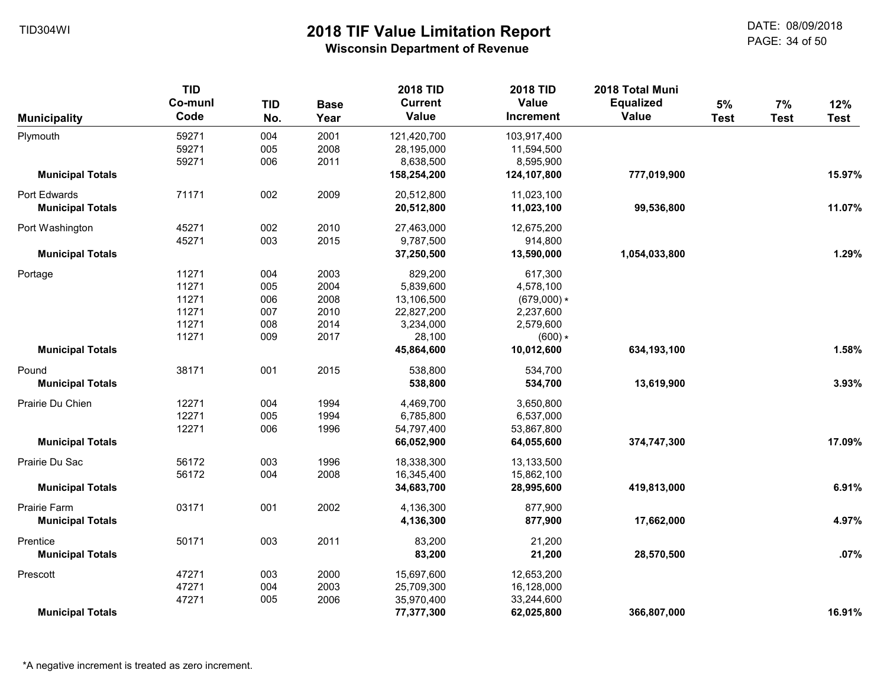# 2018 TIF Value Limitation Report

**Wisconsin Department of Revenue**

| Municipality | TID Co-munl Code | TID No. | Base Year | 2018 TID Current Value | 2018 TID Value Increment | 2018 Total Muni Equalized Value | 5% Test | 7% Test | 12% Test |
|---|---|---|---|---|---|---|---|---|---|
| Plymouth | 59271 | 004 | 2001 | 121,420,700 | 103,917,400 | | | | |
| | 59271 | 005 | 2008 | 28,195,000 | 11,594,500 | | | | |
| | 59271 | 006 | 2011 | 8,638,500 | 8,595,900 | | | | |
| **Municipal Totals** | | | | **158,254,200** | **124,107,800** | **777,019,900** | | | **15.97%** |
| Port Edwards | 71171 | 002 | 2009 | 20,512,800 | 11,023,100 | | | | |
| **Municipal Totals** | | | | **20,512,800** | **11,023,100** | **99,536,800** | | | **11.07%** |
| Port Washington | 45271 | 002 | 2010 | 27,463,000 | 12,675,200 | | | | |
| | 45271 | 003 | 2015 | 9,787,500 | 914,800 | | | | |
| **Municipal Totals** | | | | **37,250,500** | **13,590,000** | **1,054,033,800** | | | **1.29%** |
| Portage | 11271 | 004 | 2003 | 829,200 | 617,300 | | | | |
| | 11271 | 005 | 2004 | 5,839,600 | 4,578,100 | | | | |
| | 11271 | 006 | 2008 | 13,106,500 | (679,000) * | | | | |
| | 11271 | 007 | 2010 | 22,827,200 | 2,237,600 | | | | |
| | 11271 | 008 | 2014 | 3,234,000 | 2,579,600 | | | | |
| | 11271 | 009 | 2017 | 28,100 | (600) * | | | | |
| **Municipal Totals** | | | | **45,864,600** | **10,012,600** | **634,193,100** | | | **1.58%** |
| Pound | 38171 | 001 | 2015 | 538,800 | 534,700 | | | | |
| **Municipal Totals** | | | | **538,800** | **534,700** | **13,619,900** | | | **3.93%** |
| Prairie Du Chien | 12271 | 004 | 1994 | 4,469,700 | 3,650,800 | | | | |
| | 12271 | 005 | 1994 | 6,785,800 | 6,537,000 | | | | |
| | 12271 | 006 | 1996 | 54,797,400 | 53,867,800 | | | | |
| **Municipal Totals** | | | | **66,052,900** | **64,055,600** | **374,747,300** | | | **17.09%** |
| Prairie Du Sac | 56172 | 003 | 1996 | 18,338,300 | 13,133,500 | | | | |
| | 56172 | 004 | 2008 | 16,345,400 | 15,862,100 | | | | |
| **Municipal Totals** | | | | **34,683,700** | **28,995,600** | **419,813,000** | | | **6.91%** |
| Prairie Farm | 03171 | 001 | 2002 | 4,136,300 | 877,900 | | | | |
| **Municipal Totals** | | | | **4,136,300** | **877,900** | **17,662,000** | | | **4.97%** |
| Prentice | 50171 | 003 | 2011 | 83,200 | 21,200 | | | | |
| **Municipal Totals** | | | | **83,200** | **21,200** | **28,570,500** | | | **.07%** |
| Prescott | 47271 | 003 | 2000 | 15,697,600 | 12,653,200 | | | | |
| | 47271 | 004 | 2003 | 25,709,300 | 16,128,000 | | | | |
| | 47271 | 005 | 2006 | 35,970,400 | 33,244,600 | | | | |
| **Municipal Totals** | | | | **77,377,300** | **62,025,800** | **366,807,000** | | | **16.91%** |

*A negative increment is treated as zero increment.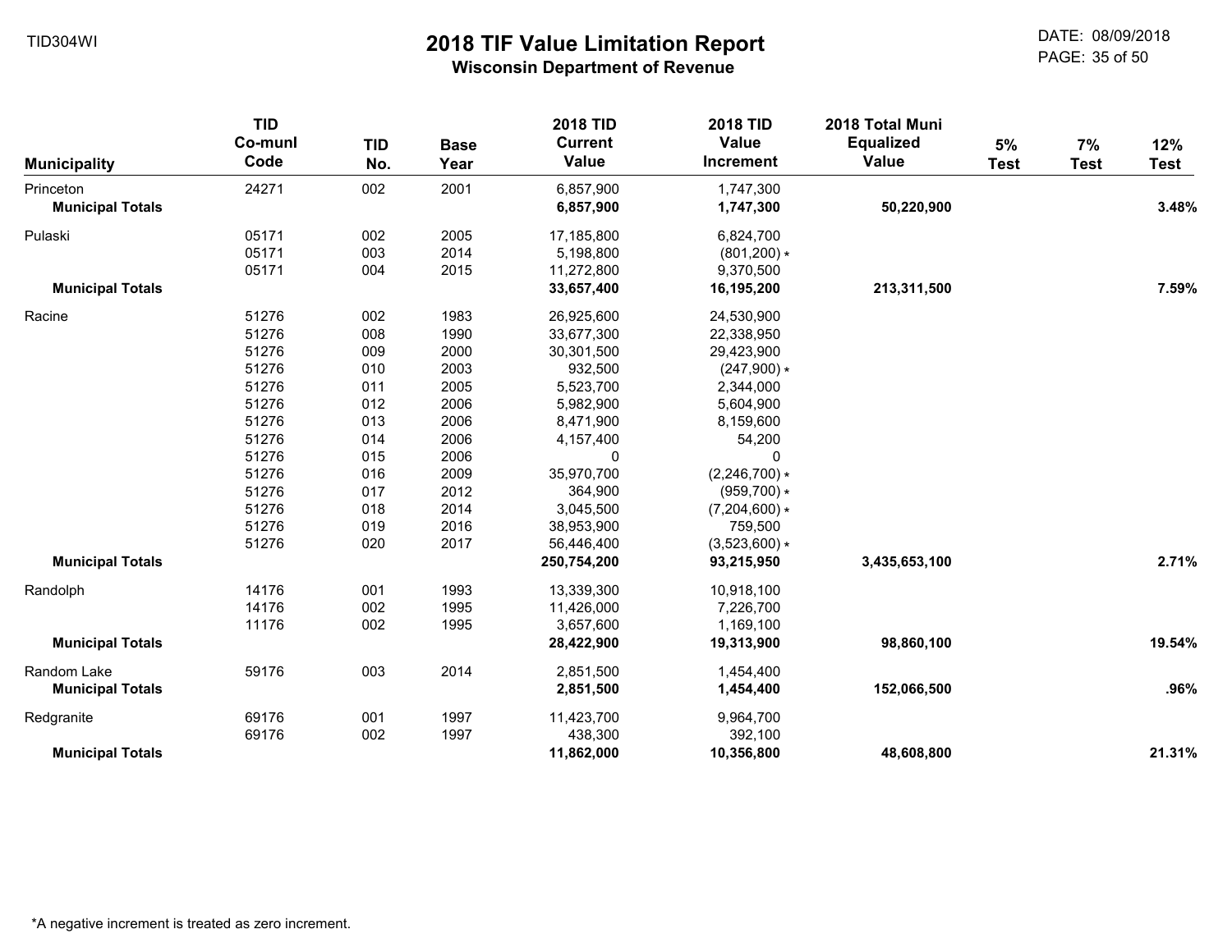TID304WI

# 2018 TIF Value Limitation Report

## Wisconsin Department of Revenue

DATE: 08/09/2018

| Municipality | TID Co-munl Code | TID No. | Base Year | 2018 TID Current Value | 2018 TID Value Increment | 2018 Total Muni Equalized Value | 5% Test | 7% Test | 12% Test |
|---|---|---|---|---|---|---|---|---|---|
| Princeton | 24271 | 002 | 2001 | 6,857,900 | 1,747,300 | | | | |
| **Municipal Totals** | | | | **6,857,900** | **1,747,300** | **50,220,900** | | | **3.48%** |
| Pulaski | 05171 | 002 | 2005 | 17,185,800 | 6,824,700 | | | | |
| | 05171 | 003 | 2014 | 5,198,800 | (801,200) * | | | | |
| | 05171 | 004 | 2015 | 11,272,800 | 9,370,500 | | | | |
| **Municipal Totals** | | | | **33,657,400** | **16,195,200** | **213,311,500** | | | **7.59%** |
| Racine | 51276 | 002 | 1983 | 26,925,600 | 24,530,900 | | | | |
| | 51276 | 008 | 1990 | 33,677,300 | 22,338,950 | | | | |
| | 51276 | 009 | 2000 | 30,301,500 | 29,423,900 | | | | |
| | 51276 | 010 | 2003 | 932,500 | (247,900) * | | | | |
| | 51276 | 011 | 2005 | 5,523,700 | 2,344,000 | | | | |
| | 51276 | 012 | 2006 | 5,982,900 | 5,604,900 | | | | |
| | 51276 | 013 | 2006 | 8,471,900 | 8,159,600 | | | | |
| | 51276 | 014 | 2006 | 4,157,400 | 54,200 | | | | |
| | 51276 | 015 | 2006 | 0 | 0 | | | | |
| | 51276 | 016 | 2009 | 35,970,700 | (2,246,700) * | | | | |
| | 51276 | 017 | 2012 | 364,900 | (959,700) * | | | | |
| | 51276 | 018 | 2014 | 3,045,500 | (7,204,600) * | | | | |
| | 51276 | 019 | 2016 | 38,953,900 | 759,500 | | | | |
| | 51276 | 020 | 2017 | 56,446,400 | (3,523,600) * | | | | |
| **Municipal Totals** | | | | **250,754,200** | **93,215,950** | **3,435,653,100** | | | **2.71%** |
| Randolph | 14176 | 001 | 1993 | 13,339,300 | 10,918,100 | | | | |
| | 14176 | 002 | 1995 | 11,426,000 | 7,226,700 | | | | |
| | 11176 | 002 | 1995 | 3,657,600 | 1,169,100 | | | | |
| **Municipal Totals** | | | | **28,422,900** | **19,313,900** | **98,860,100** | | | **19.54%** |
| Random Lake | 59176 | 003 | 2014 | 2,851,500 | 1,454,400 | | | | |
| **Municipal Totals** | | | | **2,851,500** | **1,454,400** | **152,066,500** | | | **.96%** |
| Redgranite | 69176 | 001 | 1997 | 11,423,700 | 9,964,700 | | | | |
| | 69176 | 002 | 1997 | 438,300 | 392,100 | | | | |
| **Municipal Totals** | | | | **11,862,000** | **10,356,800** | **48,608,800** | | | **21.31%** |

*A negative increment is treated as zero increment.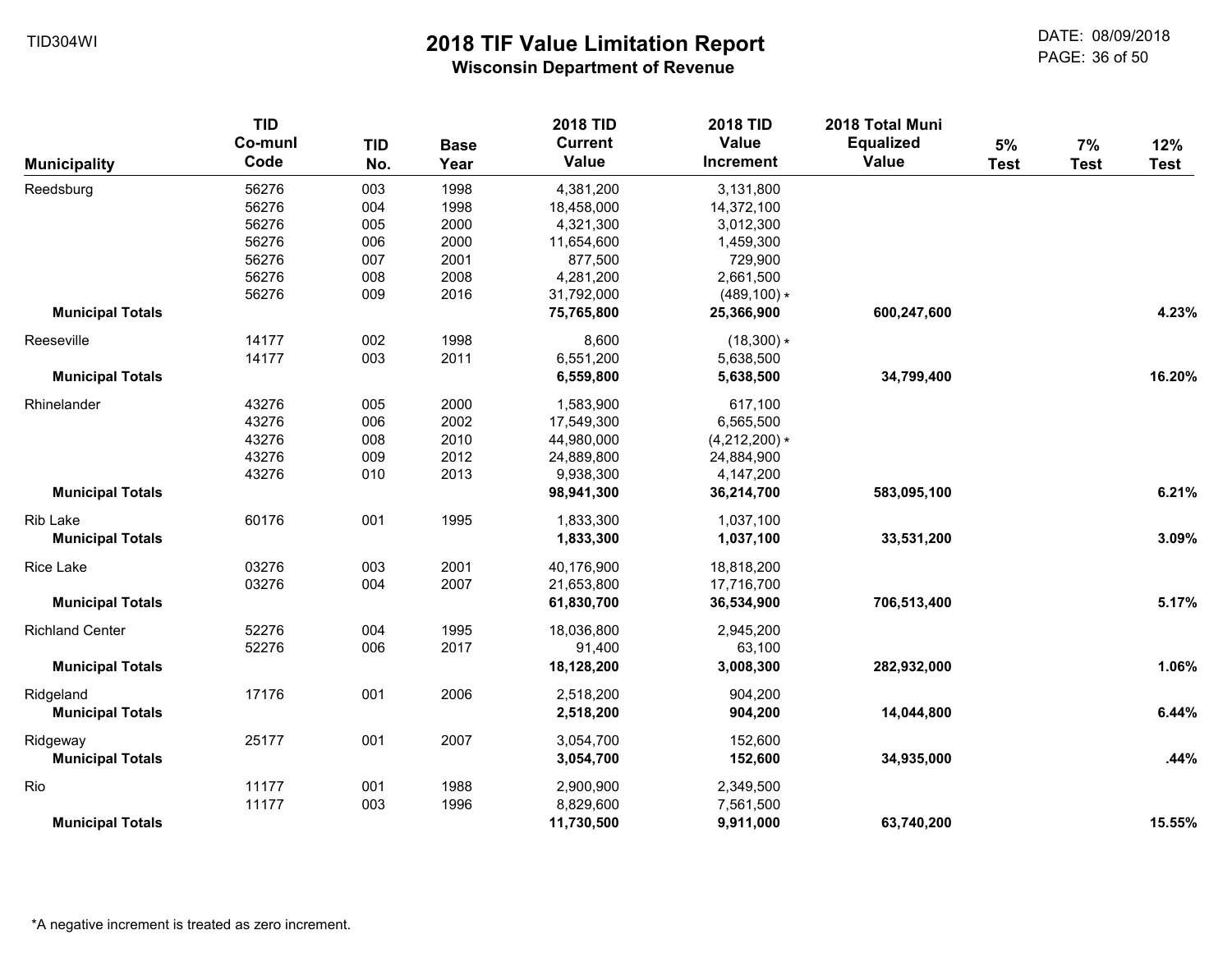# 2018 TIF Value Limitation Report

**Wisconsin Department of Revenue**

TID304WI

DATE: 08/09/2018

| Municipality | TID Co-munl Code | TID No. | Base Year | 2018 TID Current Value | 2018 TID Value Increment | 2018 Total Muni Equalized Value | 5% Test | 7% Test | 12% Test |
|---|---|---|---|---|---|---|---|---|---|
| Reedsburg | 56276 | 003 | 1998 | 4,381,200 | 3,131,800 | | | | |
| | 56276 | 004 | 1998 | 18,458,000 | 14,372,100 | | | | |
| | 56276 | 005 | 2000 | 4,321,300 | 3,012,300 | | | | |
| | 56276 | 006 | 2000 | 11,654,600 | 1,459,300 | | | | |
| | 56276 | 007 | 2001 | 877,500 | 729,900 | | | | |
| | 56276 | 008 | 2008 | 4,281,200 | 2,661,500 | | | | |
| | 56276 | 009 | 2016 | 31,792,000 | (489,100) * | | | | |
| **Municipal Totals** | | | | **75,765,800** | **25,366,900** | **600,247,600** | | | **4.23%** |
| Reeseville | 14177 | 002 | 1998 | 8,600 | (18,300) * | | | | |
| | 14177 | 003 | 2011 | 6,551,200 | 5,638,500 | | | | |
| **Municipal Totals** | | | | **6,559,800** | **5,638,500** | **34,799,400** | | | **16.20%** |
| Rhinelander | 43276 | 005 | 2000 | 1,583,900 | 617,100 | | | | |
| | 43276 | 006 | 2002 | 17,549,300 | 6,565,500 | | | | |
| | 43276 | 008 | 2010 | 44,980,000 | (4,212,200) * | | | | |
| | 43276 | 009 | 2012 | 24,889,800 | 24,884,900 | | | | |
| | 43276 | 010 | 2013 | 9,938,300 | 4,147,200 | | | | |
| **Municipal Totals** | | | | **98,941,300** | **36,214,700** | **583,095,100** | | | **6.21%** |
| Rib Lake | 60176 | 001 | 1995 | 1,833,300 | 1,037,100 | | | | |
| **Municipal Totals** | | | | **1,833,300** | **1,037,100** | **33,531,200** | | | **3.09%** |
| Rice Lake | 03276 | 003 | 2001 | 40,176,900 | 18,818,200 | | | | |
| | 03276 | 004 | 2007 | 21,653,800 | 17,716,700 | | | | |
| **Municipal Totals** | | | | **61,830,700** | **36,534,900** | **706,513,400** | | | **5.17%** |
| Richland Center | 52276 | 004 | 1995 | 18,036,800 | 2,945,200 | | | | |
| | 52276 | 006 | 2017 | 91,400 | 63,100 | | | | |
| **Municipal Totals** | | | | **18,128,200** | **3,008,300** | **282,932,000** | | | **1.06%** |
| Ridgeland | 17176 | 001 | 2006 | 2,518,200 | 904,200 | | | | |
| **Municipal Totals** | | | | **2,518,200** | **904,200** | **14,044,800** | | | **6.44%** |
| Ridgeway | 25177 | 001 | 2007 | 3,054,700 | 152,600 | | | | |
| **Municipal Totals** | | | | **3,054,700** | **152,600** | **34,935,000** | | | **.44%** |
| Rio | 11177 | 001 | 1988 | 2,900,900 | 2,349,500 | | | | |
| | 11177 | 003 | 1996 | 8,829,600 | 7,561,500 | | | | |
| **Municipal Totals** | | | | **11,730,500** | **9,911,000** | **63,740,200** | | | **15.55%** |

*A negative increment is treated as zero increment.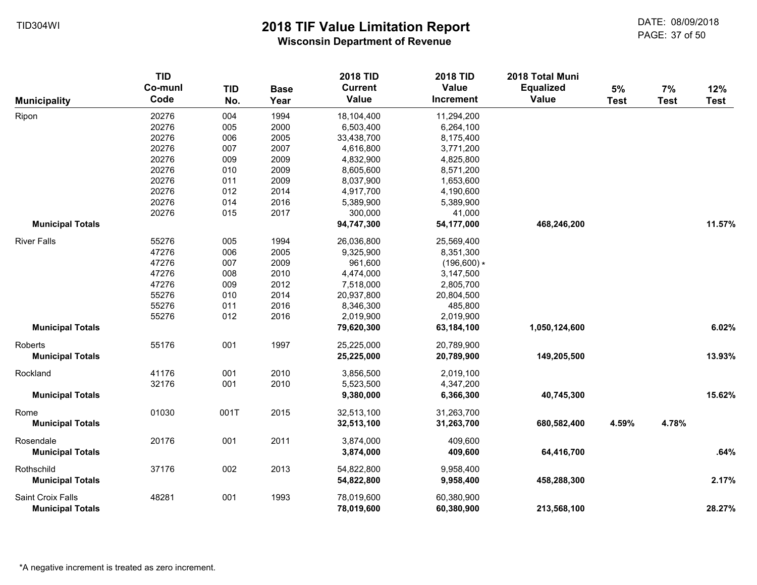# 2018 TIF Value Limitation Report

## Wisconsin Department of Revenue

TID304WI

DATE: 08/09/2018

| Municipality | TID Co-munl Code | TID No. | Base Year | 2018 TID Current Value | 2018 TID Value Increment | 2018 Total Muni Equalized Value | 5% Test | 7% Test | 12% Test |
|---|---|---|---|---|---|---|---|---|---|
| Ripon | 20276 | 004 | 1994 | 18,104,400 | 11,294,200 | | | | |
| | 20276 | 005 | 2000 | 6,503,400 | 6,264,100 | | | | |
| | 20276 | 006 | 2005 | 33,438,700 | 8,175,400 | | | | |
| | 20276 | 007 | 2007 | 4,616,800 | 3,771,200 | | | | |
| | 20276 | 009 | 2009 | 4,832,900 | 4,825,800 | | | | |
| | 20276 | 010 | 2009 | 8,605,600 | 8,571,200 | | | | |
| | 20276 | 011 | 2009 | 8,037,900 | 1,653,600 | | | | |
| | 20276 | 012 | 2014 | 4,917,700 | 4,190,600 | | | | |
| | 20276 | 014 | 2016 | 5,389,900 | 5,389,900 | | | | |
| | 20276 | 015 | 2017 | 300,000 | 41,000 | | | | |
| **Municipal Totals** | | | | **94,747,300** | **54,177,000** | **468,246,200** | | | **11.57%** |
| River Falls | 55276 | 005 | 1994 | 26,036,800 | 25,569,400 | | | | |
| | 47276 | 006 | 2005 | 9,325,900 | 8,351,300 | | | | |
| | 47276 | 007 | 2009 | 961,600 | (196,600) * | | | | |
| | 47276 | 008 | 2010 | 4,474,000 | 3,147,500 | | | | |
| | 47276 | 009 | 2012 | 7,518,000 | 2,805,700 | | | | |
| | 55276 | 010 | 2014 | 20,937,800 | 20,804,500 | | | | |
| | 55276 | 011 | 2016 | 8,346,300 | 485,800 | | | | |
| | 55276 | 012 | 2016 | 2,019,900 | 2,019,900 | | | | |
| **Municipal Totals** | | | | **79,620,300** | **63,184,100** | **1,050,124,600** | | | **6.02%** |
| Roberts | 55176 | 001 | 1997 | 25,225,000 | 20,789,900 | | | | |
| **Municipal Totals** | | | | **25,225,000** | **20,789,900** | **149,205,500** | | | **13.93%** |
| Rockland | 41176 | 001 | 2010 | 3,856,500 | 2,019,100 | | | | |
| | 32176 | 001 | 2010 | 5,523,500 | 4,347,200 | | | | |
| **Municipal Totals** | | | | **9,380,000** | **6,366,300** | **40,745,300** | | | **15.62%** |
| Rome | 01030 | 001T | 2015 | 32,513,100 | 31,263,700 | | | | |
| **Municipal Totals** | | | | **32,513,100** | **31,263,700** | **680,582,400** | **4.59%** | **4.78%** | |
| Rosendale | 20176 | 001 | 2011 | 3,874,000 | 409,600 | | | | |
| **Municipal Totals** | | | | **3,874,000** | **409,600** | **64,416,700** | | | **.64%** |
| Rothschild | 37176 | 002 | 2013 | 54,822,800 | 9,958,400 | | | | |
| **Municipal Totals** | | | | **54,822,800** | **9,958,400** | **458,288,300** | | | **2.17%** |
| Saint Croix Falls | 48281 | 001 | 1993 | 78,019,600 | 60,380,900 | | | | |
| **Municipal Totals** | | | | **78,019,600** | **60,380,900** | **213,568,100** | | | **28.27%** |

*A negative increment is treated as zero increment.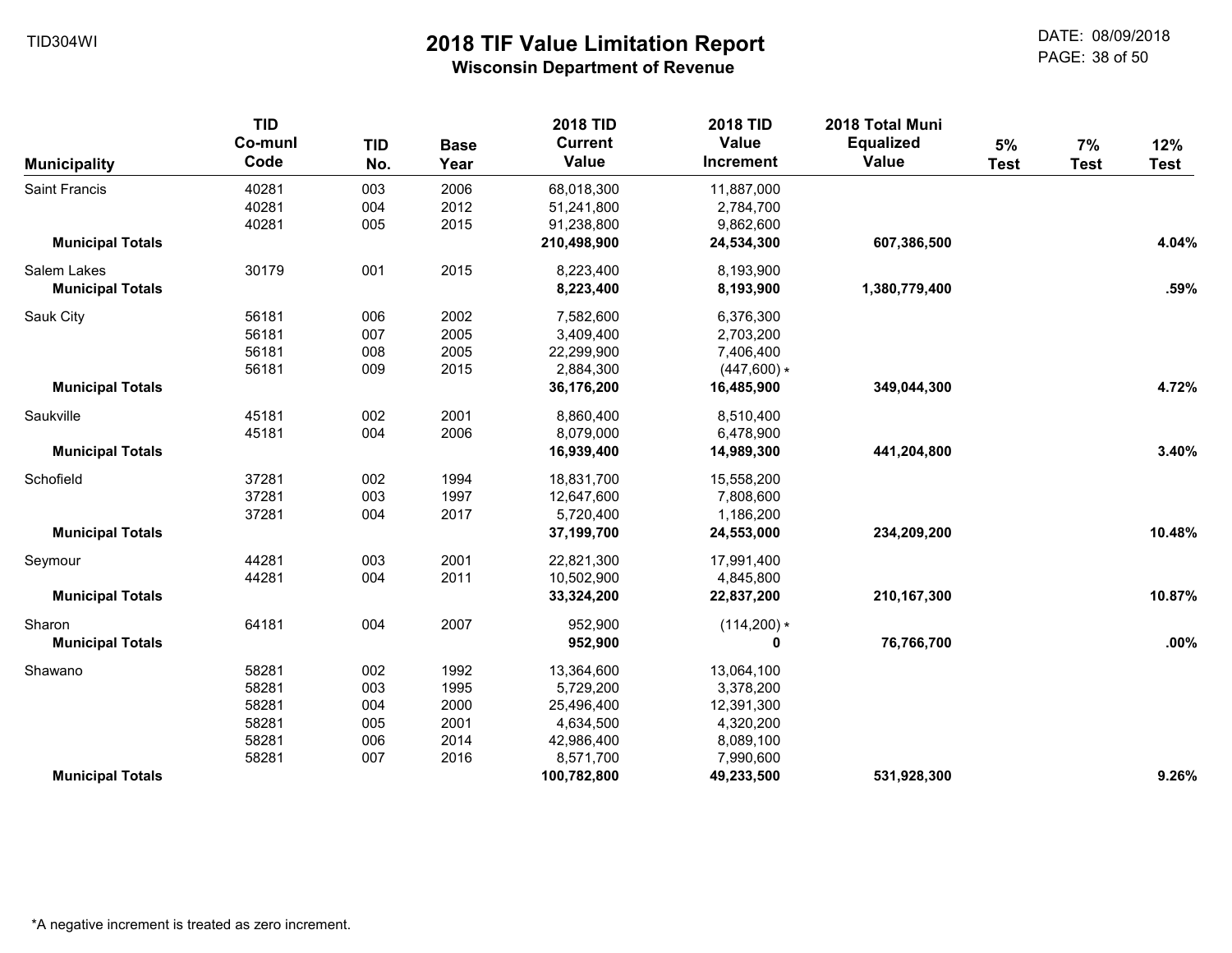# 2018 TIF Value Limitation Report

## Wisconsin Department of Revenue

| Municipality | TID Co-munl Code | TID No. | Base Year | 2018 TID Current Value | 2018 TID Value Increment | 2018 Total Muni Equalized Value | 5% Test | 7% Test | 12% Test |
|---|---|---|---|---|---|---|---|---|---|
| Saint Francis | 40281 | 003 | 2006 | 68,018,300 | 11,887,000 | | | | |
| | 40281 | 004 | 2012 | 51,241,800 | 2,784,700 | | | | |
| | 40281 | 005 | 2015 | 91,238,800 | 9,862,600 | | | | |
| **Municipal Totals** | | | | **210,498,900** | **24,534,300** | **607,386,500** | | | **4.04%** |
| Salem Lakes | 30179 | 001 | 2015 | 8,223,400 | 8,193,900 | | | | |
| **Municipal Totals** | | | | **8,223,400** | **8,193,900** | **1,380,779,400** | | | **.59%** |
| Sauk City | 56181 | 006 | 2002 | 7,582,600 | 6,376,300 | | | | |
| | 56181 | 007 | 2005 | 3,409,400 | 2,703,200 | | | | |
| | 56181 | 008 | 2005 | 22,299,900 | 7,406,400 | | | | |
| | 56181 | 009 | 2015 | 2,884,300 | (447,600) * | | | | |
| **Municipal Totals** | | | | **36,176,200** | **16,485,900** | **349,044,300** | | | **4.72%** |
| Saukville | 45181 | 002 | 2001 | 8,860,400 | 8,510,400 | | | | |
| | 45181 | 004 | 2006 | 8,079,000 | 6,478,900 | | | | |
| **Municipal Totals** | | | | **16,939,400** | **14,989,300** | **441,204,800** | | | **3.40%** |
| Schofield | 37281 | 002 | 1994 | 18,831,700 | 15,558,200 | | | | |
| | 37281 | 003 | 1997 | 12,647,600 | 7,808,600 | | | | |
| | 37281 | 004 | 2017 | 5,720,400 | 1,186,200 | | | | |
| **Municipal Totals** | | | | **37,199,700** | **24,553,000** | **234,209,200** | | | **10.48%** |
| Seymour | 44281 | 003 | 2001 | 22,821,300 | 17,991,400 | | | | |
| | 44281 | 004 | 2011 | 10,502,900 | 4,845,800 | | | | |
| **Municipal Totals** | | | | **33,324,200** | **22,837,200** | **210,167,300** | | | **10.87%** |
| Sharon | 64181 | 004 | 2007 | 952,900 | (114,200) * | | | | |
| **Municipal Totals** | | | | **952,900** | **0** | **76,766,700** | | | **.00%** |
| Shawano | 58281 | 002 | 1992 | 13,364,600 | 13,064,100 | | | | |
| | 58281 | 003 | 1995 | 5,729,200 | 3,378,200 | | | | |
| | 58281 | 004 | 2000 | 25,496,400 | 12,391,300 | | | | |
| | 58281 | 005 | 2001 | 4,634,500 | 4,320,200 | | | | |
| | 58281 | 006 | 2014 | 42,986,400 | 8,089,100 | | | | |
| | 58281 | 007 | 2016 | 8,571,700 | 7,990,600 | | | | |
| **Municipal Totals** | | | | **100,782,800** | **49,233,500** | **531,928,300** | | | **9.26%** |

*A negative increment is treated as zero increment.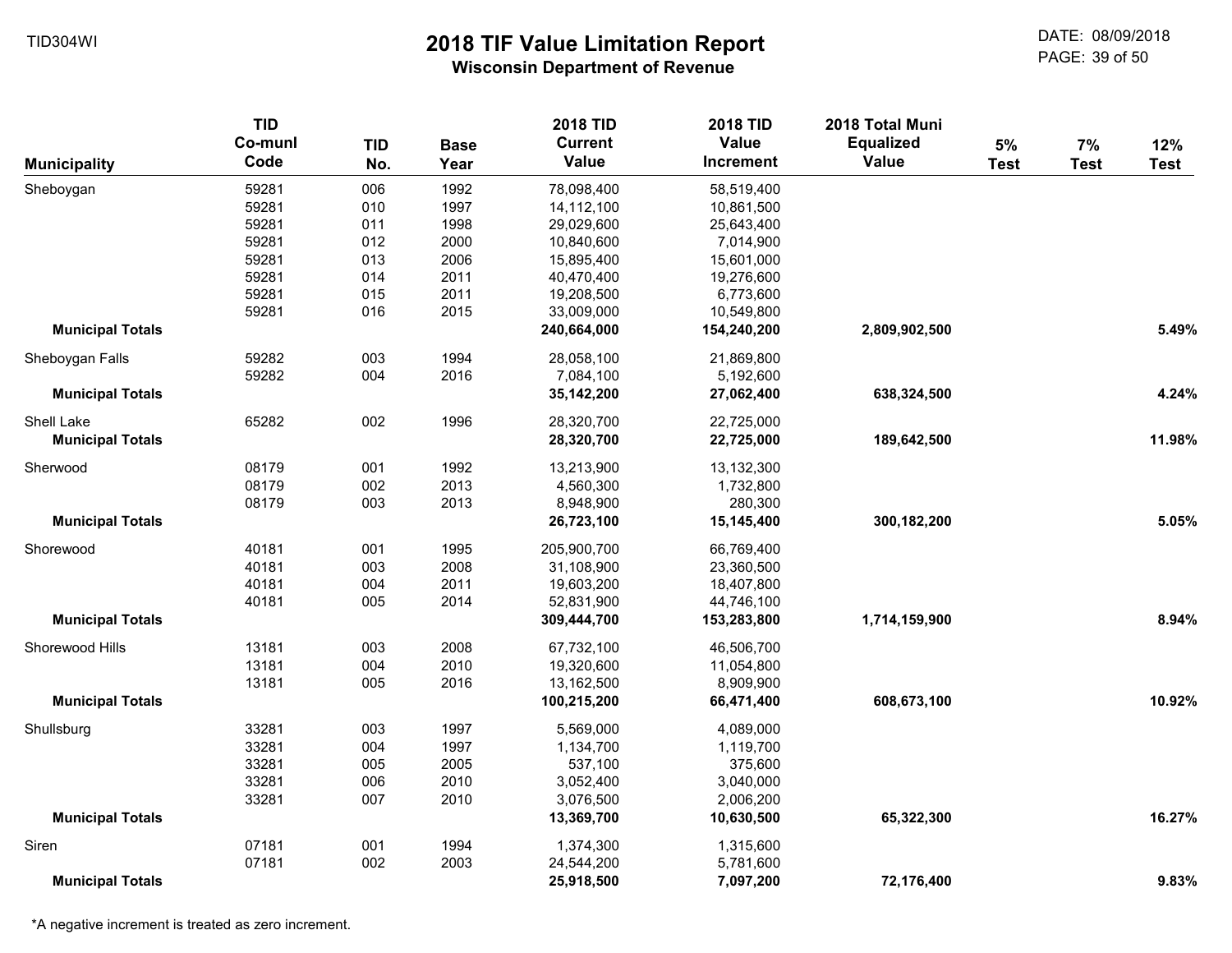TID304WI

# 2018 TIF Value Limitation Report

## Wisconsin Department of Revenue

DATE: 08/09/2018

| Municipality | TID Co-munl Code | TID No. | Base Year | 2018 TID Current Value | 2018 TID Value Increment | 2018 Total Muni Equalized Value | 5% Test | 7% Test | 12% Test |
|---|---|---|---|---|---|---|---|---|---|
| Sheboygan | 59281 | 006 | 1992 | 78,098,400 | 58,519,400 | | | | |
| | 59281 | 010 | 1997 | 14,112,100 | 10,861,500 | | | | |
| | 59281 | 011 | 1998 | 29,029,600 | 25,643,400 | | | | |
| | 59281 | 012 | 2000 | 10,840,600 | 7,014,900 | | | | |
| | 59281 | 013 | 2006 | 15,895,400 | 15,601,000 | | | | |
| | 59281 | 014 | 2011 | 40,470,400 | 19,276,600 | | | | |
| | 59281 | 015 | 2011 | 19,208,500 | 6,773,600 | | | | |
| | 59281 | 016 | 2015 | 33,009,000 | 10,549,800 | | | | |
| **Municipal Totals** | | | | **240,664,000** | **154,240,200** | **2,809,902,500** | | | **5.49%** |
| Sheboygan Falls | 59282 | 003 | 1994 | 28,058,100 | 21,869,800 | | | | |
| | 59282 | 004 | 2016 | 7,084,100 | 5,192,600 | | | | |
| **Municipal Totals** | | | | **35,142,200** | **27,062,400** | **638,324,500** | | | **4.24%** |
| Shell Lake | 65282 | 002 | 1996 | 28,320,700 | 22,725,000 | | | | |
| **Municipal Totals** | | | | **28,320,700** | **22,725,000** | **189,642,500** | | | **11.98%** |
| Sherwood | 08179 | 001 | 1992 | 13,213,900 | 13,132,300 | | | | |
| | 08179 | 002 | 2013 | 4,560,300 | 1,732,800 | | | | |
| | 08179 | 003 | 2013 | 8,948,900 | 280,300 | | | | |
| **Municipal Totals** | | | | **26,723,100** | **15,145,400** | **300,182,200** | | | **5.05%** |
| Shorewood | 40181 | 001 | 1995 | 205,900,700 | 66,769,400 | | | | |
| | 40181 | 003 | 2008 | 31,108,900 | 23,360,500 | | | | |
| | 40181 | 004 | 2011 | 19,603,200 | 18,407,800 | | | | |
| | 40181 | 005 | 2014 | 52,831,900 | 44,746,100 | | | | |
| **Municipal Totals** | | | | **309,444,700** | **153,283,800** | **1,714,159,900** | | | **8.94%** |
| Shorewood Hills | 13181 | 003 | 2008 | 67,732,100 | 46,506,700 | | | | |
| | 13181 | 004 | 2010 | 19,320,600 | 11,054,800 | | | | |
| | 13181 | 005 | 2016 | 13,162,500 | 8,909,900 | | | | |
| **Municipal Totals** | | | | **100,215,200** | **66,471,400** | **608,673,100** | | | **10.92%** |
| Shullsburg | 33281 | 003 | 1997 | 5,569,000 | 4,089,000 | | | | |
| | 33281 | 004 | 1997 | 1,134,700 | 1,119,700 | | | | |
| | 33281 | 005 | 2005 | 537,100 | 375,600 | | | | |
| | 33281 | 006 | 2010 | 3,052,400 | 3,040,000 | | | | |
| | 33281 | 007 | 2010 | 3,076,500 | 2,006,200 | | | | |
| **Municipal Totals** | | | | **13,369,700** | **10,630,500** | **65,322,300** | | | **16.27%** |
| Siren | 07181 | 001 | 1994 | 1,374,300 | 1,315,600 | | | | |
| | 07181 | 002 | 2003 | 24,544,200 | 5,781,600 | | | | |
| **Municipal Totals** | | | | **25,918,500** | **7,097,200** | **72,176,400** | | | **9.83%** |

*A negative increment is treated as zero increment.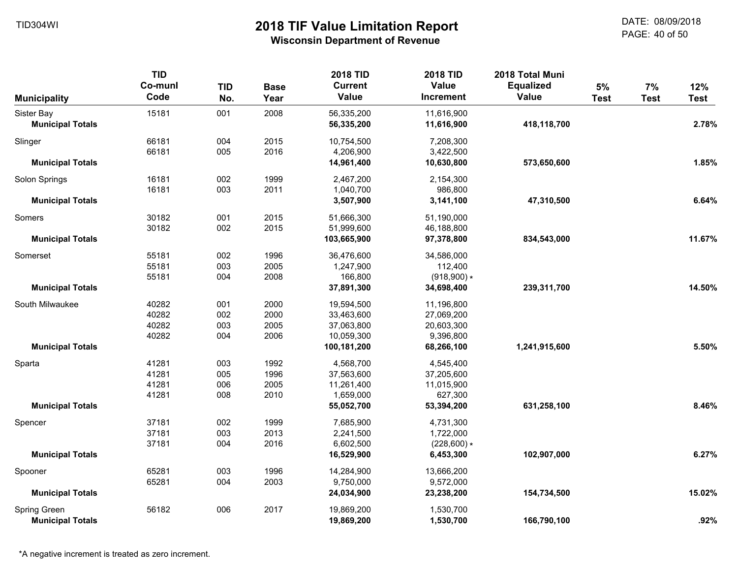TID304WI

# 2018 TIF Value Limitation Report

## Wisconsin Department of Revenue

DATE: 08/09/2018

| Municipality | TID Co-munl Code | TID No. | Base Year | 2018 TID Current Value | 2018 TID Value Increment | 2018 Total Muni Equalized Value | 5% Test | 7% Test | 12% Test |
|---|---|---|---|---|---|---|---|---|---|
| Sister Bay | 15181 | 001 | 2008 | 56,335,200 | 11,616,900 | | | | |
| **Municipal Totals** | | | | **56,335,200** | **11,616,900** | **418,118,700** | | | **2.78%** |
| Slinger | 66181 | 004 | 2015 | 10,754,500 | 7,208,300 | | | | |
| | 66181 | 005 | 2016 | 4,206,900 | 3,422,500 | | | | |
| **Municipal Totals** | | | | **14,961,400** | **10,630,800** | **573,650,600** | | | **1.85%** |
| Solon Springs | 16181 | 002 | 1999 | 2,467,200 | 2,154,300 | | | | |
| | 16181 | 003 | 2011 | 1,040,700 | 986,800 | | | | |
| **Municipal Totals** | | | | **3,507,900** | **3,141,100** | **47,310,500** | | | **6.64%** |
| Somers | 30182 | 001 | 2015 | 51,666,300 | 51,190,000 | | | | |
| | 30182 | 002 | 2015 | 51,999,600 | 46,188,800 | | | | |
| **Municipal Totals** | | | | **103,665,900** | **97,378,800** | **834,543,000** | | | **11.67%** |
| Somerset | 55181 | 002 | 1996 | 36,476,600 | 34,586,000 | | | | |
| | 55181 | 003 | 2005 | 1,247,900 | 112,400 | | | | |
| | 55181 | 004 | 2008 | 166,800 | (918,900) * | | | | |
| **Municipal Totals** | | | | **37,891,300** | **34,698,400** | **239,311,700** | | | **14.50%** |
| South Milwaukee | 40282 | 001 | 2000 | 19,594,500 | 11,196,800 | | | | |
| | 40282 | 002 | 2000 | 33,463,600 | 27,069,200 | | | | |
| | 40282 | 003 | 2005 | 37,063,800 | 20,603,300 | | | | |
| | 40282 | 004 | 2006 | 10,059,300 | 9,396,800 | | | | |
| **Municipal Totals** | | | | **100,181,200** | **68,266,100** | **1,241,915,600** | | | **5.50%** |
| Sparta | 41281 | 003 | 1992 | 4,568,700 | 4,545,400 | | | | |
| | 41281 | 005 | 1996 | 37,563,600 | 37,205,600 | | | | |
| | 41281 | 006 | 2005 | 11,261,400 | 11,015,900 | | | | |
| | 41281 | 008 | 2010 | 1,659,000 | 627,300 | | | | |
| **Municipal Totals** | | | | **55,052,700** | **53,394,200** | **631,258,100** | | | **8.46%** |
| Spencer | 37181 | 002 | 1999 | 7,685,900 | 4,731,300 | | | | |
| | 37181 | 003 | 2013 | 2,241,500 | 1,722,000 | | | | |
| | 37181 | 004 | 2016 | 6,602,500 | (228,600) * | | | | |
| **Municipal Totals** | | | | **16,529,900** | **6,453,300** | **102,907,000** | | | **6.27%** |
| Spooner | 65281 | 003 | 1996 | 14,284,900 | 13,666,200 | | | | |
| | 65281 | 004 | 2003 | 9,750,000 | 9,572,000 | | | | |
| **Municipal Totals** | | | | **24,034,900** | **23,238,200** | **154,734,500** | | | **15.02%** |
| Spring Green | 56182 | 006 | 2017 | 19,869,200 | 1,530,700 | | | | |
| **Municipal Totals** | | | | **19,869,200** | **1,530,700** | **166,790,100** | | | **.92%** |

*A negative increment is treated as zero increment.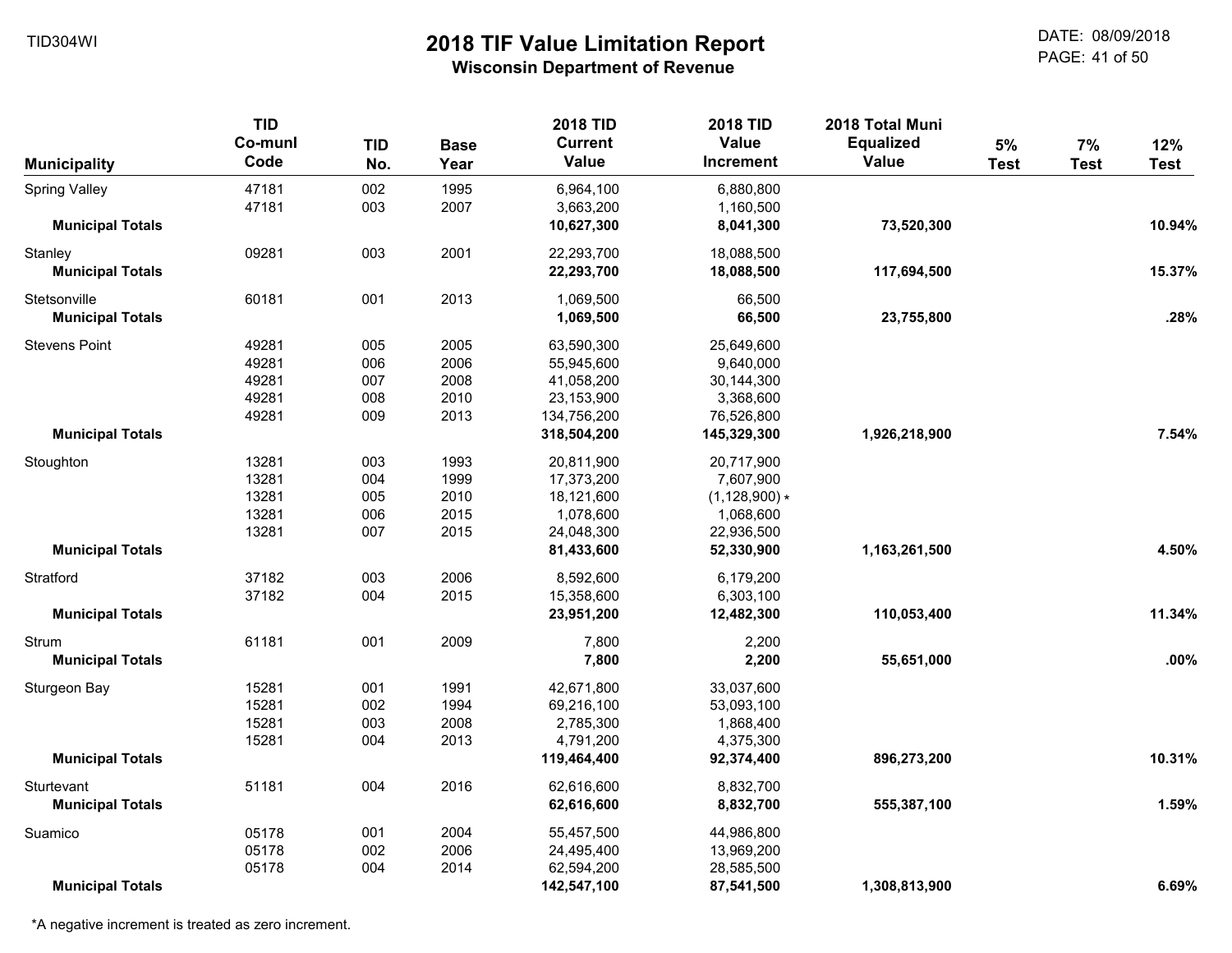# 2018 TIF Value Limitation Report

**Wisconsin Department of Revenue**

TID304WI

DATE: 08/09/2018

| Municipality | TID Co-munl Code | TID No. | Base Year | 2018 TID Current Value | 2018 TID Value Increment | 2018 Total Muni Equalized Value | 5% Test | 7% Test | 12% Test |
|---|---|---|---|---|---|---|---|---|---|
| Spring Valley | 47181 | 002 | 1995 | 6,964,100 | 6,880,800 | | | | |
| | 47181 | 003 | 2007 | 3,663,200 | 1,160,500 | | | | |
| **Municipal Totals** | | | | **10,627,300** | **8,041,300** | **73,520,300** | | | **10.94%** |
| Stanley | 09281 | 003 | 2001 | 22,293,700 | 18,088,500 | | | | |
| **Municipal Totals** | | | | **22,293,700** | **18,088,500** | **117,694,500** | | | **15.37%** |
| Stetsonville | 60181 | 001 | 2013 | 1,069,500 | 66,500 | | | | |
| **Municipal Totals** | | | | **1,069,500** | **66,500** | **23,755,800** | | | **.28%** |
| Stevens Point | 49281 | 005 | 2005 | 63,590,300 | 25,649,600 | | | | |
| | 49281 | 006 | 2006 | 55,945,600 | 9,640,000 | | | | |
| | 49281 | 007 | 2008 | 41,058,200 | 30,144,300 | | | | |
| | 49281 | 008 | 2010 | 23,153,900 | 3,368,600 | | | | |
| | 49281 | 009 | 2013 | 134,756,200 | 76,526,800 | | | | |
| **Municipal Totals** | | | | **318,504,200** | **145,329,300** | **1,926,218,900** | | | **7.54%** |
| Stoughton | 13281 | 003 | 1993 | 20,811,900 | 20,717,900 | | | | |
| | 13281 | 004 | 1999 | 17,373,200 | 7,607,900 | | | | |
| | 13281 | 005 | 2010 | 18,121,600 | (1,128,900) * | | | | |
| | 13281 | 006 | 2015 | 1,078,600 | 1,068,600 | | | | |
| | 13281 | 007 | 2015 | 24,048,300 | 22,936,500 | | | | |
| **Municipal Totals** | | | | **81,433,600** | **52,330,900** | **1,163,261,500** | | | **4.50%** |
| Stratford | 37182 | 003 | 2006 | 8,592,600 | 6,179,200 | | | | |
| | 37182 | 004 | 2015 | 15,358,600 | 6,303,100 | | | | |
| **Municipal Totals** | | | | **23,951,200** | **12,482,300** | **110,053,400** | | | **11.34%** |
| Strum | 61181 | 001 | 2009 | 7,800 | 2,200 | | | | |
| **Municipal Totals** | | | | **7,800** | **2,200** | **55,651,000** | | | **.00%** |
| Sturgeon Bay | 15281 | 001 | 1991 | 42,671,800 | 33,037,600 | | | | |
| | 15281 | 002 | 1994 | 69,216,100 | 53,093,100 | | | | |
| | 15281 | 003 | 2008 | 2,785,300 | 1,868,400 | | | | |
| | 15281 | 004 | 2013 | 4,791,200 | 4,375,300 | | | | |
| **Municipal Totals** | | | | **119,464,400** | **92,374,400** | **896,273,200** | | | **10.31%** |
| Sturtevant | 51181 | 004 | 2016 | 62,616,600 | 8,832,700 | | | | |
| **Municipal Totals** | | | | **62,616,600** | **8,832,700** | **555,387,100** | | | **1.59%** |
| Suamico | 05178 | 001 | 2004 | 55,457,500 | 44,986,800 | | | | |
| | 05178 | 002 | 2006 | 24,495,400 | 13,969,200 | | | | |
| | 05178 | 004 | 2014 | 62,594,200 | 28,585,500 | | | | |
| **Municipal Totals** | | | | **142,547,100** | **87,541,500** | **1,308,813,900** | | | **6.69%** |

*A negative increment is treated as zero increment.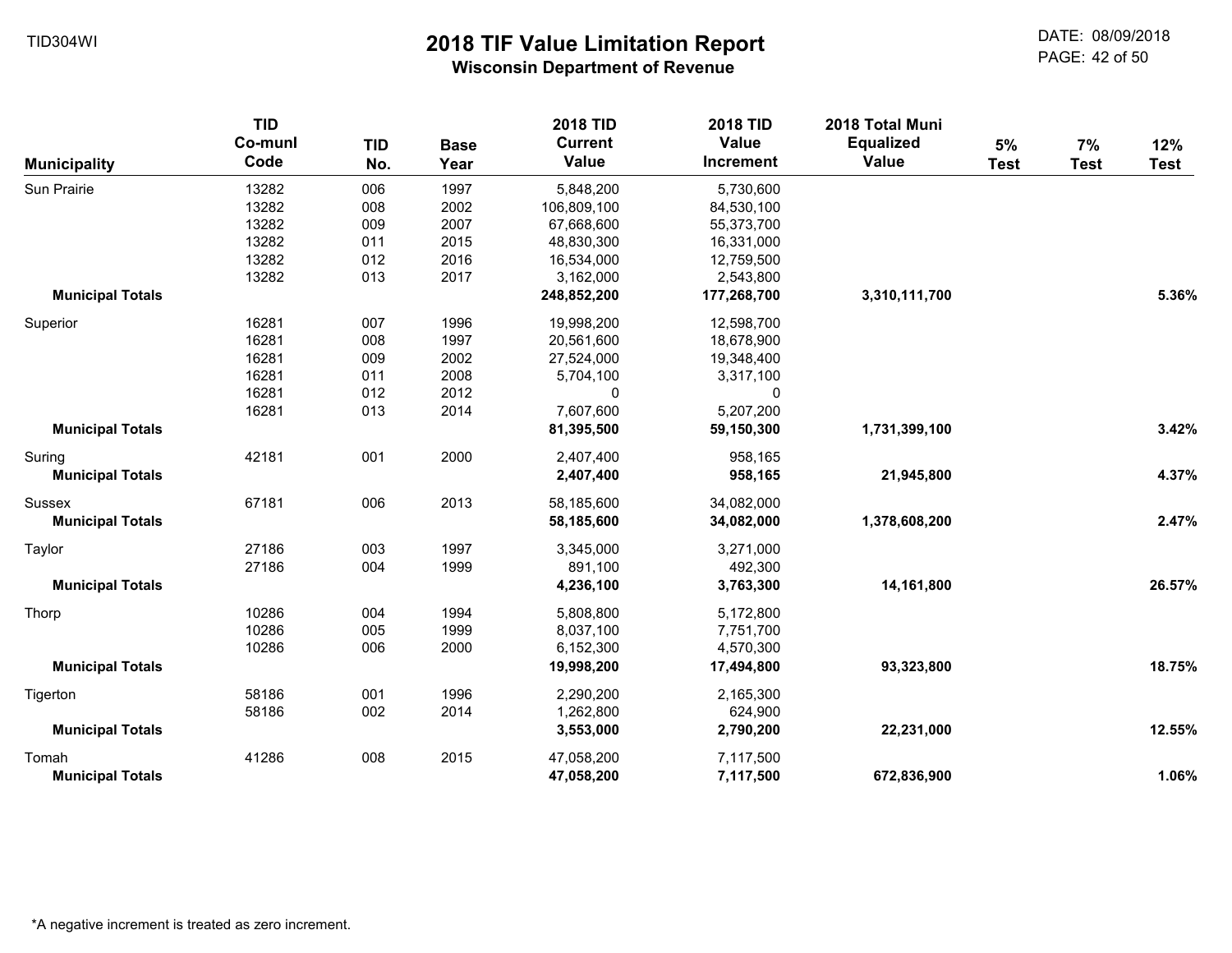# 2018 TIF Value Limitation Report

**Wisconsin Department of Revenue**

| Municipality | TID Co-munl Code | TID No. | Base Year | 2018 TID Current Value | 2018 TID Value Increment | 2018 Total Muni Equalized Value | 5% Test | 7% Test | 12% Test |
|---|---|---|---|---|---|---|---|---|---|
| Sun Prairie | 13282 | 006 | 1997 | 5,848,200 | 5,730,600 | | | | |
| | 13282 | 008 | 2002 | 106,809,100 | 84,530,100 | | | | |
| | 13282 | 009 | 2007 | 67,668,600 | 55,373,700 | | | | |
| | 13282 | 011 | 2015 | 48,830,300 | 16,331,000 | | | | |
| | 13282 | 012 | 2016 | 16,534,000 | 12,759,500 | | | | |
| | 13282 | 013 | 2017 | 3,162,000 | 2,543,800 | | | | |
| **Municipal Totals** | | | | **248,852,200** | **177,268,700** | **3,310,111,700** | | | **5.36%** |
| Superior | 16281 | 007 | 1996 | 19,998,200 | 12,598,700 | | | | |
| | 16281 | 008 | 1997 | 20,561,600 | 18,678,900 | | | | |
| | 16281 | 009 | 2002 | 27,524,000 | 19,348,400 | | | | |
| | 16281 | 011 | 2008 | 5,704,100 | 3,317,100 | | | | |
| | 16281 | 012 | 2012 | 0 | 0 | | | | |
| | 16281 | 013 | 2014 | 7,607,600 | 5,207,200 | | | | |
| **Municipal Totals** | | | | **81,395,500** | **59,150,300** | **1,731,399,100** | | | **3.42%** |
| Suring | 42181 | 001 | 2000 | 2,407,400 | 958,165 | | | | |
| **Municipal Totals** | | | | **2,407,400** | **958,165** | **21,945,800** | | | **4.37%** |
| Sussex | 67181 | 006 | 2013 | 58,185,600 | 34,082,000 | | | | |
| **Municipal Totals** | | | | **58,185,600** | **34,082,000** | **1,378,608,200** | | | **2.47%** |
| Taylor | 27186 | 003 | 1997 | 3,345,000 | 3,271,000 | | | | |
| | 27186 | 004 | 1999 | 891,100 | 492,300 | | | | |
| **Municipal Totals** | | | | **4,236,100** | **3,763,300** | **14,161,800** | | | **26.57%** |
| Thorp | 10286 | 004 | 1994 | 5,808,800 | 5,172,800 | | | | |
| | 10286 | 005 | 1999 | 8,037,100 | 7,751,700 | | | | |
| | 10286 | 006 | 2000 | 6,152,300 | 4,570,300 | | | | |
| **Municipal Totals** | | | | **19,998,200** | **17,494,800** | **93,323,800** | | | **18.75%** |
| Tigerton | 58186 | 001 | 1996 | 2,290,200 | 2,165,300 | | | | |
| | 58186 | 002 | 2014 | 1,262,800 | 624,900 | | | | |
| **Municipal Totals** | | | | **3,553,000** | **2,790,200** | **22,231,000** | | | **12.55%** |
| Tomah | 41286 | 008 | 2015 | 47,058,200 | 7,117,500 | | | | |
| **Municipal Totals** | | | | **47,058,200** | **7,117,500** | **672,836,900** | | | **1.06%** |

*A negative increment is treated as zero increment.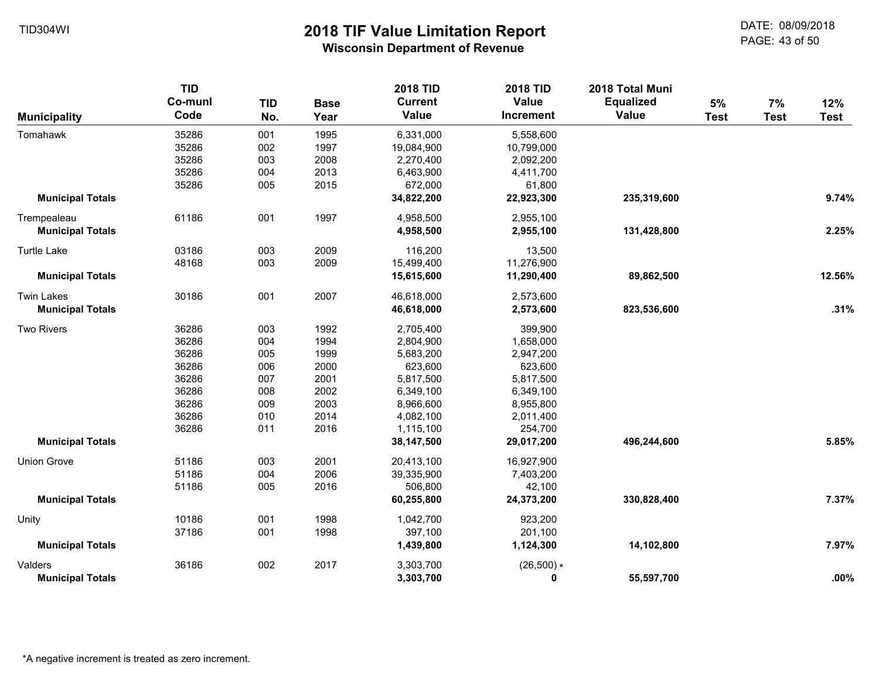# 2018 TIF Value Limitation Report

**Wisconsin Department of Revenue**

| Municipality | TID Co-munl Code | TID No. | Base Year | 2018 TID Current Value | 2018 TID Value Increment | 2018 Total Muni Equalized Value | 5% Test | 7% Test | 12% Test |
|---|---|---|---|---|---|---|---|---|---|
| Tomahawk | 35286 | 001 | 1995 | 6,331,000 | 5,558,600 | | | | |
| | 35286 | 002 | 1997 | 19,084,900 | 10,799,000 | | | | |
| | 35286 | 003 | 2008 | 2,270,400 | 2,092,200 | | | | |
| | 35286 | 004 | 2013 | 6,463,900 | 4,411,700 | | | | |
| | 35286 | 005 | 2015 | 672,000 | 61,800 | | | | |
| **Municipal Totals** | | | | **34,822,200** | **22,923,300** | **235,319,600** | | | **9.74%** |
| Trempealeau | 61186 | 001 | 1997 | 4,958,500 | 2,955,100 | | | | |
| **Municipal Totals** | | | | **4,958,500** | **2,955,100** | **131,428,800** | | | **2.25%** |
| Turtle Lake | 03186 | 003 | 2009 | 116,200 | 13,500 | | | | |
| | 48168 | 003 | 2009 | 15,499,400 | 11,276,900 | | | | |
| **Municipal Totals** | | | | **15,615,600** | **11,290,400** | **89,862,500** | | | **12.56%** |
| Twin Lakes | 30186 | 001 | 2007 | 46,618,000 | 2,573,600 | | | | |
| **Municipal Totals** | | | | **46,618,000** | **2,573,600** | **823,536,600** | | | **.31%** |
| Two Rivers | 36286 | 003 | 1992 | 2,705,400 | 399,900 | | | | |
| | 36286 | 004 | 1994 | 2,804,900 | 1,658,000 | | | | |
| | 36286 | 005 | 1999 | 5,683,200 | 2,947,200 | | | | |
| | 36286 | 006 | 2000 | 623,600 | 623,600 | | | | |
| | 36286 | 007 | 2001 | 5,817,500 | 5,817,500 | | | | |
| | 36286 | 008 | 2002 | 6,349,100 | 6,349,100 | | | | |
| | 36286 | 009 | 2003 | 8,966,600 | 8,955,800 | | | | |
| | 36286 | 010 | 2014 | 4,082,100 | 2,011,400 | | | | |
| | 36286 | 011 | 2016 | 1,115,100 | 254,700 | | | | |
| **Municipal Totals** | | | | **38,147,500** | **29,017,200** | **496,244,600** | | | **5.85%** |
| Union Grove | 51186 | 003 | 2001 | 20,413,100 | 16,927,900 | | | | |
| | 51186 | 004 | 2006 | 39,335,900 | 7,403,200 | | | | |
| | 51186 | 005 | 2016 | 506,800 | 42,100 | | | | |
| **Municipal Totals** | | | | **60,255,800** | **24,373,200** | **330,828,400** | | | **7.37%** |
| Unity | 10186 | 001 | 1998 | 1,042,700 | 923,200 | | | | |
| | 37186 | 001 | 1998 | 397,100 | 201,100 | | | | |
| **Municipal Totals** | | | | **1,439,800** | **1,124,300** | **14,102,800** | | | **7.97%** |
| Valders | 36186 | 002 | 2017 | 3,303,700 | (26,500) * | | | | |
| **Municipal Totals** | | | | **3,303,700** | **0** | **55,597,700** | | | **.00%** |

*A negative increment is treated as zero increment.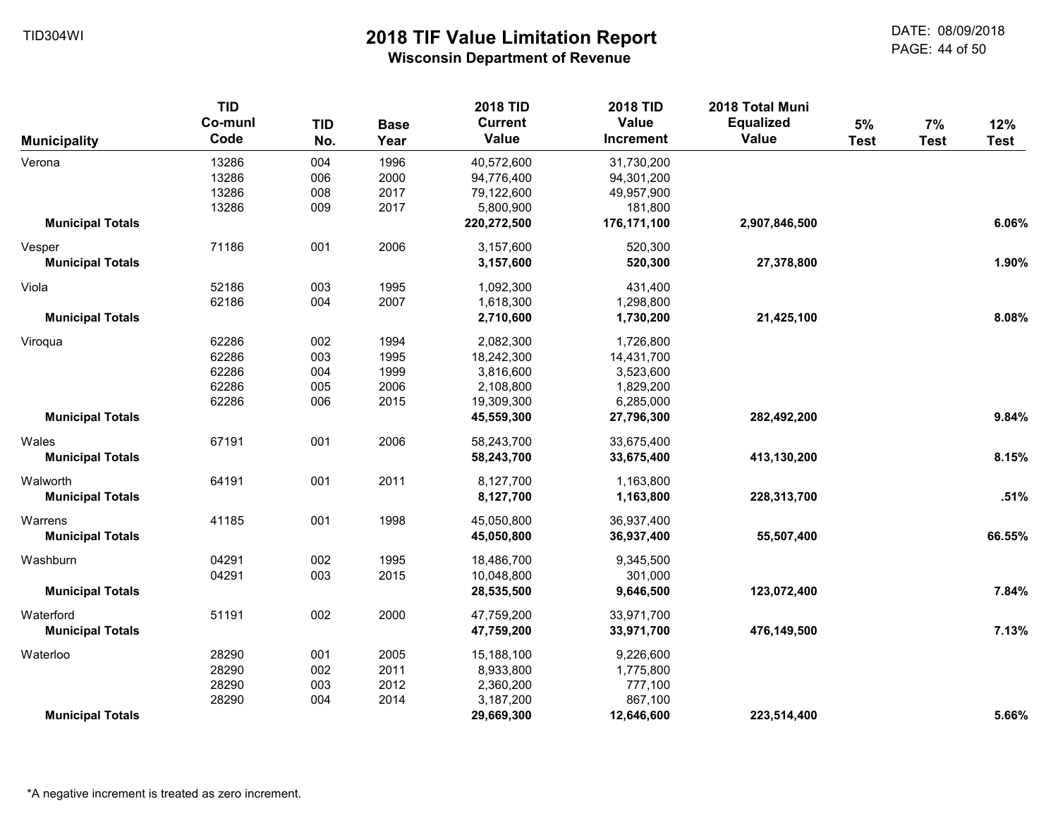# 2018 TIF Value Limitation Report

## Wisconsin Department of Revenue

| Municipality | TID Co-munl Code | TID No. | Base Year | 2018 TID Current Value | 2018 TID Value Increment | 2018 Total Muni Equalized Value | 5% Test | 7% Test | 12% Test |
|---|---|---|---|---|---|---|---|---|---|
| Verona | 13286 | 004 | 1996 | 40,572,600 | 31,730,200 | | | | |
| | 13286 | 006 | 2000 | 94,776,400 | 94,301,200 | | | | |
| | 13286 | 008 | 2017 | 79,122,600 | 49,957,900 | | | | |
| | 13286 | 009 | 2017 | 5,800,900 | 181,800 | | | | |
| **Municipal Totals** | | | | **220,272,500** | **176,171,100** | **2,907,846,500** | | | **6.06%** |
| Vesper | 71186 | 001 | 2006 | 3,157,600 | 520,300 | | | | |
| **Municipal Totals** | | | | **3,157,600** | **520,300** | **27,378,800** | | | **1.90%** |
| Viola | 52186 | 003 | 1995 | 1,092,300 | 431,400 | | | | |
| | 62186 | 004 | 2007 | 1,618,300 | 1,298,800 | | | | |
| **Municipal Totals** | | | | **2,710,600** | **1,730,200** | **21,425,100** | | | **8.08%** |
| Viroqua | 62286 | 002 | 1994 | 2,082,300 | 1,726,800 | | | | |
| | 62286 | 003 | 1995 | 18,242,300 | 14,431,700 | | | | |
| | 62286 | 004 | 1999 | 3,816,600 | 3,523,600 | | | | |
| | 62286 | 005 | 2006 | 2,108,800 | 1,829,200 | | | | |
| | 62286 | 006 | 2015 | 19,309,300 | 6,285,000 | | | | |
| **Municipal Totals** | | | | **45,559,300** | **27,796,300** | **282,492,200** | | | **9.84%** |
| Wales | 67191 | 001 | 2006 | 58,243,700 | 33,675,400 | | | | |
| **Municipal Totals** | | | | **58,243,700** | **33,675,400** | **413,130,200** | | | **8.15%** |
| Walworth | 64191 | 001 | 2011 | 8,127,700 | 1,163,800 | | | | |
| **Municipal Totals** | | | | **8,127,700** | **1,163,800** | **228,313,700** | | | **.51%** |
| Warrens | 41185 | 001 | 1998 | 45,050,800 | 36,937,400 | | | | |
| **Municipal Totals** | | | | **45,050,800** | **36,937,400** | **55,507,400** | | | **66.55%** |
| Washburn | 04291 | 002 | 1995 | 18,486,700 | 9,345,500 | | | | |
| | 04291 | 003 | 2015 | 10,048,800 | 301,000 | | | | |
| **Municipal Totals** | | | | **28,535,500** | **9,646,500** | **123,072,400** | | | **7.84%** |
| Waterford | 51191 | 002 | 2000 | 47,759,200 | 33,971,700 | | | | |
| **Municipal Totals** | | | | **47,759,200** | **33,971,700** | **476,149,500** | | | **7.13%** |
| Waterloo | 28290 | 001 | 2005 | 15,188,100 | 9,226,600 | | | | |
| | 28290 | 002 | 2011 | 8,933,800 | 1,775,800 | | | | |
| | 28290 | 003 | 2012 | 2,360,200 | 777,100 | | | | |
| | 28290 | 004 | 2014 | 3,187,200 | 867,100 | | | | |
| **Municipal Totals** | | | | **29,669,300** | **12,646,600** | **223,514,400** | | | **5.66%** |

*A negative increment is treated as zero increment.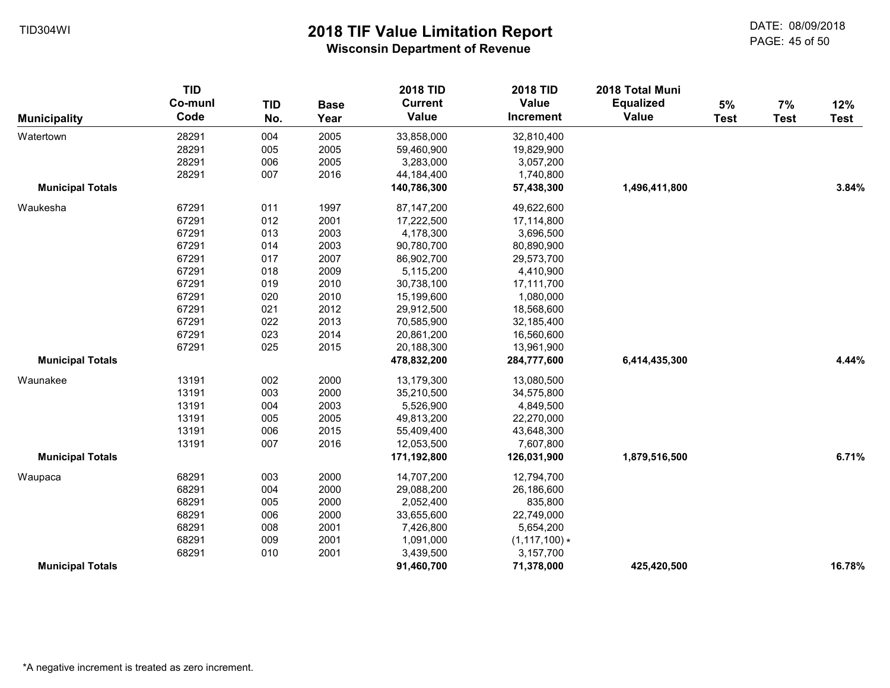# 2018 TIF Value Limitation Report

**Wisconsin Department of Revenue**

| Municipality | TID Co-munl Code | TID No. | Base Year | 2018 TID Current Value | 2018 TID Value Increment | 2018 Total Muni Equalized Value | 5% Test | 7% Test | 12% Test |
|---|---|---|---|---|---|---|---|---|---|
| Watertown | 28291 | 004 | 2005 | 33,858,000 | 32,810,400 | | | | |
| | 28291 | 005 | 2005 | 59,460,900 | 19,829,900 | | | | |
| | 28291 | 006 | 2005 | 3,283,000 | 3,057,200 | | | | |
| | 28291 | 007 | 2016 | 44,184,400 | 1,740,800 | | | | |
| **Municipal Totals** | | | | **140,786,300** | **57,438,300** | **1,496,411,800** | | | **3.84%** |
| Waukesha | 67291 | 011 | 1997 | 87,147,200 | 49,622,600 | | | | |
| | 67291 | 012 | 2001 | 17,222,500 | 17,114,800 | | | | |
| | 67291 | 013 | 2003 | 4,178,300 | 3,696,500 | | | | |
| | 67291 | 014 | 2003 | 90,780,700 | 80,890,900 | | | | |
| | 67291 | 017 | 2007 | 86,902,700 | 29,573,700 | | | | |
| | 67291 | 018 | 2009 | 5,115,200 | 4,410,900 | | | | |
| | 67291 | 019 | 2010 | 30,738,100 | 17,111,700 | | | | |
| | 67291 | 020 | 2010 | 15,199,600 | 1,080,000 | | | | |
| | 67291 | 021 | 2012 | 29,912,500 | 18,568,600 | | | | |
| | 67291 | 022 | 2013 | 70,585,900 | 32,185,400 | | | | |
| | 67291 | 023 | 2014 | 20,861,200 | 16,560,600 | | | | |
| | 67291 | 025 | 2015 | 20,188,300 | 13,961,900 | | | | |
| **Municipal Totals** | | | | **478,832,200** | **284,777,600** | **6,414,435,300** | | | **4.44%** |
| Waunakee | 13191 | 002 | 2000 | 13,179,300 | 13,080,500 | | | | |
| | 13191 | 003 | 2000 | 35,210,500 | 34,575,800 | | | | |
| | 13191 | 004 | 2003 | 5,526,900 | 4,849,500 | | | | |
| | 13191 | 005 | 2005 | 49,813,200 | 22,270,000 | | | | |
| | 13191 | 006 | 2015 | 55,409,400 | 43,648,300 | | | | |
| | 13191 | 007 | 2016 | 12,053,500 | 7,607,800 | | | | |
| **Municipal Totals** | | | | **171,192,800** | **126,031,900** | **1,879,516,500** | | | **6.71%** |
| Waupaca | 68291 | 003 | 2000 | 14,707,200 | 12,794,700 | | | | |
| | 68291 | 004 | 2000 | 29,088,200 | 26,186,600 | | | | |
| | 68291 | 005 | 2000 | 2,052,400 | 835,800 | | | | |
| | 68291 | 006 | 2000 | 33,655,600 | 22,749,000 | | | | |
| | 68291 | 008 | 2001 | 7,426,800 | 5,654,200 | | | | |
| | 68291 | 009 | 2001 | 1,091,000 | (1,117,100) * | | | | |
| | 68291 | 010 | 2001 | 3,439,500 | 3,157,700 | | | | |
| **Municipal Totals** | | | | **91,460,700** | **71,378,000** | **425,420,500** | | | **16.78%** |

*A negative increment is treated as zero increment.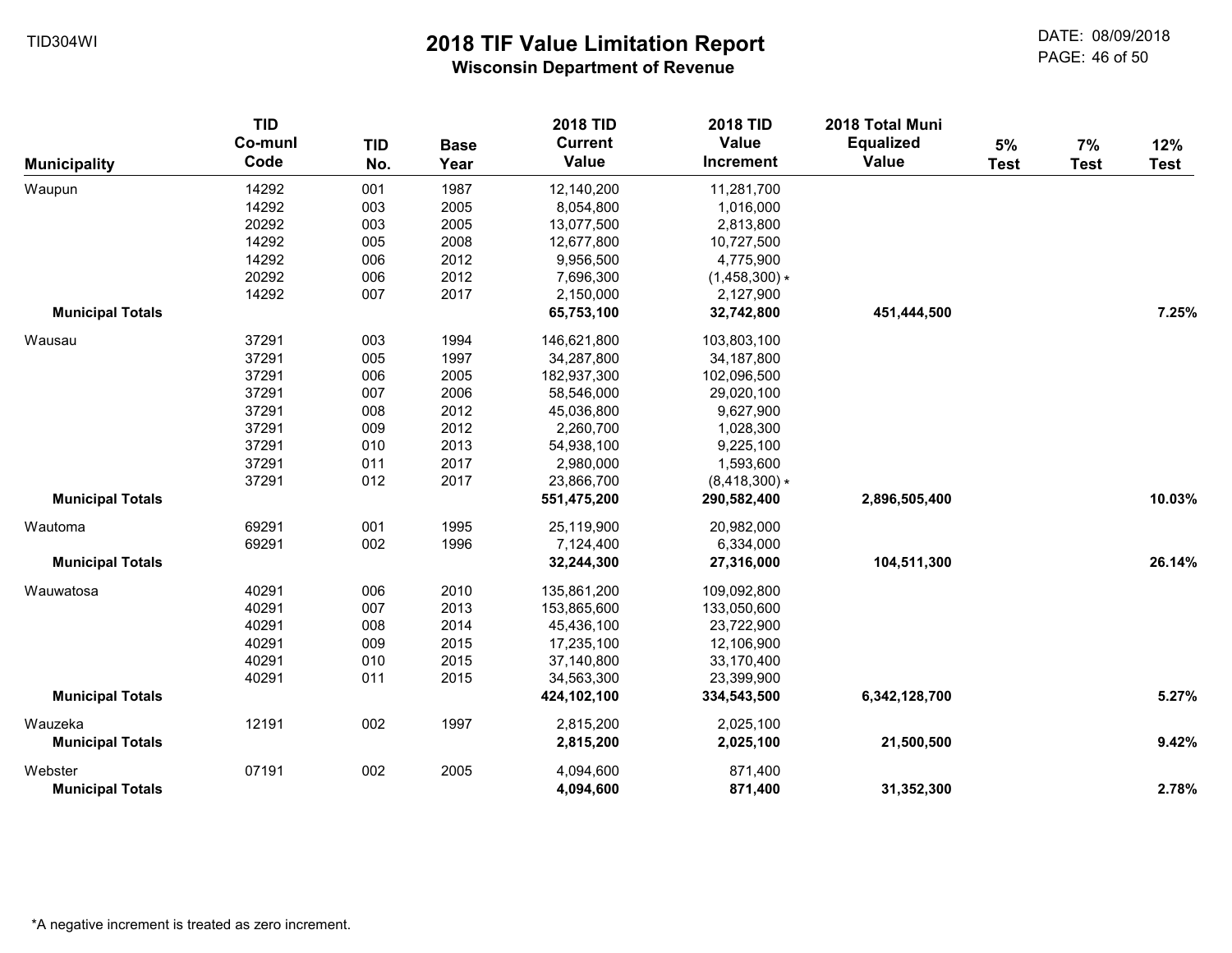TID304WI

# 2018 TIF Value Limitation Report

## Wisconsin Department of Revenue

DATE: 08/09/2018

| Municipality | TID Co-munl Code | TID No. | Base Year | 2018 TID Current Value | 2018 TID Value Increment | 2018 Total Muni Equalized Value | 5% Test | 7% Test | 12% Test |
|---|---|---|---|---|---|---|---|---|---|
| Waupun | 14292 | 001 | 1987 | 12,140,200 | 11,281,700 | | | | |
| | 14292 | 003 | 2005 | 8,054,800 | 1,016,000 | | | | |
| | 20292 | 003 | 2005 | 13,077,500 | 2,813,800 | | | | |
| | 14292 | 005 | 2008 | 12,677,800 | 10,727,500 | | | | |
| | 14292 | 006 | 2012 | 9,956,500 | 4,775,900 | | | | |
| | 20292 | 006 | 2012 | 7,696,300 | (1,458,300) * | | | | |
| | 14292 | 007 | 2017 | 2,150,000 | 2,127,900 | | | | |
| **Municipal Totals** | | | | **65,753,100** | **32,742,800** | **451,444,500** | | | **7.25%** |
| Wausau | 37291 | 003 | 1994 | 146,621,800 | 103,803,100 | | | | |
| | 37291 | 005 | 1997 | 34,287,800 | 34,187,800 | | | | |
| | 37291 | 006 | 2005 | 182,937,300 | 102,096,500 | | | | |
| | 37291 | 007 | 2006 | 58,546,000 | 29,020,100 | | | | |
| | 37291 | 008 | 2012 | 45,036,800 | 9,627,900 | | | | |
| | 37291 | 009 | 2012 | 2,260,700 | 1,028,300 | | | | |
| | 37291 | 010 | 2013 | 54,938,100 | 9,225,100 | | | | |
| | 37291 | 011 | 2017 | 2,980,000 | 1,593,600 | | | | |
| | 37291 | 012 | 2017 | 23,866,700 | (8,418,300) * | | | | |
| **Municipal Totals** | | | | **551,475,200** | **290,582,400** | **2,896,505,400** | | | **10.03%** |
| Wautoma | 69291 | 001 | 1995 | 25,119,900 | 20,982,000 | | | | |
| | 69291 | 002 | 1996 | 7,124,400 | 6,334,000 | | | | |
| **Municipal Totals** | | | | **32,244,300** | **27,316,000** | **104,511,300** | | | **26.14%** |
| Wauwatosa | 40291 | 006 | 2010 | 135,861,200 | 109,092,800 | | | | |
| | 40291 | 007 | 2013 | 153,865,600 | 133,050,600 | | | | |
| | 40291 | 008 | 2014 | 45,436,100 | 23,722,900 | | | | |
| | 40291 | 009 | 2015 | 17,235,100 | 12,106,900 | | | | |
| | 40291 | 010 | 2015 | 37,140,800 | 33,170,400 | | | | |
| | 40291 | 011 | 2015 | 34,563,300 | 23,399,900 | | | | |
| **Municipal Totals** | | | | **424,102,100** | **334,543,500** | **6,342,128,700** | | | **5.27%** |
| Wauzeka | 12191 | 002 | 1997 | 2,815,200 | 2,025,100 | | | | |
| **Municipal Totals** | | | | **2,815,200** | **2,025,100** | **21,500,500** | | | **9.42%** |
| Webster | 07191 | 002 | 2005 | 4,094,600 | 871,400 | | | | |
| **Municipal Totals** | | | | **4,094,600** | **871,400** | **31,352,300** | | | **2.78%** |

*A negative increment is treated as zero increment.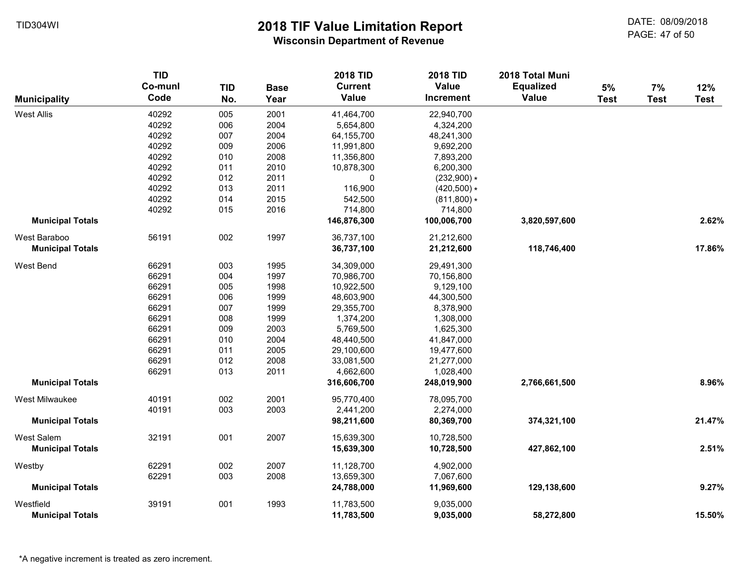TID304WI

# 2018 TIF Value Limitation Report

## Wisconsin Department of Revenue

DATE: 08/09/2018

| Municipality | TID Co-munl Code | TID No. | Base Year | 2018 TID Current Value | 2018 TID Value Increment | 2018 Total Muni Equalized Value | 5% Test | 7% Test | 12% Test |
|---|---|---|---|---|---|---|---|---|---|
| West Allis | 40292 | 005 | 2001 | 41,464,700 | 22,940,700 | | | | |
| | 40292 | 006 | 2004 | 5,654,800 | 4,324,200 | | | | |
| | 40292 | 007 | 2004 | 64,155,700 | 48,241,300 | | | | |
| | 40292 | 009 | 2006 | 11,991,800 | 9,692,200 | | | | |
| | 40292 | 010 | 2008 | 11,356,800 | 7,893,200 | | | | |
| | 40292 | 011 | 2010 | 10,878,300 | 6,200,300 | | | | |
| | 40292 | 012 | 2011 | 0 | (232,900) * | | | | |
| | 40292 | 013 | 2011 | 116,900 | (420,500) * | | | | |
| | 40292 | 014 | 2015 | 542,500 | (811,800) * | | | | |
| | 40292 | 015 | 2016 | 714,800 | 714,800 | | | | |
| **Municipal Totals** | | | | **146,876,300** | **100,006,700** | **3,820,597,600** | | | **2.62%** |
| West Baraboo | 56191 | 002 | 1997 | 36,737,100 | 21,212,600 | | | | |
| **Municipal Totals** | | | | **36,737,100** | **21,212,600** | **118,746,400** | | | **17.86%** |
| West Bend | 66291 | 003 | 1995 | 34,309,000 | 29,491,300 | | | | |
| | 66291 | 004 | 1997 | 70,986,700 | 70,156,800 | | | | |
| | 66291 | 005 | 1998 | 10,922,500 | 9,129,100 | | | | |
| | 66291 | 006 | 1999 | 48,603,900 | 44,300,500 | | | | |
| | 66291 | 007 | 1999 | 29,355,700 | 8,378,900 | | | | |
| | 66291 | 008 | 1999 | 1,374,200 | 1,308,000 | | | | |
| | 66291 | 009 | 2003 | 5,769,500 | 1,625,300 | | | | |
| | 66291 | 010 | 2004 | 48,440,500 | 41,847,000 | | | | |
| | 66291 | 011 | 2005 | 29,100,600 | 19,477,600 | | | | |
| | 66291 | 012 | 2008 | 33,081,500 | 21,277,000 | | | | |
| | 66291 | 013 | 2011 | 4,662,600 | 1,028,400 | | | | |
| **Municipal Totals** | | | | **316,606,700** | **248,019,900** | **2,766,661,500** | | | **8.96%** |
| West Milwaukee | 40191 | 002 | 2001 | 95,770,400 | 78,095,700 | | | | |
| | 40191 | 003 | 2003 | 2,441,200 | 2,274,000 | | | | |
| **Municipal Totals** | | | | **98,211,600** | **80,369,700** | **374,321,100** | | | **21.47%** |
| West Salem | 32191 | 001 | 2007 | 15,639,300 | 10,728,500 | | | | |
| **Municipal Totals** | | | | **15,639,300** | **10,728,500** | **427,862,100** | | | **2.51%** |
| Westby | 62291 | 002 | 2007 | 11,128,700 | 4,902,000 | | | | |
| | 62291 | 003 | 2008 | 13,659,300 | 7,067,600 | | | | |
| **Municipal Totals** | | | | **24,788,000** | **11,969,600** | **129,138,600** | | | **9.27%** |
| Westfield | 39191 | 001 | 1993 | 11,783,500 | 9,035,000 | | | | |
| **Municipal Totals** | | | | **11,783,500** | **9,035,000** | **58,272,800** | | | **15.50%** |

*A negative increment is treated as zero increment.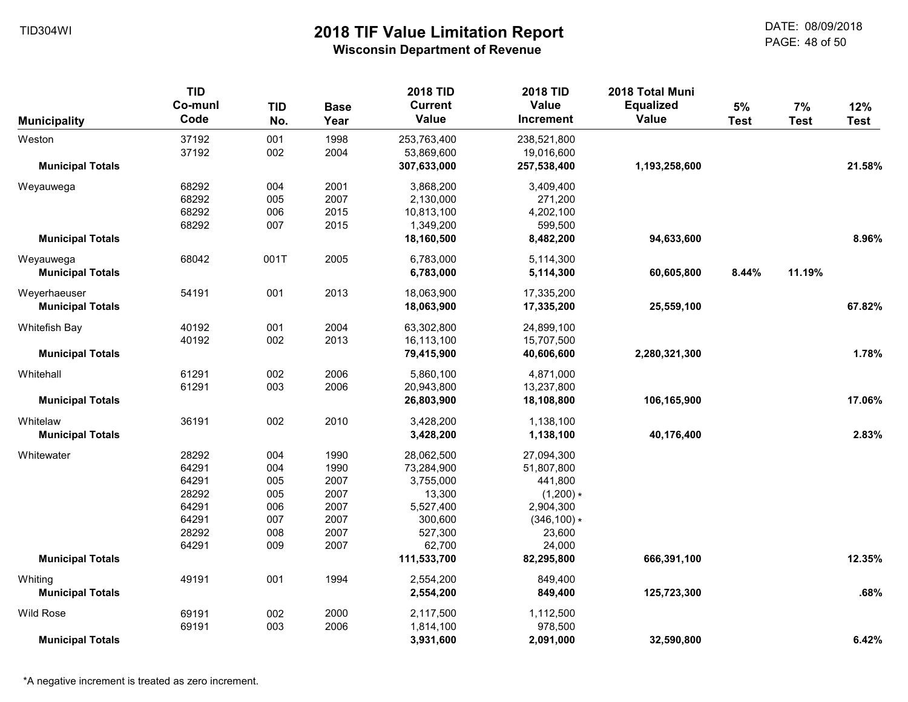# 2018 TIF Value Limitation Report

## Wisconsin Department of Revenue

| Municipality | TID Co-munl Code | TID No. | Base Year | 2018 TID Current Value | 2018 TID Value Increment | 2018 Total Muni Equalized Value | 5% Test | 7% Test | 12% Test |
|---|---|---|---|---|---|---|---|---|---|
| Weston | 37192 | 001 | 1998 | 253,763,400 | 238,521,800 | | | | |
| | 37192 | 002 | 2004 | 53,869,600 | 19,016,600 | | | | |
| **Municipal Totals** | | | | **307,633,000** | **257,538,400** | **1,193,258,600** | | | **21.58%** |
| Weyauwega | 68292 | 004 | 2001 | 3,868,200 | 3,409,400 | | | | |
| | 68292 | 005 | 2007 | 2,130,000 | 271,200 | | | | |
| | 68292 | 006 | 2015 | 10,813,100 | 4,202,100 | | | | |
| | 68292 | 007 | 2015 | 1,349,200 | 599,500 | | | | |
| **Municipal Totals** | | | | **18,160,500** | **8,482,200** | **94,633,600** | | | **8.96%** |
| Weyauwega | 68042 | 001T | 2005 | 6,783,000 | 5,114,300 | | | | |
| **Municipal Totals** | | | | **6,783,000** | **5,114,300** | **60,605,800** | **8.44%** | **11.19%** | |
| Weyerhaeuser | 54191 | 001 | 2013 | 18,063,900 | 17,335,200 | | | | |
| **Municipal Totals** | | | | **18,063,900** | **17,335,200** | **25,559,100** | | | **67.82%** |
| Whitefish Bay | 40192 | 001 | 2004 | 63,302,800 | 24,899,100 | | | | |
| | 40192 | 002 | 2013 | 16,113,100 | 15,707,500 | | | | |
| **Municipal Totals** | | | | **79,415,900** | **40,606,600** | **2,280,321,300** | | | **1.78%** |
| Whitehall | 61291 | 002 | 2006 | 5,860,100 | 4,871,000 | | | | |
| | 61291 | 003 | 2006 | 20,943,800 | 13,237,800 | | | | |
| **Municipal Totals** | | | | **26,803,900** | **18,108,800** | **106,165,900** | | | **17.06%** |
| Whitelaw | 36191 | 002 | 2010 | 3,428,200 | 1,138,100 | | | | |
| **Municipal Totals** | | | | **3,428,200** | **1,138,100** | **40,176,400** | | | **2.83%** |
| Whitewater | 28292 | 004 | 1990 | 28,062,500 | 27,094,300 | | | | |
| | 64291 | 004 | 1990 | 73,284,900 | 51,807,800 | | | | |
| | 64291 | 005 | 2007 | 3,755,000 | 441,800 | | | | |
| | 28292 | 005 | 2007 | 13,300 | (1,200) * | | | | |
| | 64291 | 006 | 2007 | 5,527,400 | 2,904,300 | | | | |
| | 64291 | 007 | 2007 | 300,600 | (346,100) * | | | | |
| | 28292 | 008 | 2007 | 527,300 | 23,600 | | | | |
| | 64291 | 009 | 2007 | 62,700 | 24,000 | | | | |
| **Municipal Totals** | | | | **111,533,700** | **82,295,800** | **666,391,100** | | | **12.35%** |
| Whiting | 49191 | 001 | 1994 | 2,554,200 | 849,400 | | | | |
| **Municipal Totals** | | | | **2,554,200** | **849,400** | **125,723,300** | | | **.68%** |
| Wild Rose | 69191 | 002 | 2000 | 2,117,500 | 1,112,500 | | | | |
| | 69191 | 003 | 2006 | 1,814,100 | 978,500 | | | | |
| **Municipal Totals** | | | | **3,931,600** | **2,091,000** | **32,590,800** | | | **6.42%** |

*A negative increment is treated as zero increment.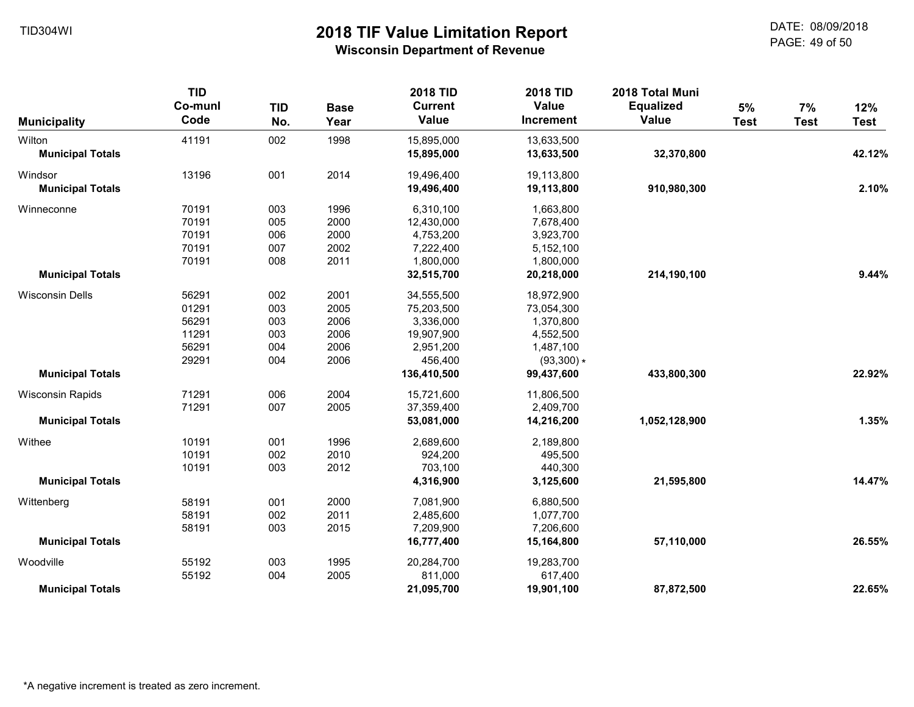# 2018 TIF Value Limitation Report

**Wisconsin Department of Revenue**

| Municipality | TID Co-munl Code | TID No. | Base Year | 2018 TID Current Value | 2018 TID Value Increment | 2018 Total Muni Equalized Value | 5% Test | 7% Test | 12% Test |
|---|---|---|---|---|---|---|---|---|---|
| Wilton | 41191 | 002 | 1998 | 15,895,000 | 13,633,500 | | | | |
| **Municipal Totals** | | | | **15,895,000** | **13,633,500** | **32,370,800** | | | **42.12%** |
| Windsor | 13196 | 001 | 2014 | 19,496,400 | 19,113,800 | | | | |
| **Municipal Totals** | | | | **19,496,400** | **19,113,800** | **910,980,300** | | | **2.10%** |
| Winneconne | 70191 | 003 | 1996 | 6,310,100 | 1,663,800 | | | | |
| | 70191 | 005 | 2000 | 12,430,000 | 7,678,400 | | | | |
| | 70191 | 006 | 2000 | 4,753,200 | 3,923,700 | | | | |
| | 70191 | 007 | 2002 | 7,222,400 | 5,152,100 | | | | |
| | 70191 | 008 | 2011 | 1,800,000 | 1,800,000 | | | | |
| **Municipal Totals** | | | | **32,515,700** | **20,218,000** | **214,190,100** | | | **9.44%** |
| Wisconsin Dells | 56291 | 002 | 2001 | 34,555,500 | 18,972,900 | | | | |
| | 01291 | 003 | 2005 | 75,203,500 | 73,054,300 | | | | |
| | 56291 | 003 | 2006 | 3,336,000 | 1,370,800 | | | | |
| | 11291 | 003 | 2006 | 19,907,900 | 4,552,500 | | | | |
| | 56291 | 004 | 2006 | 2,951,200 | 1,487,100 | | | | |
| | 29291 | 004 | 2006 | 456,400 | (93,300) * | | | | |
| **Municipal Totals** | | | | **136,410,500** | **99,437,600** | **433,800,300** | | | **22.92%** |
| Wisconsin Rapids | 71291 | 006 | 2004 | 15,721,600 | 11,806,500 | | | | |
| | 71291 | 007 | 2005 | 37,359,400 | 2,409,700 | | | | |
| **Municipal Totals** | | | | **53,081,000** | **14,216,200** | **1,052,128,900** | | | **1.35%** |
| Withee | 10191 | 001 | 1996 | 2,689,600 | 2,189,800 | | | | |
| | 10191 | 002 | 2010 | 924,200 | 495,500 | | | | |
| | 10191 | 003 | 2012 | 703,100 | 440,300 | | | | |
| **Municipal Totals** | | | | **4,316,900** | **3,125,600** | **21,595,800** | | | **14.47%** |
| Wittenberg | 58191 | 001 | 2000 | 7,081,900 | 6,880,500 | | | | |
| | 58191 | 002 | 2011 | 2,485,600 | 1,077,700 | | | | |
| | 58191 | 003 | 2015 | 7,209,900 | 7,206,600 | | | | |
| **Municipal Totals** | | | | **16,777,400** | **15,164,800** | **57,110,000** | | | **26.55%** |
| Woodville | 55192 | 003 | 1995 | 20,284,700 | 19,283,700 | | | | |
| | 55192 | 004 | 2005 | 811,000 | 617,400 | | | | |
| **Municipal Totals** | | | | **21,095,700** | **19,901,100** | **87,872,500** | | | **22.65%** |

*A negative increment is treated as zero increment.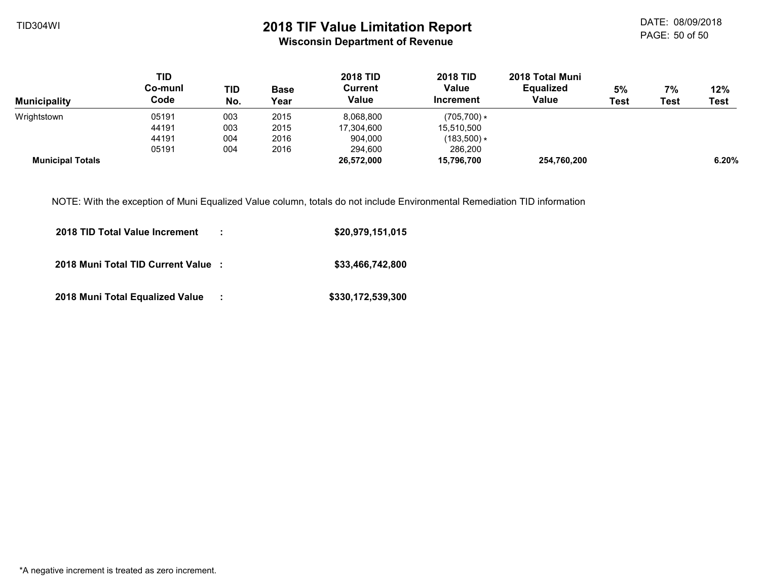# 2018 TIF Value Limitation Report

## Wisconsin Department of Revenue

| Municipality | TID Co-munl Code | TID No. | Base Year | 2018 TID Current Value | 2018 TID Value Increment | 2018 Total Muni Equalized Value | 5% Test | 7% Test | 12% Test |
|---|---|---|---|---|---|---|---|---|---|
| Wrightstown | 05191 | 003 | 2015 | 8,068,800 | (705,700) * | | | | |
| | 44191 | 003 | 2015 | 17,304,600 | 15,510,500 | | | | |
| | 44191 | 004 | 2016 | 904,000 | (183,500) * | | | | |
| | 05191 | 004 | 2016 | 294,600 | 286,200 | | | | |
| **Municipal Totals** | | | | **26,572,000** | **15,796,700** | **254,760,200** | | | **6.20%** |

NOTE: With the exception of Muni Equalized Value column, totals do not include Environmental Remediation TID information

**2018 TID Total Value Increment :** **$20,979,151,015**

**2018 Muni Total TID Current Value :** **$33,466,742,800**

**2018 Muni Total Equalized Value :** **$330,172,539,300**

*A negative increment is treated as zero increment.